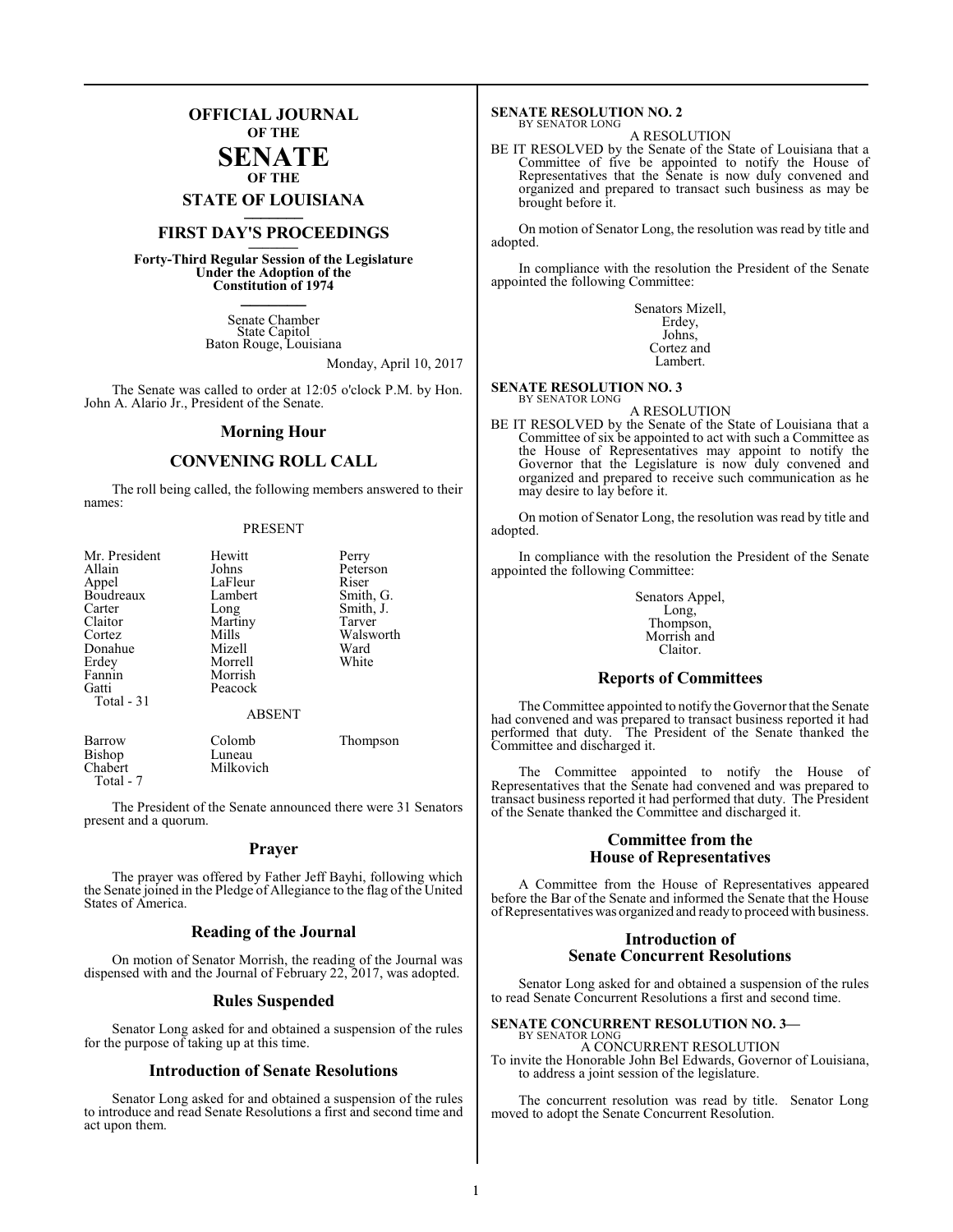# OFFICIAL JOURNAL OF THE SENATE OF THE STATE OF LOUISIANA

## FIRST DAY'S PROCEEDINGS

**Forty-Third Regular Session of the Legislature Under the Adoption of the Constitution of 1974**

Senate Chamber
State Capitol
Baton Rouge, Louisiana

Monday, April 10, 2017

The Senate was called to order at 12:05 o'clock P.M. by Hon. John A. Alario Jr., President of the Senate.

### Morning Hour

### CONVENING ROLL CALL

The roll being called, the following members answered to their names:

PRESENT

| | | |
|---|---|---|
| Mr. President | Hewitt | Perry |
| Allain | Johns | Peterson |
| Appel | LaFleur | Riser |
| Boudreaux | Lambert | Smith, G. |
| Carter | Long | Smith, J. |
| Claitor | Martiny | Tarver |
| Cortez | Mills | Walsworth |
| Donahue | Mizell | Ward |
| Erdey | Morrell | White |
| Fannin | Morrish | |
| Gatti | Peacock | |
| Total - 31 | | |

ABSENT

| | | |
|---|---|---|
| Barrow | Colomb | Thompson |
| Bishop | Luneau | |
| Chabert | Milkovich | |
| Total - 7 | | |

The President of the Senate announced there were 31 Senators present and a quorum.

### Prayer

The prayer was offered by Father Jeff Bayhi, following which the Senate joined in the Pledge of Allegiance to the flag of the United States of America.

### Reading of the Journal

On motion of Senator Morrish, the reading of the Journal was dispensed with and the Journal of February 22, 2017, was adopted.

### Rules Suspended

Senator Long asked for and obtained a suspension of the rules for the purpose of taking up at this time.

### Introduction of Senate Resolutions

Senator Long asked for and obtained a suspension of the rules to introduce and read Senate Resolutions a first and second time and act upon them.

**SENATE RESOLUTION NO. 2**
BY SENATOR LONG

A RESOLUTION

BE IT RESOLVED by the Senate of the State of Louisiana that a Committee of five be appointed to notify the House of Representatives that the Senate is now duly convened and organized and prepared to transact such business as may be brought before it.

On motion of Senator Long, the resolution was read by title and adopted.

In compliance with the resolution the President of the Senate appointed the following Committee:

Senators Mizell,
Erdey,
Johns,
Cortez and
Lambert.

**SENATE RESOLUTION NO. 3**
BY SENATOR LONG

A RESOLUTION

BE IT RESOLVED by the Senate of the State of Louisiana that a Committee of six be appointed to act with such a Committee as the House of Representatives may appoint to notify the Governor that the Legislature is now duly convened and organized and prepared to receive such communication as he may desire to lay before it.

On motion of Senator Long, the resolution was read by title and adopted.

In compliance with the resolution the President of the Senate appointed the following Committee:

Senators Appel,
Long,
Thompson,
Morrish and
Claitor.

### Reports of Committees

The Committee appointed to notify the Governor that the Senate had convened and was prepared to transact business reported it had performed that duty. The President of the Senate thanked the Committee and discharged it.

The Committee appointed to notify the House of Representatives that the Senate had convened and was prepared to transact business reported it had performed that duty. The President of the Senate thanked the Committee and discharged it.

### Committee from the House of Representatives

A Committee from the House of Representatives appeared before the Bar of the Senate and informed the Senate that the House of Representatives was organized and ready to proceed with business.

### Introduction of Senate Concurrent Resolutions

Senator Long asked for and obtained a suspension of the rules to read Senate Concurrent Resolutions a first and second time.

**SENATE CONCURRENT RESOLUTION NO. 3—**
BY SENATOR LONG

A CONCURRENT RESOLUTION

To invite the Honorable John Bel Edwards, Governor of Louisiana, to address a joint session of the legislature.

The concurrent resolution was read by title. Senator Long moved to adopt the Senate Concurrent Resolution.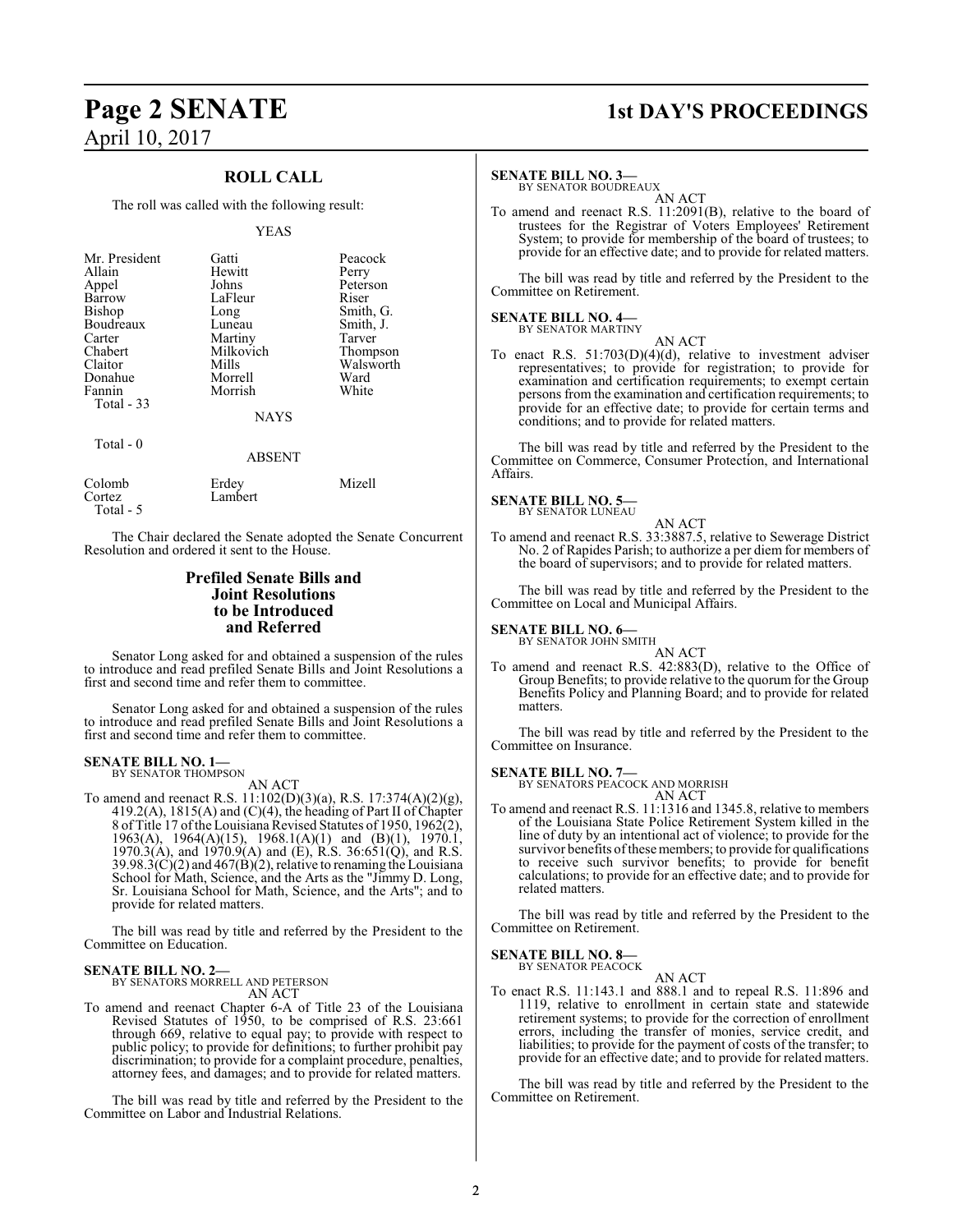## ROLL CALL

The roll was called with the following result:

YEAS

| | | |
|---|---|---|
| Mr. President | Gatti | Peacock |
| Allain | Hewitt | Perry |
| Appel | Johns | Peterson |
| Barrow | LaFleur | Riser |
| Bishop | Long | Smith, G. |
| Boudreaux | Luneau | Smith, J. |
| Carter | Martiny | Tarver |
| Chabert | Milkovich | Thompson |
| Claitor | Mills | Walsworth |
| Donahue | Morrell | Ward |
| Fannin | Morrish | White |

Total - 33

NAYS

Total - 0

ABSENT

| | | |
|---|---|---|
| Colomb | Erdey | Mizell |
| Cortez | Lambert | |

Total - 5

The Chair declared the Senate adopted the Senate Concurrent Resolution and ordered it sent to the House.

## Prefiled Senate Bills and Joint Resolutions to be Introduced and Referred

Senator Long asked for and obtained a suspension of the rules to introduce and read prefiled Senate Bills and Joint Resolutions a first and second time and refer them to committee.

Senator Long asked for and obtained a suspension of the rules to introduce and read prefiled Senate Bills and Joint Resolutions a first and second time and refer them to committee.

**SENATE BILL NO. 1—**
BY SENATOR THOMPSON

AN ACT

To amend and reenact R.S. 11:102(D)(3)(a), R.S. 17:374(A)(2)(g), 419.2(A), 1815(A) and (C)(4), the heading of Part II of Chapter 8 of Title 17 of the Louisiana Revised Statutes of 1950, 1962(2), 1963(A), 1964(A)(15), 1968.1(A)(1) and (B)(1), 1970.1, 1970.3(A), and 1970.9(A) and (E), R.S. 36:651(Q), and R.S. 39.98.3(C)(2) and 467(B)(2), relative to renaming the Louisiana School for Math, Science, and the Arts as the "Jimmy D. Long, Sr. Louisiana School for Math, Science, and the Arts"; and to provide for related matters.

The bill was read by title and referred by the President to the Committee on Education.

**SENATE BILL NO. 2—**
BY SENATORS MORRELL AND PETERSON

AN ACT

To amend and reenact Chapter 6-A of Title 23 of the Louisiana Revised Statutes of 1950, to be comprised of R.S. 23:661 through 669, relative to equal pay; to provide with respect to public policy; to provide for definitions; to further prohibit pay discrimination; to provide for a complaint procedure, penalties, attorney fees, and damages; and to provide for related matters.

The bill was read by title and referred by the President to the Committee on Labor and Industrial Relations.

**SENATE BILL NO. 3—**
BY SENATOR BOUDREAUX

AN ACT

To amend and reenact R.S. 11:2091(B), relative to the board of trustees for the Registrar of Voters Employees' Retirement System; to provide for membership of the board of trustees; to provide for an effective date; and to provide for related matters.

The bill was read by title and referred by the President to the Committee on Retirement.

**SENATE BILL NO. 4—**
BY SENATOR MARTINY

AN ACT

To enact R.S. 51:703(D)(4)(d), relative to investment adviser representatives; to provide for registration; to provide for examination and certification requirements; to exempt certain persons from the examination and certification requirements; to provide for an effective date; to provide for certain terms and conditions; and to provide for related matters.

The bill was read by title and referred by the President to the Committee on Commerce, Consumer Protection, and International Affairs.

**SENATE BILL NO. 5—**
BY SENATOR LUNEAU

AN ACT

To amend and reenact R.S. 33:3887.5, relative to Sewerage District No. 2 of Rapides Parish; to authorize a per diem for members of the board of supervisors; and to provide for related matters.

The bill was read by title and referred by the President to the Committee on Local and Municipal Affairs.

**SENATE BILL NO. 6—**
BY SENATOR JOHN SMITH

AN ACT

To amend and reenact R.S. 42:883(D), relative to the Office of Group Benefits; to provide relative to the quorum for the Group Benefits Policy and Planning Board; and to provide for related matters.

The bill was read by title and referred by the President to the Committee on Insurance.

**SENATE BILL NO. 7—**
BY SENATORS PEACOCK AND MORRISH

AN ACT

To amend and reenact R.S. 11:1316 and 1345.8, relative to members of the Louisiana State Police Retirement System killed in the line of duty by an intentional act of violence; to provide for the survivor benefits of these members; to provide for qualifications to receive such survivor benefits; to provide for benefit calculations; to provide for an effective date; and to provide for related matters.

The bill was read by title and referred by the President to the Committee on Retirement.

**SENATE BILL NO. 8—**
BY SENATOR PEACOCK

AN ACT

To enact R.S. 11:143.1 and 888.1 and to repeal R.S. 11:896 and 1119, relative to enrollment in certain state and statewide retirement systems; to provide for the correction of enrollment errors, including the transfer of monies, service credit, and liabilities; to provide for the payment of costs of the transfer; to provide for an effective date; and to provide for related matters.

The bill was read by title and referred by the President to the Committee on Retirement.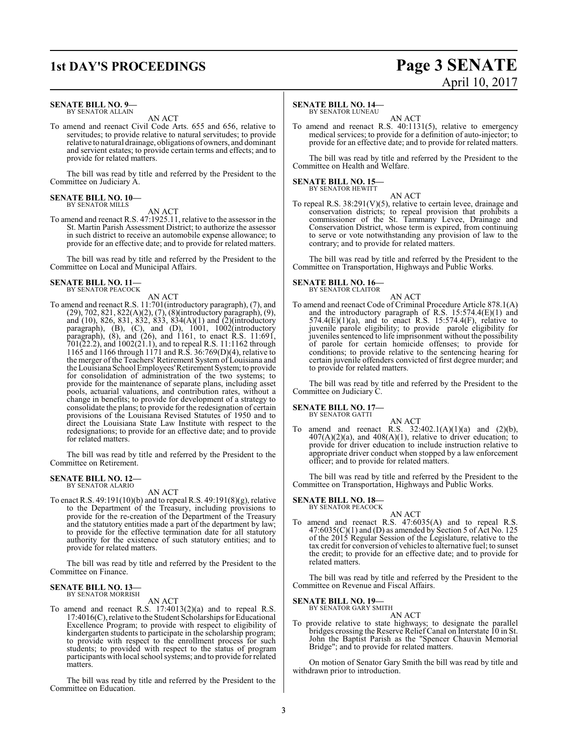**SENATE BILL NO. 9—**
BY SENATOR ALLAIN

AN ACT

To amend and reenact Civil Code Arts. 655 and 656, relative to servitudes; to provide relative to natural servitudes; to provide relative to natural drainage, obligations of owners, and dominant and servient estates; to provide certain terms and effects; and to provide for related matters.

The bill was read by title and referred by the President to the Committee on Judiciary A.

**SENATE BILL NO. 10—**
BY SENATOR MILLS

AN ACT

To amend and reenact R.S. 47:1925.11, relative to the assessor in the St. Martin Parish Assessment District; to authorize the assessor in such district to receive an automobile expense allowance; to provide for an effective date; and to provide for related matters.

The bill was read by title and referred by the President to the Committee on Local and Municipal Affairs.

**SENATE BILL NO. 11—**
BY SENATOR PEACOCK

AN ACT

To amend and reenact R.S. 11:701(introductory paragraph), (7), and (29), 702, 821, 822(A)(2), (7), (8)(introductory paragraph), (9), and (10), 826, 831, 832, 833, 834(A)(1) and (2)(introductory paragraph), (B), (C), and (D), 1001, 1002(introductory paragraph), (8), and (26), and 1161, to enact R.S. 11:691, 701(22.2), and 1002(21.1), and to repeal R.S. 11:1162 through 1165 and 1166 through 1171 and R.S. 36:769(D)(4), relative to the merger of the Teachers' Retirement System of Louisiana and the Louisiana School Employees' Retirement System; to provide for consolidation of administration of the two systems; to provide for the maintenance of separate plans, including asset pools, actuarial valuations, and contribution rates, without a change in benefits; to provide for development of a strategy to consolidate the plans; to provide for the redesignation of certain provisions of the Louisiana Revised Statutes of 1950 and to direct the Louisiana State Law Institute with respect to the redesignations; to provide for an effective date; and to provide for related matters.

The bill was read by title and referred by the President to the Committee on Retirement.

**SENATE BILL NO. 12—**
BY SENATOR ALARIO

AN ACT

To enact R.S. 49:191(10)(b) and to repeal R.S. 49:191(8)(g), relative to the Department of the Treasury, including provisions to provide for the re-creation of the Department of the Treasury and the statutory entities made a part of the department by law; to provide for the effective termination date for all statutory authority for the existence of such statutory entities; and to provide for related matters.

The bill was read by title and referred by the President to the Committee on Finance.

**SENATE BILL NO. 13—**
BY SENATOR MORRISH

AN ACT

To amend and reenact R.S. 17:4013(2)(a) and to repeal R.S. 17:4016(C), relative to the Student Scholarships for Educational Excellence Program; to provide with respect to eligibility of kindergarten students to participate in the scholarship program; to provide with respect to the enrollment process for such students; to provided with respect to the status of program participants with local school systems; and to provide for related matters.

The bill was read by title and referred by the President to the Committee on Education.

**SENATE BILL NO. 14—**
BY SENATOR LUNEAU

AN ACT

To amend and reenact R.S. 40:1131(5), relative to emergency medical services; to provide for a definition of auto-injector; to provide for an effective date; and to provide for related matters.

The bill was read by title and referred by the President to the Committee on Health and Welfare.

**SENATE BILL NO. 15—**
BY SENATOR HEWITT

AN ACT

To repeal R.S. 38:291(V)(5), relative to certain levee, drainage and conservation districts; to repeal provision that prohibits a commissioner of the St. Tammany Levee, Drainage and Conservation District, whose term is expired, from continuing to serve or vote notwithstanding any provision of law to the contrary; and to provide for related matters.

The bill was read by title and referred by the President to the Committee on Transportation, Highways and Public Works.

**SENATE BILL NO. 16—**
BY SENATOR CLAITOR

AN ACT

To amend and reenact Code of Criminal Procedure Article 878.1(A) and the introductory paragraph of R.S. 15:574.4(E)(1) and 574.4(E)(1)(a), and to enact R.S. 15:574.4(F), relative to juvenile parole eligibility; to provide parole eligibility for juveniles sentenced to life imprisonment without the possibility of parole for certain homicide offenses; to provide for conditions; to provide relative to the sentencing hearing for certain juvenile offenders convicted of first degree murder; and to provide for related matters.

The bill was read by title and referred by the President to the Committee on Judiciary C.

**SENATE BILL NO. 17—**
BY SENATOR GATTI

AN ACT

To amend and reenact R.S. 32:402.1(A)(1)(a) and (2)(b), 407(A)(2)(a), and 408(A)(1), relative to driver education; to provide for driver education to include instruction relative to appropriate driver conduct when stopped by a law enforcement officer; and to provide for related matters.

The bill was read by title and referred by the President to the Committee on Transportation, Highways and Public Works.

**SENATE BILL NO. 18—**
BY SENATOR PEACOCK

AN ACT

To amend and reenact R.S. 47:6035(A) and to repeal R.S. 47:6035(C)(1) and (D) as amended by Section 5 of Act No. 125 of the 2015 Regular Session of the Legislature, relative to the tax credit for conversion of vehicles to alternative fuel; to sunset the credit; to provide for an effective date; and to provide for related matters.

The bill was read by title and referred by the President to the Committee on Revenue and Fiscal Affairs.

**SENATE BILL NO. 19—**
BY SENATOR GARY SMITH

AN ACT

To provide relative to state highways; to designate the parallel bridges crossing the Reserve Relief Canal on Interstate 10 in St. John the Baptist Parish as the "Spencer Chauvin Memorial Bridge"; and to provide for related matters.

On motion of Senator Gary Smith the bill was read by title and withdrawn prior to introduction.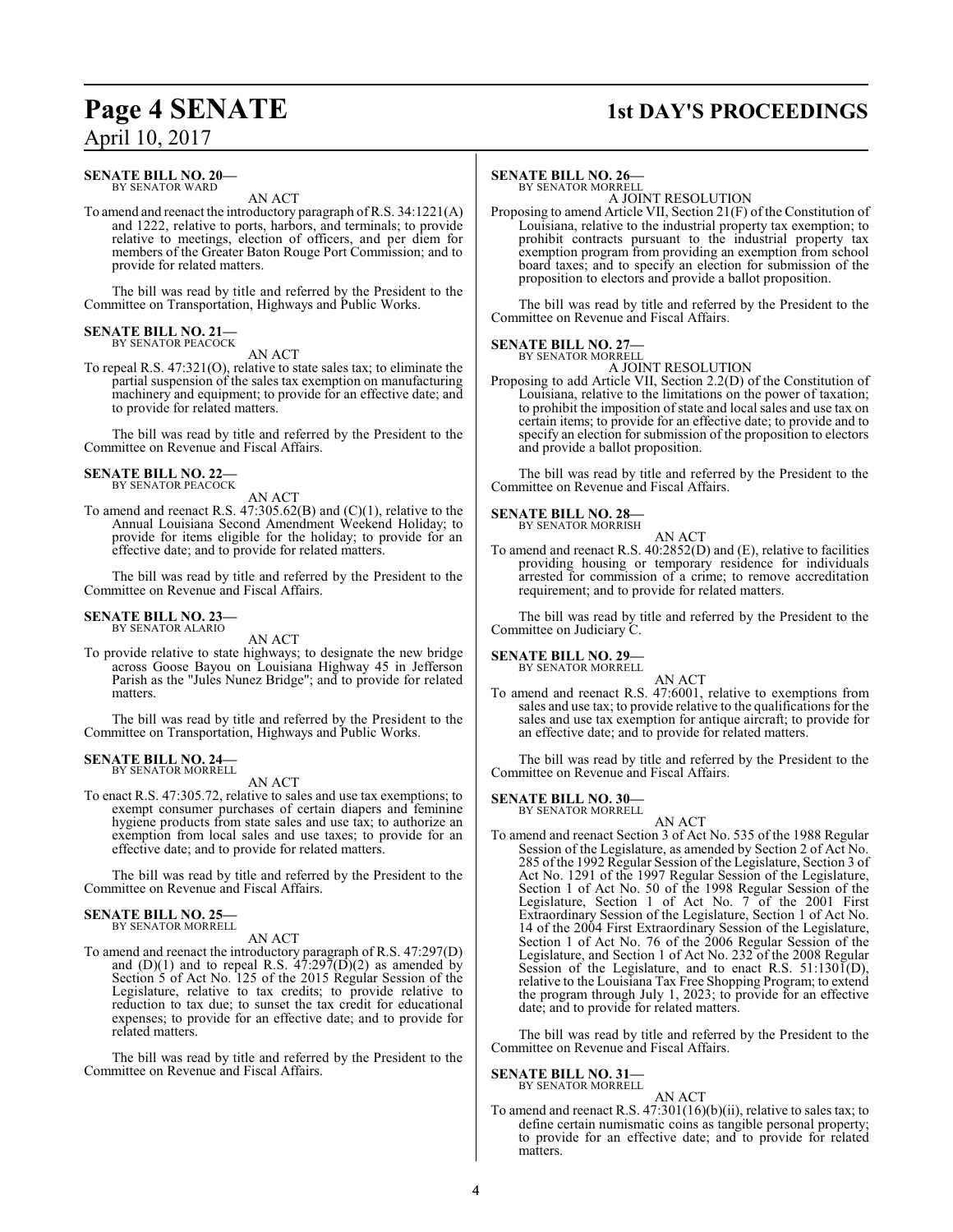**SENATE BILL NO. 20—**
BY SENATOR WARD

AN ACT

To amend and reenact the introductory paragraph of R.S. 34:1221(A) and 1222, relative to ports, harbors, and terminals; to provide relative to meetings, election of officers, and per diem for members of the Greater Baton Rouge Port Commission; and to provide for related matters.

The bill was read by title and referred by the President to the Committee on Transportation, Highways and Public Works.

**SENATE BILL NO. 21—**
BY SENATOR PEACOCK

AN ACT

To repeal R.S. 47:321(O), relative to state sales tax; to eliminate the partial suspension of the sales tax exemption on manufacturing machinery and equipment; to provide for an effective date; and to provide for related matters.

The bill was read by title and referred by the President to the Committee on Revenue and Fiscal Affairs.

**SENATE BILL NO. 22—**
BY SENATOR PEACOCK

AN ACT

To amend and reenact R.S. 47:305.62(B) and (C)(1), relative to the Annual Louisiana Second Amendment Weekend Holiday; to provide for items eligible for the holiday; to provide for an effective date; and to provide for related matters.

The bill was read by title and referred by the President to the Committee on Revenue and Fiscal Affairs.

**SENATE BILL NO. 23—**
BY SENATOR ALARIO

AN ACT

To provide relative to state highways; to designate the new bridge across Goose Bayou on Louisiana Highway 45 in Jefferson Parish as the "Jules Nunez Bridge"; and to provide for related matters.

The bill was read by title and referred by the President to the Committee on Transportation, Highways and Public Works.

**SENATE BILL NO. 24—**
BY SENATOR MORRELL

AN ACT

To enact R.S. 47:305.72, relative to sales and use tax exemptions; to exempt consumer purchases of certain diapers and feminine hygiene products from state sales and use tax; to authorize an exemption from local sales and use taxes; to provide for an effective date; and to provide for related matters.

The bill was read by title and referred by the President to the Committee on Revenue and Fiscal Affairs.

**SENATE BILL NO. 25—**
BY SENATOR MORRELL

AN ACT

To amend and reenact the introductory paragraph of R.S. 47:297(D) and (D)(1) and to repeal R.S. 47:297(D)(2) as amended by Section 5 of Act No. 125 of the 2015 Regular Session of the Legislature, relative to tax credits; to provide relative to reduction to tax due; to sunset the tax credit for educational expenses; to provide for an effective date; and to provide for related matters.

The bill was read by title and referred by the President to the Committee on Revenue and Fiscal Affairs.

**SENATE BILL NO. 26—**
BY SENATOR MORRELL

A JOINT RESOLUTION

Proposing to amend Article VII, Section 21(F) of the Constitution of Louisiana, relative to the industrial property tax exemption; to prohibit contracts pursuant to the industrial property tax exemption program from providing an exemption from school board taxes; and to specify an election for submission of the proposition to electors and provide a ballot proposition.

The bill was read by title and referred by the President to the Committee on Revenue and Fiscal Affairs.

**SENATE BILL NO. 27—**
BY SENATOR MORRELL

A JOINT RESOLUTION

Proposing to add Article VII, Section 2.2(D) of the Constitution of Louisiana, relative to the limitations on the power of taxation; to prohibit the imposition of state and local sales and use tax on certain items; to provide for an effective date; to provide and to specify an election for submission of the proposition to electors and provide a ballot proposition.

The bill was read by title and referred by the President to the Committee on Revenue and Fiscal Affairs.

**SENATE BILL NO. 28—**
BY SENATOR MORRISH

AN ACT

To amend and reenact R.S. 40:2852(D) and (E), relative to facilities providing housing or temporary residence for individuals arrested for commission of a crime; to remove accreditation requirement; and to provide for related matters.

The bill was read by title and referred by the President to the Committee on Judiciary C.

**SENATE BILL NO. 29—**
BY SENATOR MORRELL

AN ACT

To amend and reenact R.S. 47:6001, relative to exemptions from sales and use tax; to provide relative to the qualifications for the sales and use tax exemption for antique aircraft; to provide for an effective date; and to provide for related matters.

The bill was read by title and referred by the President to the Committee on Revenue and Fiscal Affairs.

**SENATE BILL NO. 30—**
BY SENATOR MORRELL

AN ACT

To amend and reenact Section 3 of Act No. 535 of the 1988 Regular Session of the Legislature, as amended by Section 2 of Act No. 285 of the 1992 Regular Session of the Legislature, Section 3 of Act No. 1291 of the 1997 Regular Session of the Legislature, Section 1 of Act No. 50 of the 1998 Regular Session of the Legislature, Section 1 of Act No. 7 of the 2001 First Extraordinary Session of the Legislature, Section 1 of Act No. 14 of the 2004 First Extraordinary Session of the Legislature, Section 1 of Act No. 76 of the 2006 Regular Session of the Legislature, and Section 1 of Act No. 232 of the 2008 Regular Session of the Legislature, and to enact R.S. 51:1301(D), relative to the Louisiana Tax Free Shopping Program; to extend the program through July 1, 2023; to provide for an effective date; and to provide for related matters.

The bill was read by title and referred by the President to the Committee on Revenue and Fiscal Affairs.

**SENATE BILL NO. 31—**
BY SENATOR MORRELL

AN ACT

To amend and reenact R.S. 47:301(16)(b)(ii), relative to sales tax; to define certain numismatic coins as tangible personal property; to provide for an effective date; and to provide for related matters.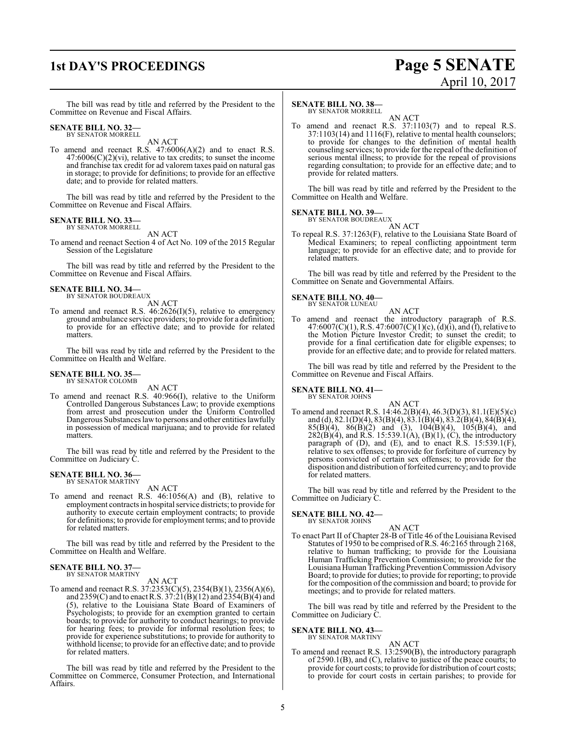The bill was read by title and referred by the President to the Committee on Revenue and Fiscal Affairs.

**SENATE BILL NO. 32—**
BY SENATOR MORRELL

AN ACT

To amend and reenact R.S. 47:6006(A)(2) and to enact R.S. 47:6006(C)(2)(vi), relative to tax credits; to sunset the income and franchise tax credit for ad valorem taxes paid on natural gas in storage; to provide for definitions; to provide for an effective date; and to provide for related matters.

The bill was read by title and referred by the President to the Committee on Revenue and Fiscal Affairs.

**SENATE BILL NO. 33—**
BY SENATOR MORRELL

AN ACT

To amend and reenact Section 4 of Act No. 109 of the 2015 Regular Session of the Legislature

The bill was read by title and referred by the President to the Committee on Revenue and Fiscal Affairs.

**SENATE BILL NO. 34—**
BY SENATOR BOUDREAUX

AN ACT

To amend and reenact R.S. 46:2626(I)(5), relative to emergency ground ambulance service providers; to provide for a definition; to provide for an effective date; and to provide for related matters.

The bill was read by title and referred by the President to the Committee on Health and Welfare.

**SENATE BILL NO. 35—**
BY SENATOR COLOMB

AN ACT

To amend and reenact R.S. 40:966(I), relative to the Uniform Controlled Dangerous Substances Law; to provide exemptions from arrest and prosecution under the Uniform Controlled Dangerous Substances law to persons and other entities lawfully in possession of medical marijuana; and to provide for related matters.

The bill was read by title and referred by the President to the Committee on Judiciary C.

**SENATE BILL NO. 36—**
BY SENATOR MARTINY

AN ACT

To amend and reenact R.S. 46:1056(A) and (B), relative to employment contracts in hospital service districts; to provide for authority to execute certain employment contracts; to provide for definitions; to provide for employment terms; and to provide for related matters.

The bill was read by title and referred by the President to the Committee on Health and Welfare.

**SENATE BILL NO. 37—**
BY SENATOR MARTINY

AN ACT

To amend and reenact R.S. 37:2353(C)(5), 2354(B)(1), 2356(A)(6), and 2359(C) and to enact R.S. 37:21(B)(12) and 2354(B)(4) and (5), relative to the Louisiana State Board of Examiners of Psychologists; to provide for an exemption granted to certain boards; to provide for authority to conduct hearings; to provide for hearing fees; to provide for informal resolution fees; to provide for experience substitutions; to provide for authority to withhold license; to provide for an effective date; and to provide for related matters.

The bill was read by title and referred by the President to the Committee on Commerce, Consumer Protection, and International Affairs.

**SENATE BILL NO. 38—**
BY SENATOR MORRELL

AN ACT

To amend and reenact R.S. 37:1103(7) and to repeal R.S. 37:1103(14) and 1116(F), relative to mental health counselors; to provide for changes to the definition of mental health counseling services; to provide for the repeal of the definition of serious mental illness; to provide for the repeal of provisions regarding consultation; to provide for an effective date; and to provide for related matters.

The bill was read by title and referred by the President to the Committee on Health and Welfare.

**SENATE BILL NO. 39—**
BY SENATOR BOUDREAUX

AN ACT

To repeal R.S. 37:1263(F), relative to the Louisiana State Board of Medical Examiners; to repeal conflicting appointment term language; to provide for an effective date; and to provide for related matters.

The bill was read by title and referred by the President to the Committee on Senate and Governmental Affairs.

**SENATE BILL NO. 40—**
BY SENATOR LUNEAU

AN ACT

To amend and reenact the introductory paragraph of R.S. 47:6007(C)(1), R.S. 47:6007(C)(1)(c), (d)(i), and (f), relative to the Motion Picture Investor Credit; to sunset the credit; to provide for a final certification date for eligible expenses; to provide for an effective date; and to provide for related matters.

The bill was read by title and referred by the President to the Committee on Revenue and Fiscal Affairs.

**SENATE BILL NO. 41—**
BY SENATOR JOHNS

AN ACT

To amend and reenact R.S. 14:46.2(B)(4), 46.3(D)(3), 81.1(E)(5)(c) and (d), 82.1(D)(4), 83(B)(4), 83.1(B)(4), 83.2(B)(4), 84(B)(4), 85(B)(4), 86(B)(2) and (3), 104(B)(4), 105(B)(4), and 282(B)(4), and R.S. 15:539.1(A), (B)(1), (C), the introductory paragraph of (D), and (E), and to enact R.S. 15:539.1(F), relative to sex offenses; to provide for forfeiture of currency by persons convicted of certain sex offenses; to provide for the disposition and distribution of forfeited currency; and to provide for related matters.

The bill was read by title and referred by the President to the Committee on Judiciary C.

**SENATE BILL NO. 42—**
BY SENATOR JOHNS

AN ACT

To enact Part II of Chapter 28-B of Title 46 of the Louisiana Revised Statutes of 1950 to be comprised of R.S. 46:2165 through 2168, relative to human trafficking; to provide for the Louisiana Human Trafficking Prevention Commission; to provide for the Louisiana Human Trafficking Prevention Commission Advisory Board; to provide for duties; to provide for reporting; to provide for the composition of the commission and board; to provide for meetings; and to provide for related matters.

The bill was read by title and referred by the President to the Committee on Judiciary C.

**SENATE BILL NO. 43—**
BY SENATOR MARTINY

AN ACT

To amend and reenact R.S. 13:2590(B), the introductory paragraph of 2590.1(B), and (C), relative to justice of the peace courts; to provide for court costs; to provide for distribution of court costs; to provide for court costs in certain parishes; to provide for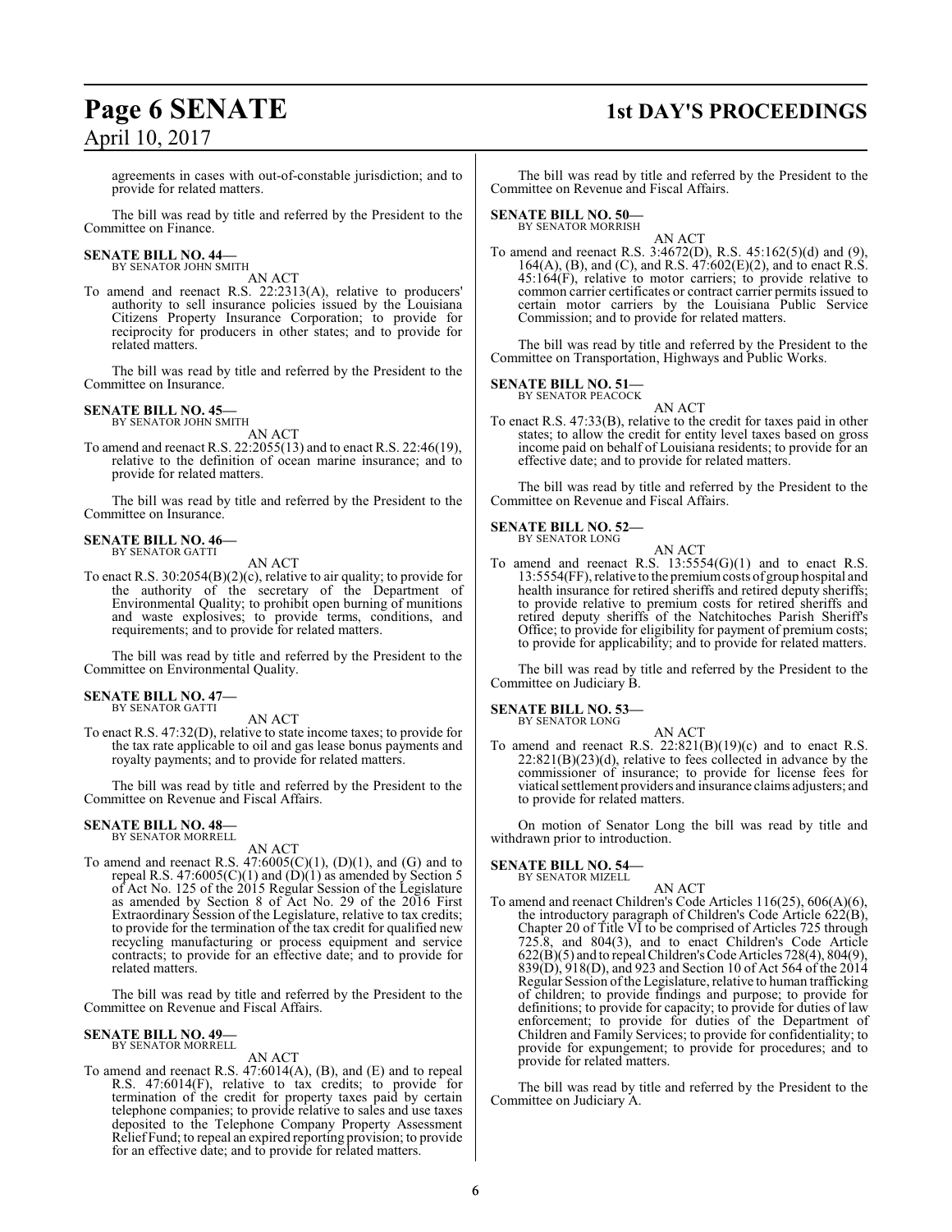agreements in cases with out-of-constable jurisdiction; and to provide for related matters.

The bill was read by title and referred by the President to the Committee on Finance.

**SENATE BILL NO. 44—**
BY SENATOR JOHN SMITH

AN ACT

To amend and reenact R.S. 22:2313(A), relative to producers' authority to sell insurance policies issued by the Louisiana Citizens Property Insurance Corporation; to provide for reciprocity for producers in other states; and to provide for related matters.

The bill was read by title and referred by the President to the Committee on Insurance.

**SENATE BILL NO. 45—**
BY SENATOR JOHN SMITH

AN ACT

To amend and reenact R.S. 22:2055(13) and to enact R.S. 22:46(19), relative to the definition of ocean marine insurance; and to provide for related matters.

The bill was read by title and referred by the President to the Committee on Insurance.

**SENATE BILL NO. 46—**
BY SENATOR GATTI

AN ACT

To enact R.S. 30:2054(B)(2)(c), relative to air quality; to provide for the authority of the secretary of the Department of Environmental Quality; to prohibit open burning of munitions and waste explosives; to provide terms, conditions, and requirements; and to provide for related matters.

The bill was read by title and referred by the President to the Committee on Environmental Quality.

**SENATE BILL NO. 47—**
BY SENATOR GATTI

AN ACT

To enact R.S. 47:32(D), relative to state income taxes; to provide for the tax rate applicable to oil and gas lease bonus payments and royalty payments; and to provide for related matters.

The bill was read by title and referred by the President to the Committee on Revenue and Fiscal Affairs.

**SENATE BILL NO. 48—**
BY SENATOR MORRELL

AN ACT

To amend and reenact R.S. 47:6005(C)(1), (D)(1), and (G) and to repeal R.S. 47:6005(C)(1) and (D)(1) as amended by Section 5 of Act No. 125 of the 2015 Regular Session of the Legislature as amended by Section 8 of Act No. 29 of the 2016 First Extraordinary Session of the Legislature, relative to tax credits; to provide for the termination of the tax credit for qualified new recycling manufacturing or process equipment and service contracts; to provide for an effective date; and to provide for related matters.

The bill was read by title and referred by the President to the Committee on Revenue and Fiscal Affairs.

**SENATE BILL NO. 49—**
BY SENATOR MORRELL

AN ACT

To amend and reenact R.S. 47:6014(A), (B), and (E) and to repeal R.S. 47:6014(F), relative to tax credits; to provide for termination of the credit for property taxes paid by certain telephone companies; to provide relative to sales and use taxes deposited to the Telephone Company Property Assessment Relief Fund; to repeal an expired reporting provision; to provide for an effective date; and to provide for related matters.

The bill was read by title and referred by the President to the Committee on Revenue and Fiscal Affairs.

**SENATE BILL NO. 50—**
BY SENATOR MORRISH

AN ACT

To amend and reenact R.S. 3:4672(D), R.S. 45:162(5)(d) and (9), 164(A), (B), and (C), and R.S. 47:602(E)(2), and to enact R.S. 45:164(F), relative to motor carriers; to provide relative to common carrier certificates or contract carrier permits issued to certain motor carriers by the Louisiana Public Service Commission; and to provide for related matters.

The bill was read by title and referred by the President to the Committee on Transportation, Highways and Public Works.

**SENATE BILL NO. 51—**
BY SENATOR PEACOCK

AN ACT

To enact R.S. 47:33(B), relative to the credit for taxes paid in other states; to allow the credit for entity level taxes based on gross income paid on behalf of Louisiana residents; to provide for an effective date; and to provide for related matters.

The bill was read by title and referred by the President to the Committee on Revenue and Fiscal Affairs.

**SENATE BILL NO. 52—**
BY SENATOR LONG

AN ACT

To amend and reenact R.S. 13:5554(G)(1) and to enact R.S. 13:5554(FF), relative to the premium costs of group hospital and health insurance for retired sheriffs and retired deputy sheriffs; to provide relative to premium costs for retired sheriffs and retired deputy sheriffs of the Natchitoches Parish Sheriff's Office; to provide for eligibility for payment of premium costs; to provide for applicability; and to provide for related matters.

The bill was read by title and referred by the President to the Committee on Judiciary B.

**SENATE BILL NO. 53—**
BY SENATOR LONG

AN ACT

To amend and reenact R.S. 22:821(B)(19)(c) and to enact R.S. 22:821(B)(23)(d), relative to fees collected in advance by the commissioner of insurance; to provide for license fees for viatical settlement providers and insurance claims adjusters; and to provide for related matters.

On motion of Senator Long the bill was read by title and withdrawn prior to introduction.

**SENATE BILL NO. 54—**
BY SENATOR MIZELL

AN ACT

To amend and reenact Children's Code Articles 116(25), 606(A)(6), the introductory paragraph of Children's Code Article 622(B), Chapter 20 of Title VI to be comprised of Articles 725 through 725.8, and 804(3), and to enact Children's Code Article 622(B)(5) and to repeal Children's Code Articles 728(4), 804(9), 839(D), 918(D), and 923 and Section 10 of Act 564 of the 2014 Regular Session of the Legislature, relative to human trafficking of children; to provide findings and purpose; to provide for definitions; to provide for capacity; to provide for duties of law enforcement; to provide for duties of the Department of Children and Family Services; to provide for confidentiality; to provide for expungement; to provide for procedures; and to provide for related matters.

The bill was read by title and referred by the President to the Committee on Judiciary A.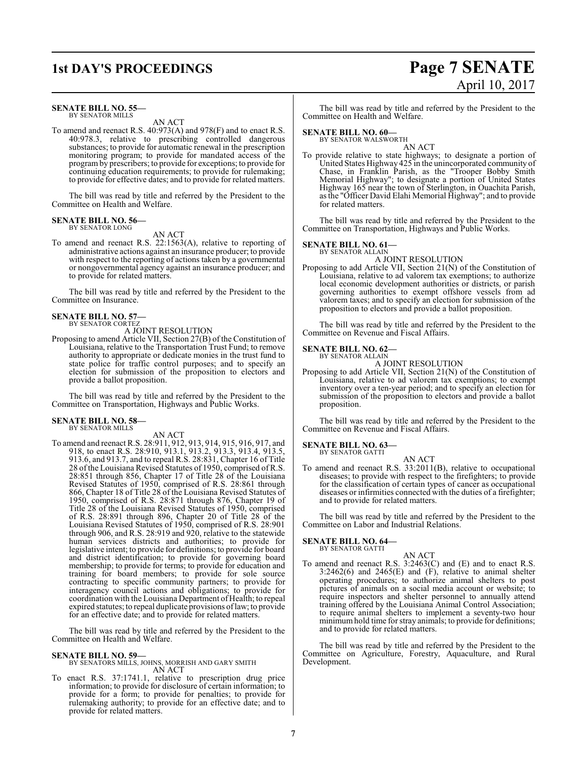**SENATE BILL NO. 55—**
BY SENATOR MILLS

AN ACT

To amend and reenact R.S. 40:973(A) and 978(F) and to enact R.S. 40:978.3, relative to prescribing controlled dangerous substances; to provide for automatic renewal in the prescription monitoring program; to provide for mandated access of the program by prescribers; to provide for exceptions; to provide for continuing education requirements; to provide for rulemaking; to provide for effective dates; and to provide for related matters.

The bill was read by title and referred by the President to the Committee on Health and Welfare.

**SENATE BILL NO. 56—**
BY SENATOR LONG

AN ACT

To amend and reenact R.S. 22:1563(A), relative to reporting of administrative actions against an insurance producer; to provide with respect to the reporting of actions taken by a governmental or nongovernmental agency against an insurance producer; and to provide for related matters.

The bill was read by title and referred by the President to the Committee on Insurance.

**SENATE BILL NO. 57—**
BY SENATOR CORTEZ

A JOINT RESOLUTION

Proposing to amend Article VII, Section 27(B) of the Constitution of Louisiana, relative to the Transportation Trust Fund; to remove authority to appropriate or dedicate monies in the trust fund to state police for traffic control purposes; and to specify an election for submission of the proposition to electors and provide a ballot proposition.

The bill was read by title and referred by the President to the Committee on Transportation, Highways and Public Works.

**SENATE BILL NO. 58—**
BY SENATOR MILLS

AN ACT

To amend and reenact R.S. 28:911, 912, 913, 914, 915, 916, 917, and 918, to enact R.S. 28:910, 913.1, 913.2, 913.3, 913.4, 913.5, 913.6, and 913.7, and to repeal R.S. 28:831, Chapter 16 of Title 28 of the Louisiana Revised Statutes of 1950, comprised of R.S. 28:851 through 856, Chapter 17 of Title 28 of the Louisiana Revised Statutes of 1950, comprised of R.S. 28:861 through 866, Chapter 18 of Title 28 of the Louisiana Revised Statutes of 1950, comprised of R.S. 28:871 through 876, Chapter 19 of Title 28 of the Louisiana Revised Statutes of 1950, comprised of R.S. 28:891 through 896, Chapter 20 of Title 28 of the Louisiana Revised Statutes of 1950, comprised of R.S. 28:901 through 906, and R.S. 28:919 and 920, relative to the statewide human services districts and authorities; to provide for legislative intent; to provide for definitions; to provide for board and district identification; to provide for governing board membership; to provide for terms; to provide for education and training for board members; to provide for sole source contracting to specific community partners; to provide for interagency council actions and obligations; to provide for coordination with the Louisiana Department of Health; to repeal expired statutes; to repeal duplicate provisions of law; to provide for an effective date; and to provide for related matters.

The bill was read by title and referred by the President to the Committee on Health and Welfare.

**SENATE BILL NO. 59—**
BY SENATORS MILLS, JOHNS, MORRISH AND GARY SMITH

AN ACT

To enact R.S. 37:1741.1, relative to prescription drug price information; to provide for disclosure of certain information; to provide for a form; to provide for penalties; to provide for rulemaking authority; to provide for an effective date; and to provide for related matters.

The bill was read by title and referred by the President to the Committee on Health and Welfare.

**SENATE BILL NO. 60—**
BY SENATOR WALSWORTH

AN ACT

To provide relative to state highways; to designate a portion of United States Highway 425 in the unincorporated community of Chase, in Franklin Parish, as the "Trooper Bobby Smith Memorial Highway"; to designate a portion of United States Highway 165 near the town of Sterlington, in Ouachita Parish, as the "Officer David Elahi Memorial Highway"; and to provide for related matters.

The bill was read by title and referred by the President to the Committee on Transportation, Highways and Public Works.

**SENATE BILL NO. 61—**
BY SENATOR ALLAIN

A JOINT RESOLUTION

Proposing to add Article VII, Section 21(N) of the Constitution of Louisiana, relative to ad valorem tax exemptions; to authorize local economic development authorities or districts, or parish governing authorities to exempt offshore vessels from ad valorem taxes; and to specify an election for submission of the proposition to electors and provide a ballot proposition.

The bill was read by title and referred by the President to the Committee on Revenue and Fiscal Affairs.

**SENATE BILL NO. 62—**
BY SENATOR ALLAIN

A JOINT RESOLUTION

Proposing to add Article VII, Section 21(N) of the Constitution of Louisiana, relative to ad valorem tax exemptions; to exempt inventory over a ten-year period; and to specify an election for submission of the proposition to electors and provide a ballot proposition.

The bill was read by title and referred by the President to the Committee on Revenue and Fiscal Affairs.

**SENATE BILL NO. 63—**
BY SENATOR GATTI

AN ACT

To amend and reenact R.S. 33:2011(B), relative to occupational diseases; to provide with respect to the firefighters; to provide for the classification of certain types of cancer as occupational diseases or infirmities connected with the duties of a firefighter; and to provide for related matters.

The bill was read by title and referred by the President to the Committee on Labor and Industrial Relations.

**SENATE BILL NO. 64—**
BY SENATOR GATTI

AN ACT

To amend and reenact R.S. 3:2463(C) and (E) and to enact R.S. 3:2462(6) and 2465(E) and (F), relative to animal shelter operating procedures; to authorize animal shelters to post pictures of animals on a social media account or website; to require inspectors and shelter personnel to annually attend training offered by the Louisiana Animal Control Association; to require animal shelters to implement a seventy-two hour minimum hold time for stray animals; to provide for definitions; and to provide for related matters.

The bill was read by title and referred by the President to the Committee on Agriculture, Forestry, Aquaculture, and Rural Development.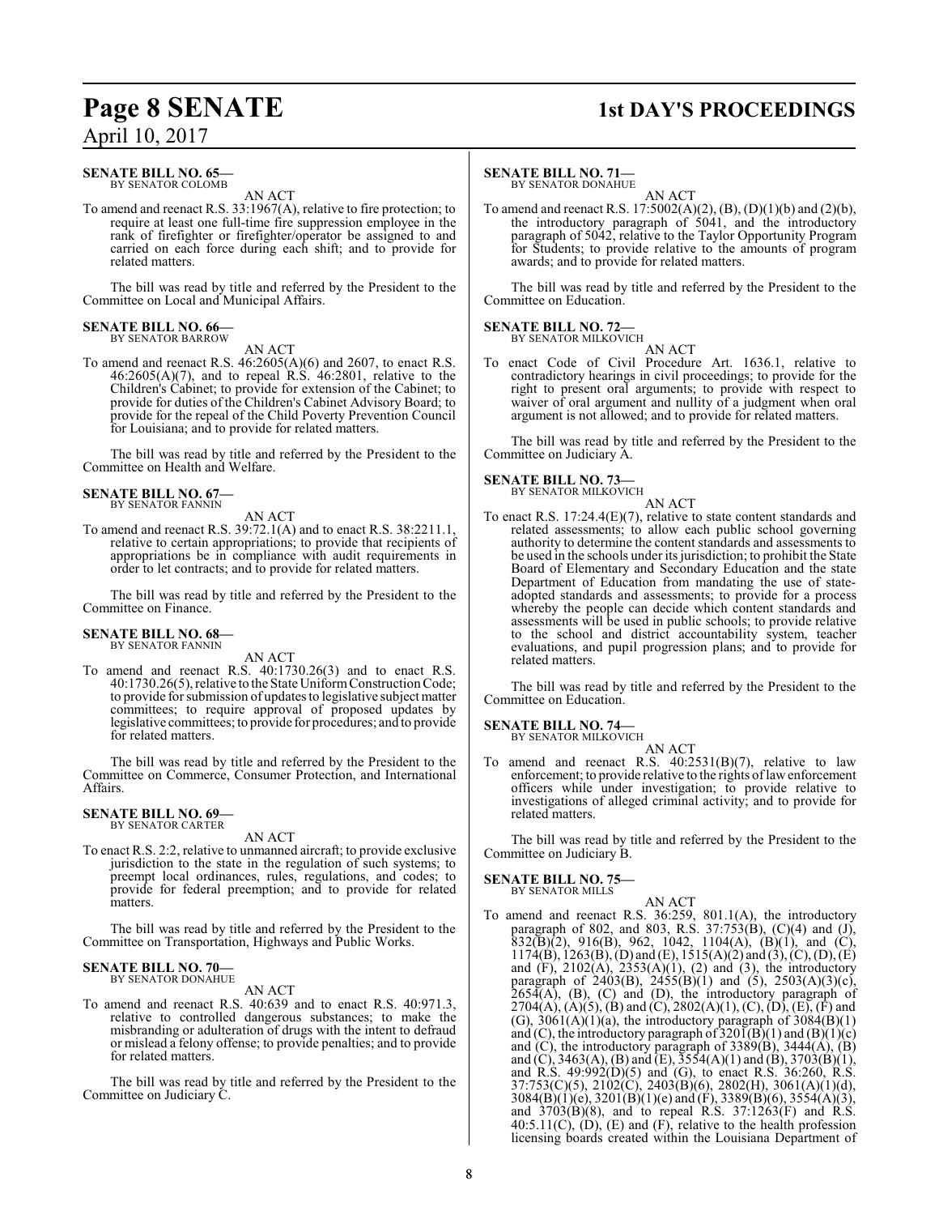**SENATE BILL NO. 65—**
BY SENATOR COLOMB

AN ACT

To amend and reenact R.S. 33:1967(A), relative to fire protection; to require at least one full-time fire suppression employee in the rank of firefighter or firefighter/operator be assigned to and carried on each force during each shift; and to provide for related matters.

The bill was read by title and referred by the President to the Committee on Local and Municipal Affairs.

**SENATE BILL NO. 66—**
BY SENATOR BARROW

AN ACT

To amend and reenact R.S. 46:2605(A)(6) and 2607, to enact R.S. 46:2605(A)(7), and to repeal R.S. 46:2801, relative to the Children's Cabinet; to provide for extension of the Cabinet; to provide for duties of the Children's Cabinet Advisory Board; to provide for the repeal of the Child Poverty Prevention Council for Louisiana; and to provide for related matters.

The bill was read by title and referred by the President to the Committee on Health and Welfare.

**SENATE BILL NO. 67—**
BY SENATOR FANNIN

AN ACT

To amend and reenact R.S. 39:72.1(A) and to enact R.S. 38:2211.1, relative to certain appropriations; to provide that recipients of appropriations be in compliance with audit requirements in order to let contracts; and to provide for related matters.

The bill was read by title and referred by the President to the Committee on Finance.

**SENATE BILL NO. 68—**
BY SENATOR FANNIN

AN ACT

To amend and reenact R.S. 40:1730.26(3) and to enact R.S. 40:1730.26(5), relative to the State Uniform Construction Code; to provide for submission of updates to legislative subject matter committees; to require approval of proposed updates by legislative committees; to provide for procedures; and to provide for related matters.

The bill was read by title and referred by the President to the Committee on Commerce, Consumer Protection, and International Affairs.

**SENATE BILL NO. 69—**
BY SENATOR CARTER

AN ACT

To enact R.S. 2:2, relative to unmanned aircraft; to provide exclusive jurisdiction to the state in the regulation of such systems; to preempt local ordinances, rules, regulations, and codes; to provide for federal preemption; and to provide for related matters.

The bill was read by title and referred by the President to the Committee on Transportation, Highways and Public Works.

**SENATE BILL NO. 70—**
BY SENATOR DONAHUE

AN ACT

To amend and reenact R.S. 40:639 and to enact R.S. 40:971.3, relative to controlled dangerous substances; to make the misbranding or adulteration of drugs with the intent to defraud or mislead a felony offense; to provide penalties; and to provide for related matters.

The bill was read by title and referred by the President to the Committee on Judiciary C.

**SENATE BILL NO. 71—**
BY SENATOR DONAHUE

AN ACT

To amend and reenact R.S. 17:5002(A)(2), (B), (D)(1)(b) and (2)(b), the introductory paragraph of 5041, and the introductory paragraph of 5042, relative to the Taylor Opportunity Program for Students; to provide relative to the amounts of program awards; and to provide for related matters.

The bill was read by title and referred by the President to the Committee on Education.

**SENATE BILL NO. 72—**
BY SENATOR MILKOVICH

AN ACT

To enact Code of Civil Procedure Art. 1636.1, relative to contradictory hearings in civil proceedings; to provide for the right to present oral arguments; to provide with respect to waiver of oral argument and nullity of a judgment when oral argument is not allowed; and to provide for related matters.

The bill was read by title and referred by the President to the Committee on Judiciary A.

**SENATE BILL NO. 73—**
BY SENATOR MILKOVICH

AN ACT

To enact R.S. 17:24.4(E)(7), relative to state content standards and related assessments; to allow each public school governing authority to determine the content standards and assessments to be used in the schools under its jurisdiction; to prohibit the State Board of Elementary and Secondary Education and the state Department of Education from mandating the use of state-adopted standards and assessments; to provide for a process whereby the people can decide which content standards and assessments will be used in public schools; to provide relative to the school and district accountability system, teacher evaluations, and pupil progression plans; and to provide for related matters.

The bill was read by title and referred by the President to the Committee on Education.

**SENATE BILL NO. 74—**
BY SENATOR MILKOVICH

AN ACT

To amend and reenact R.S. 40:2531(B)(7), relative to law enforcement; to provide relative to the rights of law enforcement officers while under investigation; to provide relative to investigations of alleged criminal activity; and to provide for related matters.

The bill was read by title and referred by the President to the Committee on Judiciary B.

**SENATE BILL NO. 75—**
BY SENATOR MILLS

AN ACT

To amend and reenact R.S. 36:259, 801.1(A), the introductory paragraph of 802, and 803, R.S. 37:753(B), (C)(4) and (J), 832(B)(2), 916(B), 962, 1042, 1104(A), (B)(1), and (C), 1174(B), 1263(B), (D) and (E), 1515(A)(2) and (3), (C), (D), (E) and (F), 2102(A), 2353(A)(1), (2) and (3), the introductory paragraph of 2403(B), 2455(B)(1) and (5), 2503(A)(3)(c), 2654(A), (B), (C) and (D), the introductory paragraph of 2704(A), (A)(5), (B) and (C), 2802(A)(1), (C), (D), (E), (F) and (G), 3061(A)(1)(a), the introductory paragraph of 3084(B)(1) and (C), the introductory paragraph of 3201(B)(1) and (B)(1)(c) and (C), the introductory paragraph of 3389(B), 3444(A), (B) and (C), 3463(A), (B) and (E), 3554(A)(1) and (B), 3703(B)(1), and R.S. 49:992(D)(5) and (G), to enact R.S. 36:260, R.S. 37:753(C)(5), 2102(C), 2403(B)(6), 2802(H), 3061(A)(1)(d), 3084(B)(1)(e), 3201(B)(1)(e) and (F), 3389(B)(6), 3554(A)(3), and 3703(B)(8), and to repeal R.S. 37:1263(F) and R.S. 40:5.11(C), (D), (E) and (F), relative to the health profession licensing boards created within the Louisiana Department of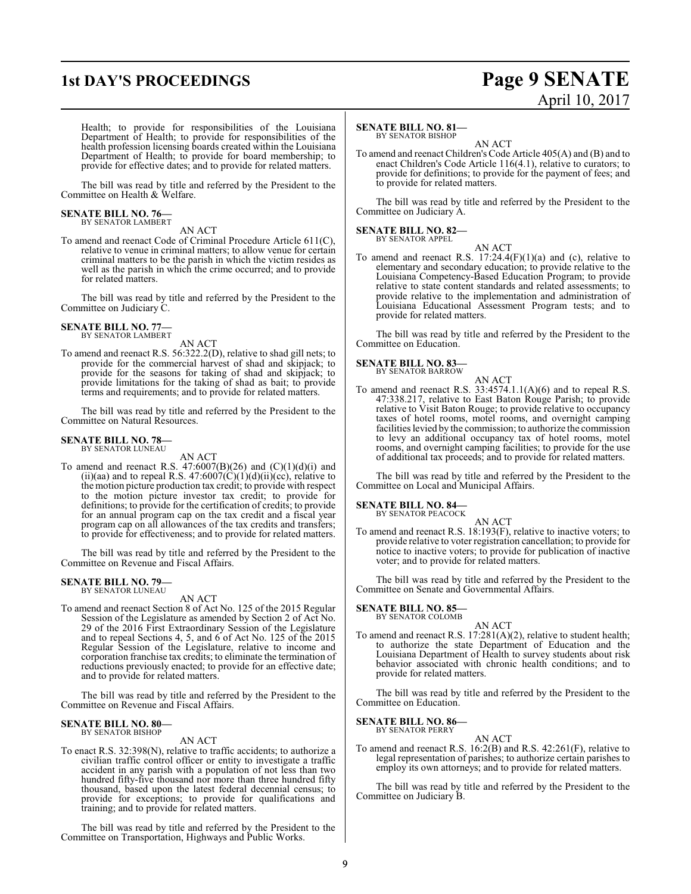Health; to provide for responsibilities of the Louisiana Department of Health; to provide for responsibilities of the health profession licensing boards created within the Louisiana Department of Health; to provide for board membership; to provide for effective dates; and to provide for related matters.

The bill was read by title and referred by the President to the Committee on Health & Welfare.

**SENATE BILL NO. 76—**
BY SENATOR LAMBERT

AN ACT

To amend and reenact Code of Criminal Procedure Article 611(C), relative to venue in criminal matters; to allow venue for certain criminal matters to be the parish in which the victim resides as well as the parish in which the crime occurred; and to provide for related matters.

The bill was read by title and referred by the President to the Committee on Judiciary C.

**SENATE BILL NO. 77—**
BY SENATOR LAMBERT

AN ACT

To amend and reenact R.S. 56:322.2(D), relative to shad gill nets; to provide for the commercial harvest of shad and skipjack; to provide for the seasons for taking of shad and skipjack; to provide limitations for the taking of shad as bait; to provide terms and requirements; and to provide for related matters.

The bill was read by title and referred by the President to the Committee on Natural Resources.

**SENATE BILL NO. 78—**
BY SENATOR LUNEAU

AN ACT

To amend and reenact R.S. 47:6007(B)(26) and (C)(1)(d)(i) and (ii)(aa) and to repeal R.S. 47:6007(C)(1)(d)(ii)(cc), relative to the motion picture production tax credit; to provide with respect to the motion picture investor tax credit; to provide for definitions; to provide for the certification of credits; to provide for an annual program cap on the tax credit and a fiscal year program cap on all allowances of the tax credits and transfers; to provide for effectiveness; and to provide for related matters.

The bill was read by title and referred by the President to the Committee on Revenue and Fiscal Affairs.

**SENATE BILL NO. 79—**
BY SENATOR LUNEAU

AN ACT

To amend and reenact Section 8 of Act No. 125 of the 2015 Regular Session of the Legislature as amended by Section 2 of Act No. 29 of the 2016 First Extraordinary Session of the Legislature and to repeal Sections 4, 5, and 6 of Act No. 125 of the 2015 Regular Session of the Legislature, relative to income and corporation franchise tax credits; to eliminate the termination of reductions previously enacted; to provide for an effective date; and to provide for related matters.

The bill was read by title and referred by the President to the Committee on Revenue and Fiscal Affairs.

**SENATE BILL NO. 80—**
BY SENATOR BISHOP

AN ACT

To enact R.S. 32:398(N), relative to traffic accidents; to authorize a civilian traffic control officer or entity to investigate a traffic accident in any parish with a population of not less than two hundred fifty-five thousand nor more than three hundred fifty thousand, based upon the latest federal decennial census; to provide for exceptions; to provide for qualifications and training; and to provide for related matters.

The bill was read by title and referred by the President to the Committee on Transportation, Highways and Public Works.

**SENATE BILL NO. 81—**
BY SENATOR BISHOP

AN ACT

To amend and reenact Children's Code Article 405(A) and (B) and to enact Children's Code Article 116(4.1), relative to curators; to provide for definitions; to provide for the payment of fees; and to provide for related matters.

The bill was read by title and referred by the President to the Committee on Judiciary A.

**SENATE BILL NO. 82—**
BY SENATOR APPEL

AN ACT

To amend and reenact R.S. 17:24.4(F)(1)(a) and (c), relative to elementary and secondary education; to provide relative to the Louisiana Competency-Based Education Program; to provide relative to state content standards and related assessments; to provide relative to the implementation and administration of Louisiana Educational Assessment Program tests; and to provide for related matters.

The bill was read by title and referred by the President to the Committee on Education.

**SENATE BILL NO. 83—**
BY SENATOR BARROW

AN ACT

To amend and reenact R.S. 33:4574.1.1(A)(6) and to repeal R.S. 47:338.217, relative to East Baton Rouge Parish; to provide relative to Visit Baton Rouge; to provide relative to occupancy taxes of hotel rooms, motel rooms, and overnight camping facilities levied by the commission; to authorize the commission to levy an additional occupancy tax of hotel rooms, motel rooms, and overnight camping facilities; to provide for the use of additional tax proceeds; and to provide for related matters.

The bill was read by title and referred by the President to the Committee on Local and Municipal Affairs.

**SENATE BILL NO. 84—**
BY SENATOR PEACOCK

AN ACT

To amend and reenact R.S. 18:193(F), relative to inactive voters; to provide relative to voter registration cancellation; to provide for notice to inactive voters; to provide for publication of inactive voter; and to provide for related matters.

The bill was read by title and referred by the President to the Committee on Senate and Governmental Affairs.

**SENATE BILL NO. 85—**
BY SENATOR COLOMB

AN ACT

To amend and reenact R.S. 17:281(A)(2), relative to student health; to authorize the state Department of Education and the Louisiana Department of Health to survey students about risk behavior associated with chronic health conditions; and to provide for related matters.

The bill was read by title and referred by the President to the Committee on Education.

**SENATE BILL NO. 86—**
BY SENATOR PERRY

AN ACT

To amend and reenact R.S. 16:2(B) and R.S. 42:261(F), relative to legal representation of parishes; to authorize certain parishes to employ its own attorneys; and to provide for related matters.

The bill was read by title and referred by the President to the Committee on Judiciary B.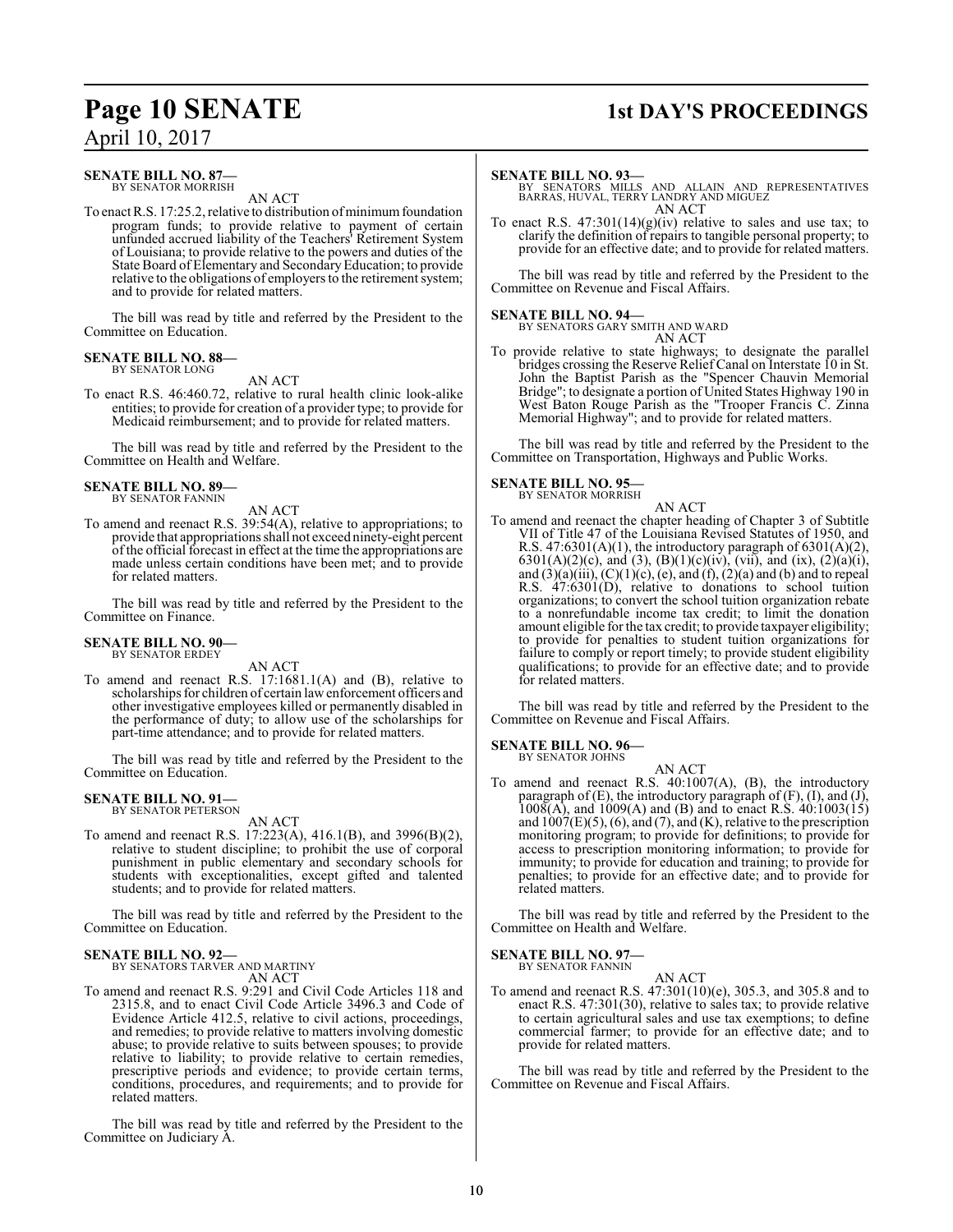**SENATE BILL NO. 87—**
BY SENATOR MORRISH

AN ACT

To enact R.S. 17:25.2, relative to distribution of minimum foundation program funds; to provide relative to payment of certain unfunded accrued liability of the Teachers' Retirement System of Louisiana; to provide relative to the powers and duties of the State Board of Elementary and Secondary Education; to provide relative to the obligations of employers to the retirement system; and to provide for related matters.

The bill was read by title and referred by the President to the Committee on Education.

**SENATE BILL NO. 88—**
BY SENATOR LONG

AN ACT

To enact R.S. 46:460.72, relative to rural health clinic look-alike entities; to provide for creation of a provider type; to provide for Medicaid reimbursement; and to provide for related matters.

The bill was read by title and referred by the President to the Committee on Health and Welfare.

**SENATE BILL NO. 89—**
BY SENATOR FANNIN

AN ACT

To amend and reenact R.S. 39:54(A), relative to appropriations; to provide that appropriations shall not exceed ninety-eight percent of the official forecast in effect at the time the appropriations are made unless certain conditions have been met; and to provide for related matters.

The bill was read by title and referred by the President to the Committee on Finance.

**SENATE BILL NO. 90—**
BY SENATOR ERDEY

AN ACT

To amend and reenact R.S. 17:1681.1(A) and (B), relative to scholarships for children of certain law enforcement officers and other investigative employees killed or permanently disabled in the performance of duty; to allow use of the scholarships for part-time attendance; and to provide for related matters.

The bill was read by title and referred by the President to the Committee on Education.

**SENATE BILL NO. 91—**
BY SENATOR PETERSON

AN ACT

To amend and reenact R.S. 17:223(A), 416.1(B), and 3996(B)(2), relative to student discipline; to prohibit the use of corporal punishment in public elementary and secondary schools for students with exceptionalities, except gifted and talented students; and to provide for related matters.

The bill was read by title and referred by the President to the Committee on Education.

**SENATE BILL NO. 92—**
BY SENATORS TARVER AND MARTINY

AN ACT

To amend and reenact R.S. 9:291 and Civil Code Articles 118 and 2315.8, and to enact Civil Code Article 3496.3 and Code of Evidence Article 412.5, relative to civil actions, proceedings, and remedies; to provide relative to matters involving domestic abuse; to provide relative to suits between spouses; to provide relative to liability; to provide relative to certain remedies, prescriptive periods and evidence; to provide certain terms, conditions, procedures, and requirements; and to provide for related matters.

The bill was read by title and referred by the President to the Committee on Judiciary A.

**SENATE BILL NO. 93—**
BY SENATORS MILLS AND ALLAIN AND REPRESENTATIVES BARRAS, HUVAL, TERRY LANDRY AND MIGUEZ

AN ACT

To enact R.S. 47:301(14)(g)(iv) relative to sales and use tax; to clarify the definition of repairs to tangible personal property; to provide for an effective date; and to provide for related matters.

The bill was read by title and referred by the President to the Committee on Revenue and Fiscal Affairs.

**SENATE BILL NO. 94—**
BY SENATORS GARY SMITH AND WARD

AN ACT

To provide relative to state highways; to designate the parallel bridges crossing the Reserve Relief Canal on Interstate 10 in St. John the Baptist Parish as the "Spencer Chauvin Memorial Bridge"; to designate a portion of United States Highway 190 in West Baton Rouge Parish as the "Trooper Francis C. Zinna Memorial Highway"; and to provide for related matters.

The bill was read by title and referred by the President to the Committee on Transportation, Highways and Public Works.

**SENATE BILL NO. 95—**
BY SENATOR MORRISH

AN ACT

To amend and reenact the chapter heading of Chapter 3 of Subtitle VII of Title 47 of the Louisiana Revised Statutes of 1950, and R.S. 47:6301(A)(1), the introductory paragraph of 6301(A)(2), 6301(A)(2)(c), and (3), (B)(1)(c)(iv), (vii), and (ix), (2)(a)(i), and (3)(a)(iii), (C)(1)(c), (e), and (f), (2)(a) and (b) and to repeal R.S. 47:6301(D), relative to donations to school tuition organizations; to convert the school tuition organization rebate to a nonrefundable income tax credit; to limit the donation amount eligible for the tax credit; to provide taxpayer eligibility; to provide for penalties to student tuition organizations for failure to comply or report timely; to provide student eligibility qualifications; to provide for an effective date; and to provide for related matters.

The bill was read by title and referred by the President to the Committee on Revenue and Fiscal Affairs.

**SENATE BILL NO. 96—**
BY SENATOR JOHNS

AN ACT

To amend and reenact R.S. 40:1007(A), (B), the introductory paragraph of (E), the introductory paragraph of (F), (I), and (J), 1008(A), and 1009(A) and (B) and to enact R.S. 40:1003(15) and 1007(E)(5), (6), and (7), and (K), relative to the prescription monitoring program; to provide for definitions; to provide for access to prescription monitoring information; to provide for immunity; to provide for education and training; to provide for penalties; to provide for an effective date; and to provide for related matters.

The bill was read by title and referred by the President to the Committee on Health and Welfare.

**SENATE BILL NO. 97—**
BY SENATOR FANNIN

AN ACT

To amend and reenact R.S. 47:301(10)(e), 305.3, and 305.8 and to enact R.S. 47:301(30), relative to sales tax; to provide relative to certain agricultural sales and use tax exemptions; to define commercial farmer; to provide for an effective date; and to provide for related matters.

The bill was read by title and referred by the President to the Committee on Revenue and Fiscal Affairs.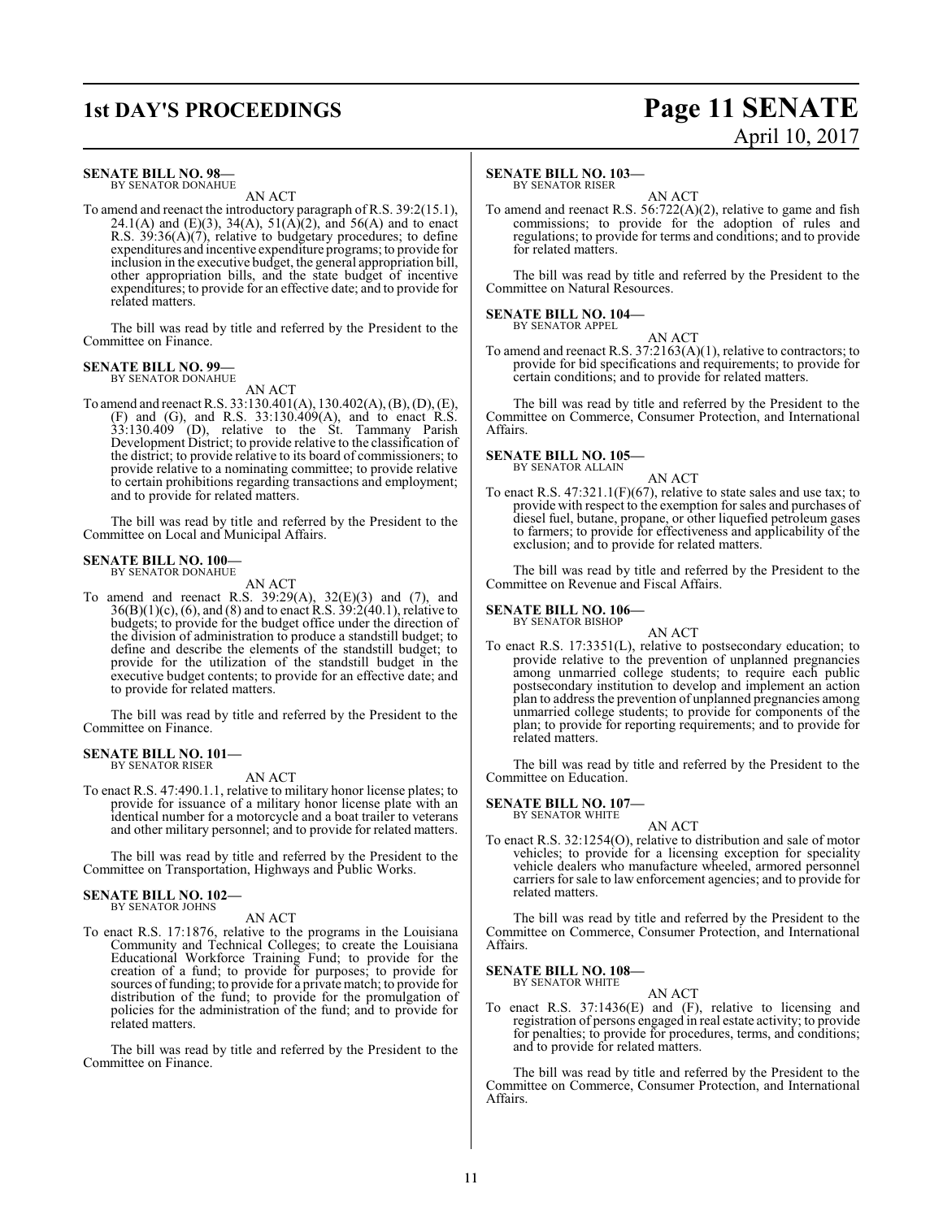**SENATE BILL NO. 98—**
BY SENATOR DONAHUE

AN ACT

To amend and reenact the introductory paragraph of R.S. 39:2(15.1), 24.1(A) and (E)(3), 34(A), 51(A)(2), and 56(A) and to enact R.S. 39:36(A)(7), relative to budgetary procedures; to define expenditures and incentive expenditure programs; to provide for inclusion in the executive budget, the general appropriation bill, other appropriation bills, and the state budget of incentive expenditures; to provide for an effective date; and to provide for related matters.

The bill was read by title and referred by the President to the Committee on Finance.

**SENATE BILL NO. 99—**
BY SENATOR DONAHUE

AN ACT

To amend and reenact R.S. 33:130.401(A), 130.402(A), (B), (D), (E), (F) and (G), and R.S. 33:130.409(A), and to enact R.S. 33:130.409 (D), relative to the St. Tammany Parish Development District; to provide relative to the classification of the district; to provide relative to its board of commissioners; to provide relative to a nominating committee; to provide relative to certain prohibitions regarding transactions and employment; and to provide for related matters.

The bill was read by title and referred by the President to the Committee on Local and Municipal Affairs.

**SENATE BILL NO. 100—**
BY SENATOR DONAHUE

AN ACT

To amend and reenact R.S. 39:29(A), 32(E)(3) and (7), and 36(B)(1)(c), (6), and (8) and to enact R.S. 39:2(40.1), relative to budgets; to provide for the budget office under the direction of the division of administration to produce a standstill budget; to define and describe the elements of the standstill budget; to provide for the utilization of the standstill budget in the executive budget contents; to provide for an effective date; and to provide for related matters.

The bill was read by title and referred by the President to the Committee on Finance.

**SENATE BILL NO. 101—**
BY SENATOR RISER

AN ACT

To enact R.S. 47:490.1.1, relative to military honor license plates; to provide for issuance of a military honor license plate with an identical number for a motorcycle and a boat trailer to veterans and other military personnel; and to provide for related matters.

The bill was read by title and referred by the President to the Committee on Transportation, Highways and Public Works.

**SENATE BILL NO. 102—**
BY SENATOR JOHNS

AN ACT

To enact R.S. 17:1876, relative to the programs in the Louisiana Community and Technical Colleges; to create the Louisiana Educational Workforce Training Fund; to provide for the creation of a fund; to provide for purposes; to provide for sources of funding; to provide for a private match; to provide for distribution of the fund; to provide for the promulgation of policies for the administration of the fund; and to provide for related matters.

The bill was read by title and referred by the President to the Committee on Finance.

**SENATE BILL NO. 103—**
BY SENATOR RISER

AN ACT

To amend and reenact R.S. 56:722(A)(2), relative to game and fish commissions; to provide for the adoption of rules and regulations; to provide for terms and conditions; and to provide for related matters.

The bill was read by title and referred by the President to the Committee on Natural Resources.

**SENATE BILL NO. 104—**
BY SENATOR APPEL

AN ACT

To amend and reenact R.S. 37:2163(A)(1), relative to contractors; to provide for bid specifications and requirements; to provide for certain conditions; and to provide for related matters.

The bill was read by title and referred by the President to the Committee on Commerce, Consumer Protection, and International Affairs.

**SENATE BILL NO. 105—**
BY SENATOR ALLAIN

AN ACT

To enact R.S. 47:321.1(F)(67), relative to state sales and use tax; to provide with respect to the exemption for sales and purchases of diesel fuel, butane, propane, or other liquefied petroleum gases to farmers; to provide for effectiveness and applicability of the exclusion; and to provide for related matters.

The bill was read by title and referred by the President to the Committee on Revenue and Fiscal Affairs.

**SENATE BILL NO. 106—**
BY SENATOR BISHOP

AN ACT

To enact R.S. 17:3351(L), relative to postsecondary education; to provide relative to the prevention of unplanned pregnancies among unmarried college students; to require each public postsecondary institution to develop and implement an action plan to address the prevention of unplanned pregnancies among unmarried college students; to provide for components of the plan; to provide for reporting requirements; and to provide for related matters.

The bill was read by title and referred by the President to the Committee on Education.

**SENATE BILL NO. 107—**
BY SENATOR WHITE

AN ACT

To enact R.S. 32:1254(O), relative to distribution and sale of motor vehicles; to provide for a licensing exception for speciality vehicle dealers who manufacture wheeled, armored personnel carriers for sale to law enforcement agencies; and to provide for related matters.

The bill was read by title and referred by the President to the Committee on Commerce, Consumer Protection, and International Affairs.

**SENATE BILL NO. 108—**
BY SENATOR WHITE

AN ACT

To enact R.S. 37:1436(E) and (F), relative to licensing and registration of persons engaged in real estate activity; to provide for penalties; to provide for procedures, terms, and conditions; and to provide for related matters.

The bill was read by title and referred by the President to the Committee on Commerce, Consumer Protection, and International Affairs.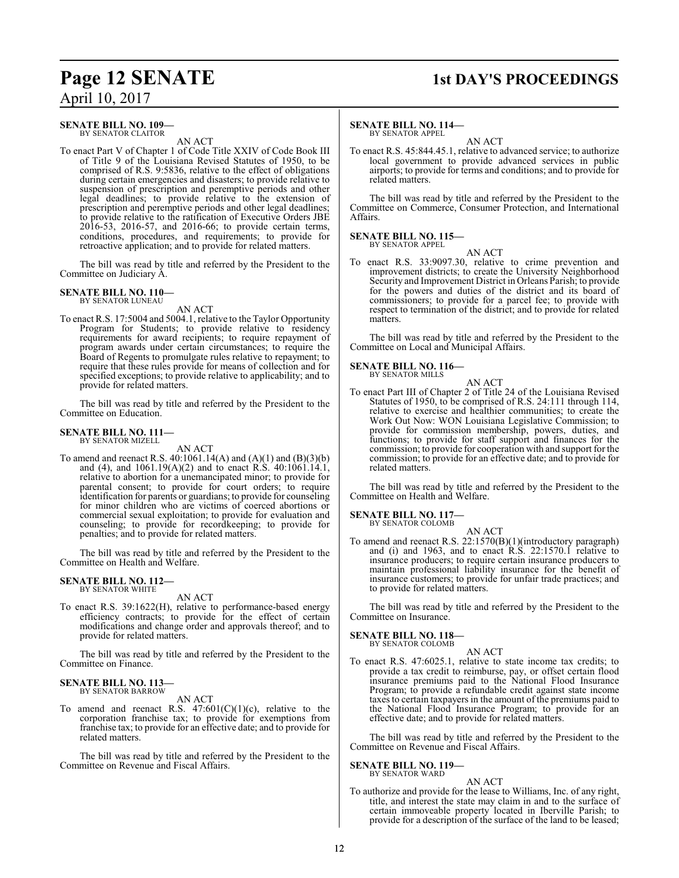**SENATE BILL NO. 109—**
BY SENATOR CLAITOR

AN ACT

To enact Part V of Chapter 1 of Code Title XXIV of Code Book III of Title 9 of the Louisiana Revised Statutes of 1950, to be comprised of R.S. 9:5836, relative to the effect of obligations during certain emergencies and disasters; to provide relative to suspension of prescription and peremptive periods and other legal deadlines; to provide relative to the extension of prescription and peremptive periods and other legal deadlines; to provide relative to the ratification of Executive Orders JBE 2016-53, 2016-57, and 2016-66; to provide certain terms, conditions, procedures, and requirements; to provide for retroactive application; and to provide for related matters.

The bill was read by title and referred by the President to the Committee on Judiciary A.

**SENATE BILL NO. 110—**
BY SENATOR LUNEAU

AN ACT

To enact R.S. 17:5004 and 5004.1, relative to the Taylor Opportunity Program for Students; to provide relative to residency requirements for award recipients; to require repayment of program awards under certain circumstances; to require the Board of Regents to promulgate rules relative to repayment; to require that these rules provide for means of collection and for specified exceptions; to provide relative to applicability; and to provide for related matters.

The bill was read by title and referred by the President to the Committee on Education.

**SENATE BILL NO. 111—**
BY SENATOR MIZELL

AN ACT

To amend and reenact R.S. 40:1061.14(A) and (A)(1) and (B)(3)(b) and (4), and 1061.19(A)(2) and to enact R.S. 40:1061.14.1, relative to abortion for a unemancipated minor; to provide for parental consent; to provide for court orders; to require identification for parents or guardians; to provide for counseling for minor children who are victims of coerced abortions or commercial sexual exploitation; to provide for evaluation and counseling; to provide for recordkeeping; to provide for penalties; and to provide for related matters.

The bill was read by title and referred by the President to the Committee on Health and Welfare.

**SENATE BILL NO. 112—**
BY SENATOR WHITE

AN ACT

To enact R.S. 39:1622(H), relative to performance-based energy efficiency contracts; to provide for the effect of certain modifications and change order and approvals thereof; and to provide for related matters.

The bill was read by title and referred by the President to the Committee on Finance.

**SENATE BILL NO. 113—**
BY SENATOR BARROW

AN ACT

To amend and reenact R.S. 47:601(C)(1)(c), relative to the corporation franchise tax; to provide for exemptions from franchise tax; to provide for an effective date; and to provide for related matters.

The bill was read by title and referred by the President to the Committee on Revenue and Fiscal Affairs.

**SENATE BILL NO. 114—**
BY SENATOR APPEL

AN ACT

To enact R.S. 45:844.45.1, relative to advanced service; to authorize local government to provide advanced services in public airports; to provide for terms and conditions; and to provide for related matters.

The bill was read by title and referred by the President to the Committee on Commerce, Consumer Protection, and International Affairs.

**SENATE BILL NO. 115—**
BY SENATOR APPEL

AN ACT

To enact R.S. 33:9097.30, relative to crime prevention and improvement districts; to create the University Neighborhood Security and Improvement District in Orleans Parish; to provide for the powers and duties of the district and its board of commissioners; to provide for a parcel fee; to provide with respect to termination of the district; and to provide for related matters.

The bill was read by title and referred by the President to the Committee on Local and Municipal Affairs.

**SENATE BILL NO. 116—**
BY SENATOR MILLS

AN ACT

To enact Part III of Chapter 2 of Title 24 of the Louisiana Revised Statutes of 1950, to be comprised of R.S. 24:111 through 114, relative to exercise and healthier communities; to create the Work Out Now: WON Louisiana Legislative Commission; to provide for commission membership, powers, duties, and functions; to provide for staff support and finances for the commission; to provide for cooperation with and support for the commission; to provide for an effective date; and to provide for related matters.

The bill was read by title and referred by the President to the Committee on Health and Welfare.

**SENATE BILL NO. 117—**
BY SENATOR COLOMB

AN ACT

To amend and reenact R.S. 22:1570(B)(1)(introductory paragraph) and (i) and 1963, and to enact R.S. 22:1570.1 relative to insurance producers; to require certain insurance producers to maintain professional liability insurance for the benefit of insurance customers; to provide for unfair trade practices; and to provide for related matters.

The bill was read by title and referred by the President to the Committee on Insurance.

**SENATE BILL NO. 118—**
BY SENATOR COLOMB

AN ACT

To enact R.S. 47:6025.1, relative to state income tax credits; to provide a tax credit to reimburse, pay, or offset certain flood insurance premiums paid to the National Flood Insurance Program; to provide a refundable credit against state income taxes to certain taxpayers in the amount of the premiums paid to the National Flood Insurance Program; to provide for an effective date; and to provide for related matters.

The bill was read by title and referred by the President to the Committee on Revenue and Fiscal Affairs.

**SENATE BILL NO. 119—**
BY SENATOR WARD

AN ACT

To authorize and provide for the lease to Williams, Inc. of any right, title, and interest the state may claim in and to the surface of certain immoveable property located in Iberville Parish; to provide for a description of the surface of the land to be leased;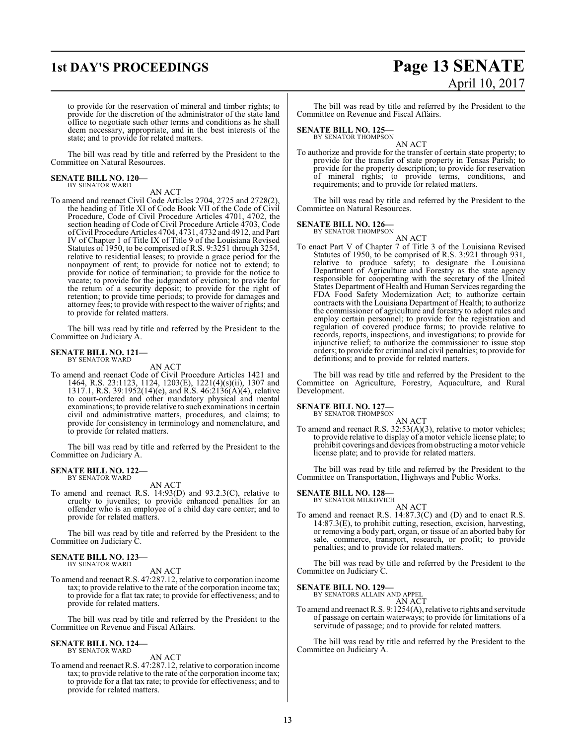to provide for the reservation of mineral and timber rights; to provide for the discretion of the administrator of the state land office to negotiate such other terms and conditions as he shall deem necessary, appropriate, and in the best interests of the state; and to provide for related matters.

The bill was read by title and referred by the President to the Committee on Natural Resources.

**SENATE BILL NO. 120—**
BY SENATOR WARD

AN ACT

To amend and reenact Civil Code Articles 2704, 2725 and 2728(2), the heading of Title XI of Code Book VII of the Code of Civil Procedure, Code of Civil Procedure Articles 4701, 4702, the section heading of Code of Civil Procedure Article 4703, Code of Civil Procedure Articles 4704, 4731, 4732 and 4912, and Part IV of Chapter 1 of Title IX of Title 9 of the Louisiana Revised Statutes of 1950, to be comprised of R.S. 9:3251 through 3254, relative to residential leases; to provide a grace period for the nonpayment of rent; to provide for notice not to extend; to provide for notice of termination; to provide for the notice to vacate; to provide for the judgment of eviction; to provide for the return of a security deposit; to provide for the right of retention; to provide time periods; to provide for damages and attorney fees; to provide with respect to the waiver of rights; and to provide for related matters.

The bill was read by title and referred by the President to the Committee on Judiciary A.

**SENATE BILL NO. 121—**
BY SENATOR WARD

AN ACT

To amend and reenact Code of Civil Procedure Articles 1421 and 1464, R.S. 23:1123, 1124, 1203(E), 1221(4)(s)(ii), 1307 and 1317.1, R.S. 39:1952(14)(e), and R.S. 46:2136(A)(4), relative to court-ordered and other mandatory physical and mental examinations; to provide relative to such examinations in certain civil and administrative matters, procedures, and claims; to provide for consistency in terminology and nomenclature, and to provide for related matters.

The bill was read by title and referred by the President to the Committee on Judiciary A.

**SENATE BILL NO. 122—**
BY SENATOR WARD

AN ACT

To amend and reenact R.S. 14:93(D) and 93.2.3(C), relative to cruelty to juveniles; to provide enhanced penalties for an offender who is an employee of a child day care center; and to provide for related matters.

The bill was read by title and referred by the President to the Committee on Judiciary C.

**SENATE BILL NO. 123—**
BY SENATOR WARD

AN ACT

To amend and reenact R.S. 47:287.12, relative to corporation income tax; to provide relative to the rate of the corporation income tax; to provide for a flat tax rate; to provide for effectiveness; and to provide for related matters.

The bill was read by title and referred by the President to the Committee on Revenue and Fiscal Affairs.

**SENATE BILL NO. 124—**
BY SENATOR WARD

AN ACT

To amend and reenact R.S. 47:287.12, relative to corporation income tax; to provide relative to the rate of the corporation income tax; to provide for a flat tax rate; to provide for effectiveness; and to provide for related matters.

The bill was read by title and referred by the President to the Committee on Revenue and Fiscal Affairs.

**SENATE BILL NO. 125—**
BY SENATOR THOMPSON

AN ACT

To authorize and provide for the transfer of certain state property; to provide for the transfer of state property in Tensas Parish; to provide for the property description; to provide for reservation of mineral rights; to provide terms, conditions, and requirements; and to provide for related matters.

The bill was read by title and referred by the President to the Committee on Natural Resources.

**SENATE BILL NO. 126—**
BY SENATOR THOMPSON

AN ACT

To enact Part V of Chapter 7 of Title 3 of the Louisiana Revised Statutes of 1950, to be comprised of R.S. 3:921 through 931, relative to produce safety; to designate the Louisiana Department of Agriculture and Forestry as the state agency responsible for cooperating with the secretary of the United States Department of Health and Human Services regarding the FDA Food Safety Modernization Act; to authorize certain contracts with the Louisiana Department of Health; to authorize the commissioner of agriculture and forestry to adopt rules and employ certain personnel; to provide for the registration and regulation of covered produce farms; to provide relative to records, reports, inspections, and investigations; to provide for injunctive relief; to authorize the commissioner to issue stop orders; to provide for criminal and civil penalties; to provide for definitions; and to provide for related matters.

The bill was read by title and referred by the President to the Committee on Agriculture, Forestry, Aquaculture, and Rural Development.

**SENATE BILL NO. 127—**
BY SENATOR THOMPSON

AN ACT

To amend and reenact R.S. 32:53(A)(3), relative to motor vehicles; to provide relative to display of a motor vehicle license plate; to prohibit coverings and devices from obstructing a motor vehicle license plate; and to provide for related matters.

The bill was read by title and referred by the President to the Committee on Transportation, Highways and Public Works.

**SENATE BILL NO. 128—**
BY SENATOR MILKOVICH

AN ACT

To amend and reenact R.S. 14:87.3(C) and (D) and to enact R.S. 14:87.3(E), to prohibit cutting, resection, excision, harvesting, or removing a body part, organ, or tissue of an aborted baby for sale, commerce, transport, research, or profit; to provide penalties; and to provide for related matters.

The bill was read by title and referred by the President to the Committee on Judiciary C.

**SENATE BILL NO. 129—**
BY SENATORS ALLAIN AND APPEL

AN ACT

To amend and reenact R.S. 9:1254(A), relative to rights and servitude of passage on certain waterways; to provide for limitations of a servitude of passage; and to provide for related matters.

The bill was read by title and referred by the President to the Committee on Judiciary A.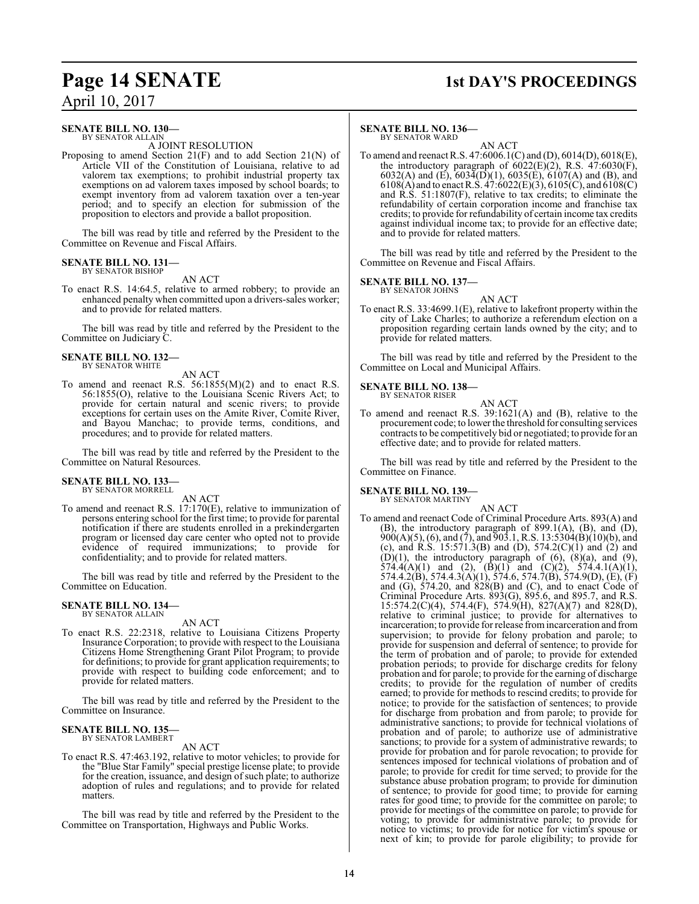**SENATE BILL NO. 130—**
BY SENATOR ALLAIN

A JOINT RESOLUTION

Proposing to amend Section 21(F) and to add Section 21(N) of Article VII of the Constitution of Louisiana, relative to ad valorem tax exemptions; to prohibit industrial property tax exemptions on ad valorem taxes imposed by school boards; to exempt inventory from ad valorem taxation over a ten-year period; and to specify an election for submission of the proposition to electors and provide a ballot proposition.

The bill was read by title and referred by the President to the Committee on Revenue and Fiscal Affairs.

**SENATE BILL NO. 131—**
BY SENATOR BISHOP

AN ACT

To enact R.S. 14:64.5, relative to armed robbery; to provide an enhanced penalty when committed upon a drivers-sales worker; and to provide for related matters.

The bill was read by title and referred by the President to the Committee on Judiciary C.

**SENATE BILL NO. 132—**
BY SENATOR WHITE

AN ACT

To amend and reenact R.S. 56:1855(M)(2) and to enact R.S. 56:1855(O), relative to the Louisiana Scenic Rivers Act; to provide for certain natural and scenic rivers; to provide exceptions for certain uses on the Amite River, Comite River, and Bayou Manchac; to provide terms, conditions, and procedures; and to provide for related matters.

The bill was read by title and referred by the President to the Committee on Natural Resources.

**SENATE BILL NO. 133—**
BY SENATOR MORRELL

AN ACT

To amend and reenact R.S. 17:170(E), relative to immunization of persons entering school for the first time; to provide for parental notification if there are students enrolled in a prekindergarten program or licensed day care center who opted not to provide evidence of required immunizations; to provide for confidentiality; and to provide for related matters.

The bill was read by title and referred by the President to the Committee on Education.

**SENATE BILL NO. 134—**
BY SENATOR ALLAIN

AN ACT

To enact R.S. 22:2318, relative to Louisiana Citizens Property Insurance Corporation; to provide with respect to the Louisiana Citizens Home Strengthening Grant Pilot Program; to provide for definitions; to provide for grant application requirements; to provide with respect to building code enforcement; and to provide for related matters.

The bill was read by title and referred by the President to the Committee on Insurance.

**SENATE BILL NO. 135—**
BY SENATOR LAMBERT

AN ACT

To enact R.S. 47:463.192, relative to motor vehicles; to provide for the "Blue Star Family" special prestige license plate; to provide for the creation, issuance, and design of such plate; to authorize adoption of rules and regulations; and to provide for related matters.

The bill was read by title and referred by the President to the Committee on Transportation, Highways and Public Works.

**SENATE BILL NO. 136—**
BY SENATOR WARD

AN ACT

To amend and reenact R.S. 47:6006.1(C) and (D), 6014(D), 6018(E), the introductory paragraph of 6022(E)(2), R.S. 47:6030(F), 6032(A) and (E), 6034(D)(1), 6035(E), 6107(A) and (B), and 6108(A) and to enact R.S. 47:6022(E)(3), 6105(C), and 6108(C) and R.S. 51:1807(F), relative to tax credits; to eliminate the refundability of certain corporation income and franchise tax credits; to provide for refundability of certain income tax credits against individual income tax; to provide for an effective date; and to provide for related matters.

The bill was read by title and referred by the President to the Committee on Revenue and Fiscal Affairs.

**SENATE BILL NO. 137—**
BY SENATOR JOHNS

AN ACT

To enact R.S. 33:4699.1(E), relative to lakefront property within the city of Lake Charles; to authorize a referendum election on a proposition regarding certain lands owned by the city; and to provide for related matters.

The bill was read by title and referred by the President to the Committee on Local and Municipal Affairs.

**SENATE BILL NO. 138—**
BY SENATOR RISER

AN ACT

To amend and reenact R.S. 39:1621(A) and (B), relative to the procurement code; to lower the threshold for consulting services contracts to be competitively bid or negotiated; to provide for an effective date; and to provide for related matters.

The bill was read by title and referred by the President to the Committee on Finance.

**SENATE BILL NO. 139—**
BY SENATOR MARTINY

AN ACT

To amend and reenact Code of Criminal Procedure Arts. 893(A) and (B), the introductory paragraph of 899.1(A), (B), and (D), 900(A)(5), (6), and (7), and 903.1, R.S. 13:5304(B)(10)(b), and (c), and R.S. 15:571.3(B) and (D), 574.2(C)(1) and (2) and (D)(1), the introductory paragraph of (6), (8)(a), and (9), 574.4(A)(1) and (2), (B)(1) and (C)(2), 574.4.1(A)(1), 574.4.2(B), 574.4.3(A)(1), 574.6, 574.7(B), 574.9(D), (E), (F) and (G), 574.20, and 828(B) and (C), and to enact Code of Criminal Procedure Arts. 893(G), 895.6, and 895.7, and R.S. 15:574.2(C)(4), 574.4(F), 574.9(H), 827(A)(7) and 828(D), relative to criminal justice; to provide for alternatives to incarceration; to provide for release from incarceration and from supervision; to provide for felony probation and parole; to provide for suspension and deferral of sentence; to provide for the term of probation and of parole; to provide for extended probation periods; to provide for discharge credits for felony probation and for parole; to provide for the earning of discharge credits; to provide for the regulation of number of credits earned; to provide for methods to rescind credits; to provide for notice; to provide for the satisfaction of sentences; to provide for discharge from probation and from parole; to provide for administrative sanctions; to provide for technical violations of probation and of parole; to authorize use of administrative sanctions; to provide for a system of administrative rewards; to provide for probation and for parole revocation; to provide for sentences imposed for technical violations of probation and of parole; to provide for credit for time served; to provide for the substance abuse probation program; to provide for diminution of sentence; to provide for good time; to provide for earning rates for good time; to provide for the committee on parole; to provide for meetings of the committee on parole; to provide for voting; to provide for administrative parole; to provide for notice to victims; to provide for notice for victim's spouse or next of kin; to provide for parole eligibility; to provide for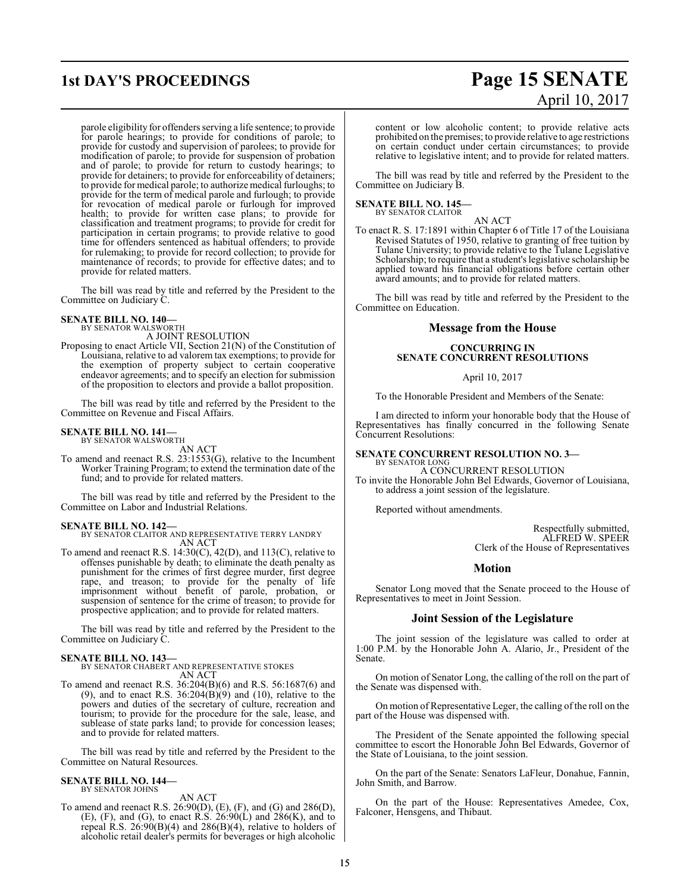parole eligibility for offenders serving a life sentence; to provide for parole hearings; to provide for conditions of parole; to provide for custody and supervision of parolees; to provide for modification of parole; to provide for suspension of probation and of parole; to provide for return to custody hearings; to provide for detainers; to provide for enforceability of detainers; to provide for medical parole; to authorize medical furloughs; to provide for the term of medical parole and furlough; to provide for revocation of medical parole or furlough for improved health; to provide for written case plans; to provide for classification and treatment programs; to provide for credit for participation in certain programs; to provide relative to good time for offenders sentenced as habitual offenders; to provide for rulemaking; to provide for record collection; to provide for maintenance of records; to provide for effective dates; and to provide for related matters.

The bill was read by title and referred by the President to the Committee on Judiciary C.

**SENATE BILL NO. 140—**
BY SENATOR WALSWORTH

A JOINT RESOLUTION

Proposing to enact Article VII, Section 21(N) of the Constitution of Louisiana, relative to ad valorem tax exemptions; to provide for the exemption of property subject to certain cooperative endeavor agreements; and to specify an election for submission of the proposition to electors and provide a ballot proposition.

The bill was read by title and referred by the President to the Committee on Revenue and Fiscal Affairs.

**SENATE BILL NO. 141—**
BY SENATOR WALSWORTH

AN ACT

To amend and reenact R.S. 23:1553(G), relative to the Incumbent Worker Training Program; to extend the termination date of the fund; and to provide for related matters.

The bill was read by title and referred by the President to the Committee on Labor and Industrial Relations.

**SENATE BILL NO. 142—**
BY SENATOR CLAITOR AND REPRESENTATIVE TERRY LANDRY

AN ACT

To amend and reenact R.S. 14:30(C), 42(D), and 113(C), relative to offenses punishable by death; to eliminate the death penalty as punishment for the crimes of first degree murder, first degree rape, and treason; to provide for the penalty of life imprisonment without benefit of parole, probation, or suspension of sentence for the crime of treason; to provide for prospective application; and to provide for related matters.

The bill was read by title and referred by the President to the Committee on Judiciary C.

**SENATE BILL NO. 143—**
BY SENATOR CHABERT AND REPRESENTATIVE STOKES

AN ACT

To amend and reenact R.S. 36:204(B)(6) and R.S. 56:1687(6) and (9), and to enact R.S. 36:204(B)(9) and (10), relative to the powers and duties of the secretary of culture, recreation and tourism; to provide for the procedure for the sale, lease, and sublease of state parks land; to provide for concession leases; and to provide for related matters.

The bill was read by title and referred by the President to the Committee on Natural Resources.

**SENATE BILL NO. 144—**
BY SENATOR JOHNS

AN ACT

To amend and reenact R.S. 26:90(D), (E), (F), and (G) and 286(D), (E), (F), and (G), to enact R.S. 26:90(L) and 286(K), and to repeal R.S. 26:90(B)(4) and 286(B)(4), relative to holders of alcoholic retail dealer's permits for beverages or high alcoholic content or low alcoholic content; to provide relative acts prohibited on the premises; to provide relative to age restrictions on certain conduct under certain circumstances; to provide relative to legislative intent; and to provide for related matters.

The bill was read by title and referred by the President to the Committee on Judiciary B.

**SENATE BILL NO. 145—**
BY SENATOR CLAITOR

AN ACT

To enact R. S. 17:1891 within Chapter 6 of Title 17 of the Louisiana Revised Statutes of 1950, relative to granting of free tuition by Tulane University; to provide relative to the Tulane Legislative Scholarship; to require that a student's legislative scholarship be applied toward his financial obligations before certain other award amounts; and to provide for related matters.

The bill was read by title and referred by the President to the Committee on Education.

## Message from the House

### CONCURRING IN SENATE CONCURRENT RESOLUTIONS

April 10, 2017

To the Honorable President and Members of the Senate:

I am directed to inform your honorable body that the House of Representatives has finally concurred in the following Senate Concurrent Resolutions:

**SENATE CONCURRENT RESOLUTION NO. 3—**
BY SENATOR LONG

A CONCURRENT RESOLUTION

To invite the Honorable John Bel Edwards, Governor of Louisiana, to address a joint session of the legislature.

Reported without amendments.

Respectfully submitted,
ALFRED W. SPEER
Clerk of the House of Representatives

## Motion

Senator Long moved that the Senate proceed to the House of Representatives to meet in Joint Session.

## Joint Session of the Legislature

The joint session of the legislature was called to order at 1:00 P.M. by the Honorable John A. Alario, Jr., President of the Senate.

On motion of Senator Long, the calling of the roll on the part of the Senate was dispensed with.

On motion of Representative Leger, the calling of the roll on the part of the House was dispensed with.

The President of the Senate appointed the following special committee to escort the Honorable John Bel Edwards, Governor of the State of Louisiana, to the joint session.

On the part of the Senate: Senators LaFleur, Donahue, Fannin, John Smith, and Barrow.

On the part of the House: Representatives Amedee, Cox, Falconer, Hensgens, and Thibaut.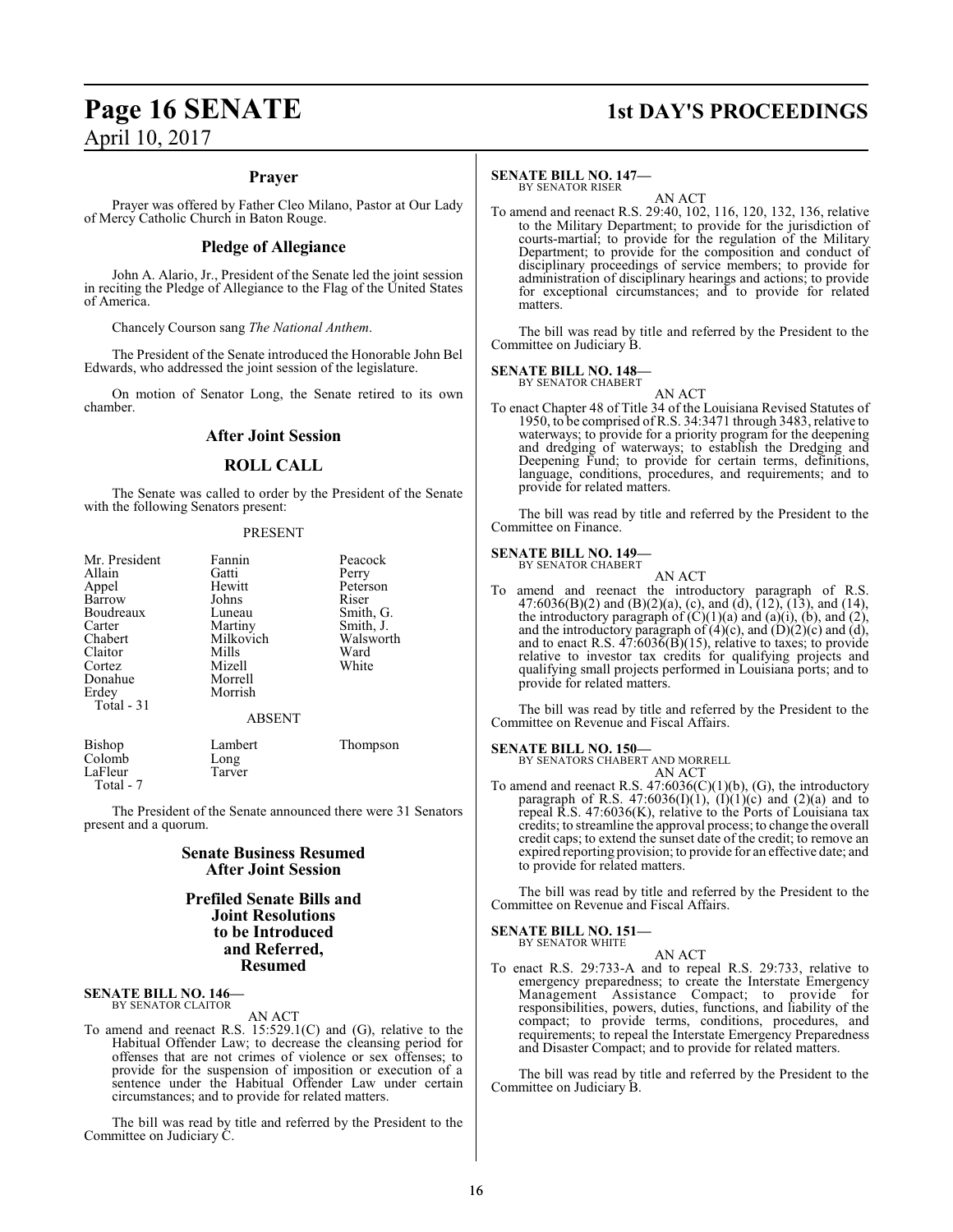## Prayer

Prayer was offered by Father Cleo Milano, Pastor at Our Lady of Mercy Catholic Church in Baton Rouge.

## Pledge of Allegiance

John A. Alario, Jr., President of the Senate led the joint session in reciting the Pledge of Allegiance to the Flag of the United States of America.

Chancely Courson sang *The National Anthem*.

The President of the Senate introduced the Honorable John Bel Edwards, who addressed the joint session of the legislature.

On motion of Senator Long, the Senate retired to its own chamber.

## After Joint Session

## ROLL CALL

The Senate was called to order by the President of the Senate with the following Senators present:

PRESENT

| | | |
|---|---|---|
| Mr. President | Fannin | Peacock |
| Allain | Gatti | Perry |
| Appel | Hewitt | Peterson |
| Barrow | Johns | Riser |
| Boudreaux | Luneau | Smith, G. |
| Carter | Martiny | Smith, J. |
| Chabert | Milkovich | Walsworth |
| Claitor | Mills | Ward |
| Cortez | Mizell | White |
| Donahue | Morrell | |
| Erdey | Morrish | |

Total - 31

ABSENT

| | | |
|---|---|---|
| Bishop | Lambert | Thompson |
| Colomb | Long | |
| LaFleur | Tarver | |

Total - 7

The President of the Senate announced there were 31 Senators present and a quorum.

## Senate Business Resumed After Joint Session

## Prefiled Senate Bills and Joint Resolutions to be Introduced and Referred, Resumed

**SENATE BILL NO. 146—**
BY SENATOR CLAITOR

AN ACT

To amend and reenact R.S. 15:529.1(C) and (G), relative to the Habitual Offender Law; to decrease the cleansing period for offenses that are not crimes of violence or sex offenses; to provide for the suspension of imposition or execution of a sentence under the Habitual Offender Law under certain circumstances; and to provide for related matters.

The bill was read by title and referred by the President to the Committee on Judiciary C.

**SENATE BILL NO. 147—**
BY SENATOR RISER

AN ACT

To amend and reenact R.S. 29:40, 102, 116, 120, 132, 136, relative to the Military Department; to provide for the jurisdiction of courts-martial; to provide for the regulation of the Military Department; to provide for the composition and conduct of disciplinary proceedings of service members; to provide for administration of disciplinary hearings and actions; to provide for exceptional circumstances; and to provide for related matters.

The bill was read by title and referred by the President to the Committee on Judiciary B.

**SENATE BILL NO. 148—**
BY SENATOR CHABERT

AN ACT

To enact Chapter 48 of Title 34 of the Louisiana Revised Statutes of 1950, to be comprised of R.S. 34:3471 through 3483, relative to waterways; to provide for a priority program for the deepening and dredging of waterways; to establish the Dredging and Deepening Fund; to provide for certain terms, definitions, language, conditions, procedures, and requirements; and to provide for related matters.

The bill was read by title and referred by the President to the Committee on Finance.

**SENATE BILL NO. 149—**
BY SENATOR CHABERT

AN ACT

To amend and reenact the introductory paragraph of R.S. 47:6036(B)(2) and (B)(2)(a), (c), and (d), (12), (13), and (14), the introductory paragraph of (C)(1)(a) and (a)(i), (b), and (2), and the introductory paragraph of (4)(c), and (D)(2)(c) and (d), and to enact R.S. 47:6036(B)(15), relative to taxes; to provide relative to investor tax credits for qualifying projects and qualifying small projects performed in Louisiana ports; and to provide for related matters.

The bill was read by title and referred by the President to the Committee on Revenue and Fiscal Affairs.

**SENATE BILL NO. 150—**
BY SENATORS CHABERT AND MORRELL

AN ACT

To amend and reenact R.S. 47:6036(C)(1)(b), (G), the introductory paragraph of R.S. 47:6036(I)(1), (I)(1)(c) and (2)(a) and to repeal R.S. 47:6036(K), relative to the Ports of Louisiana tax credits; to streamline the approval process; to change the overall credit caps; to extend the sunset date of the credit; to remove an expired reporting provision; to provide for an effective date; and to provide for related matters.

The bill was read by title and referred by the President to the Committee on Revenue and Fiscal Affairs.

**SENATE BILL NO. 151—**
BY SENATOR WHITE

AN ACT

To enact R.S. 29:733-A and to repeal R.S. 29:733, relative to emergency preparedness; to create the Interstate Emergency Management Assistance Compact; to provide for responsibilities, powers, duties, functions, and liability of the compact; to provide terms, conditions, procedures, and requirements; to repeal the Interstate Emergency Preparedness and Disaster Compact; and to provide for related matters.

The bill was read by title and referred by the President to the Committee on Judiciary B.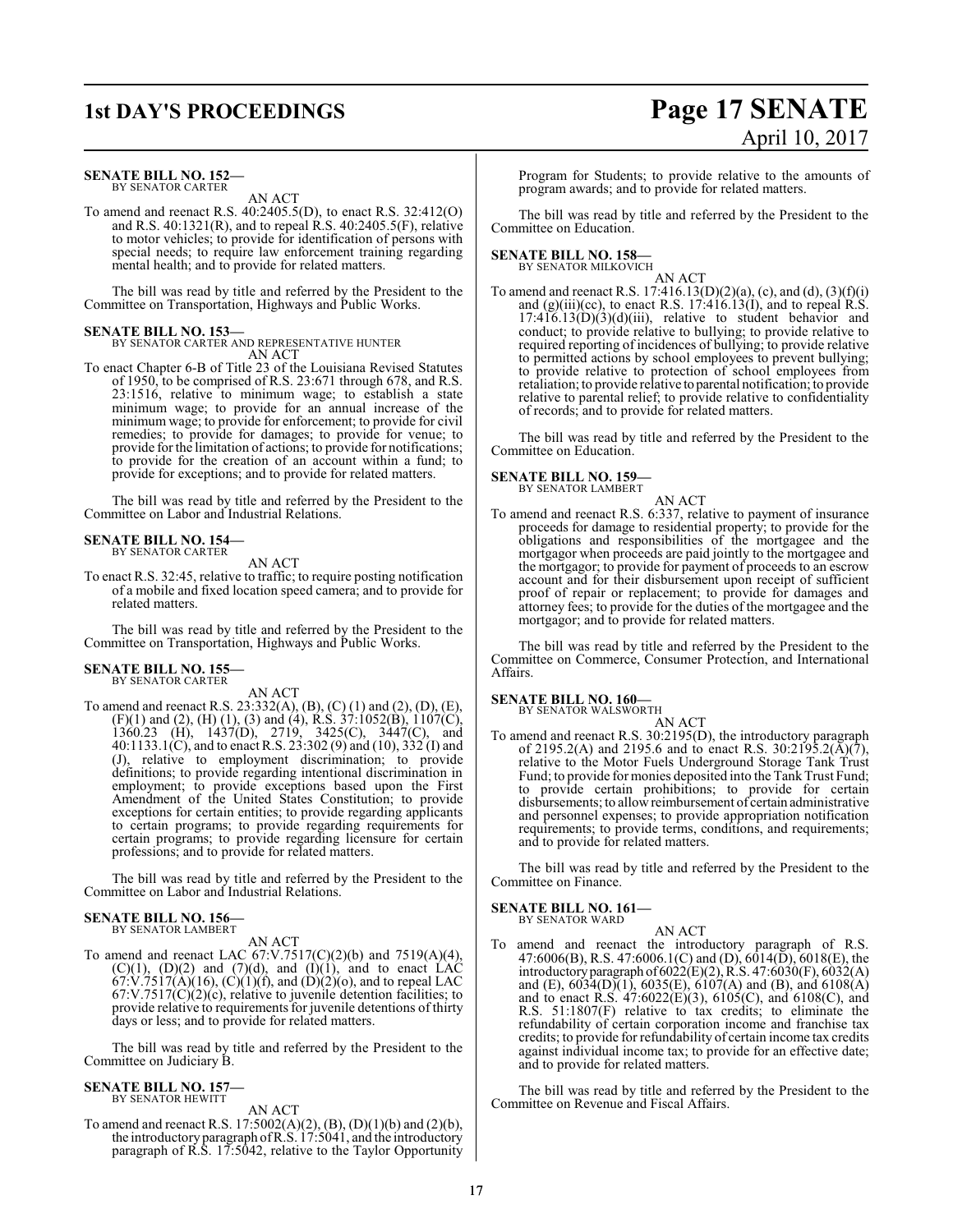**SENATE BILL NO. 152—**
BY SENATOR CARTER

AN ACT

To amend and reenact R.S. 40:2405.5(D), to enact R.S. 32:412(O) and R.S. 40:1321(R), and to repeal R.S. 40:2405.5(F), relative to motor vehicles; to provide for identification of persons with special needs; to require law enforcement training regarding mental health; and to provide for related matters.

The bill was read by title and referred by the President to the Committee on Transportation, Highways and Public Works.

**SENATE BILL NO. 153—**
BY SENATOR CARTER AND REPRESENTATIVE HUNTER

AN ACT

To enact Chapter 6-B of Title 23 of the Louisiana Revised Statutes of 1950, to be comprised of R.S. 23:671 through 678, and R.S. 23:1516, relative to minimum wage; to establish a state minimum wage; to provide for an annual increase of the minimum wage; to provide for enforcement; to provide for civil remedies; to provide for damages; to provide for venue; to provide for the limitation of actions; to provide for notifications; to provide for the creation of an account within a fund; to provide for exceptions; and to provide for related matters.

The bill was read by title and referred by the President to the Committee on Labor and Industrial Relations.

**SENATE BILL NO. 154—**
BY SENATOR CARTER

AN ACT

To enact R.S. 32:45, relative to traffic; to require posting notification of a mobile and fixed location speed camera; and to provide for related matters.

The bill was read by title and referred by the President to the Committee on Transportation, Highways and Public Works.

**SENATE BILL NO. 155—**
BY SENATOR CARTER

AN ACT

To amend and reenact R.S. 23:332(A), (B), (C) (1) and (2), (D), (E), (F)(1) and (2), (H) (1), (3) and (4), R.S. 37:1052(B), 1107(C), 1360.23 (H), 1437(D), 2719, 3425(C), 3447(C), and 40:1133.1(C), and to enact R.S. 23:302 (9) and (10), 332 (I) and (J), relative to employment discrimination; to provide definitions; to provide regarding intentional discrimination in employment; to provide exceptions based upon the First Amendment of the United States Constitution; to provide exceptions for certain entities; to provide regarding applicants to certain programs; to provide regarding requirements for certain programs; to provide regarding licensure for certain professions; and to provide for related matters.

The bill was read by title and referred by the President to the Committee on Labor and Industrial Relations.

**SENATE BILL NO. 156—**
BY SENATOR LAMBERT

AN ACT

To amend and reenact LAC 67:V.7517(C)(2)(b) and 7519(A)(4), (C)(1), (D)(2) and (7)(d), and (I)(1), and to enact LAC 67:V.7517(A)(16), (C)(1)(f), and (D)(2)(o), and to repeal LAC 67:V.7517(C)(2)(c), relative to juvenile detention facilities; to provide relative to requirements for juvenile detentions of thirty days or less; and to provide for related matters.

The bill was read by title and referred by the President to the Committee on Judiciary B.

**SENATE BILL NO. 157—**
BY SENATOR HEWITT

AN ACT

To amend and reenact R.S. 17:5002(A)(2), (B), (D)(1)(b) and (2)(b), the introductory paragraph of R.S. 17:5041, and the introductory paragraph of R.S. 17:5042, relative to the Taylor Opportunity Program for Students; to provide relative to the amounts of program awards; and to provide for related matters.

The bill was read by title and referred by the President to the Committee on Education.

**SENATE BILL NO. 158—**
BY SENATOR MILKOVICH

AN ACT

To amend and reenact R.S. 17:416.13(D)(2)(a), (c), and (d), (3)(f)(i) and (g)(iii)(cc), to enact R.S. 17:416.13(I), and to repeal R.S. 17:416.13(D)(3)(d)(iii), relative to student behavior and conduct; to provide relative to bullying; to provide relative to required reporting of incidences of bullying; to provide relative to permitted actions by school employees to prevent bullying; to provide relative to protection of school employees from retaliation; to provide relative to parental notification; to provide relative to parental relief; to provide relative to confidentiality of records; and to provide for related matters.

The bill was read by title and referred by the President to the Committee on Education.

**SENATE BILL NO. 159—**
BY SENATOR LAMBERT

AN ACT

To amend and reenact R.S. 6:337, relative to payment of insurance proceeds for damage to residential property; to provide for the obligations and responsibilities of the mortgagee and the mortgagor when proceeds are paid jointly to the mortgagee and the mortgagor; to provide for payment of proceeds to an escrow account and for their disbursement upon receipt of sufficient proof of repair or replacement; to provide for damages and attorney fees; to provide for the duties of the mortgagee and the mortgagor; and to provide for related matters.

The bill was read by title and referred by the President to the Committee on Commerce, Consumer Protection, and International Affairs.

**SENATE BILL NO. 160—**
BY SENATOR WALSWORTH

AN ACT

To amend and reenact R.S. 30:2195(D), the introductory paragraph of 2195.2(A) and 2195.6 and to enact R.S. 30:2195.2(A)(7), relative to the Motor Fuels Underground Storage Tank Trust Fund; to provide for monies deposited into the Tank Trust Fund; to provide certain prohibitions; to provide for certain disbursements; to allow reimbursement of certain administrative and personnel expenses; to provide appropriation notification requirements; to provide terms, conditions, and requirements; and to provide for related matters.

The bill was read by title and referred by the President to the Committee on Finance.

**SENATE BILL NO. 161—**
BY SENATOR WARD

AN ACT

To amend and reenact the introductory paragraph of R.S. 47:6006(B), R.S. 47:6006.1(C) and (D), 6014(D), 6018(E), the introductory paragraph of 6022(E)(2), R.S. 47:6030(F), 6032(A) and (E), 6034(D)(1), 6035(E), 6107(A) and (B), and 6108(A) and to enact R.S. 47:6022(E)(3), 6105(C), and 6108(C), and R.S. 51:1807(F) relative to tax credits; to eliminate the refundability of certain corporation income and franchise tax credits; to provide for refundability of certain income tax credits against individual income tax; to provide for an effective date; and to provide for related matters.

The bill was read by title and referred by the President to the Committee on Revenue and Fiscal Affairs.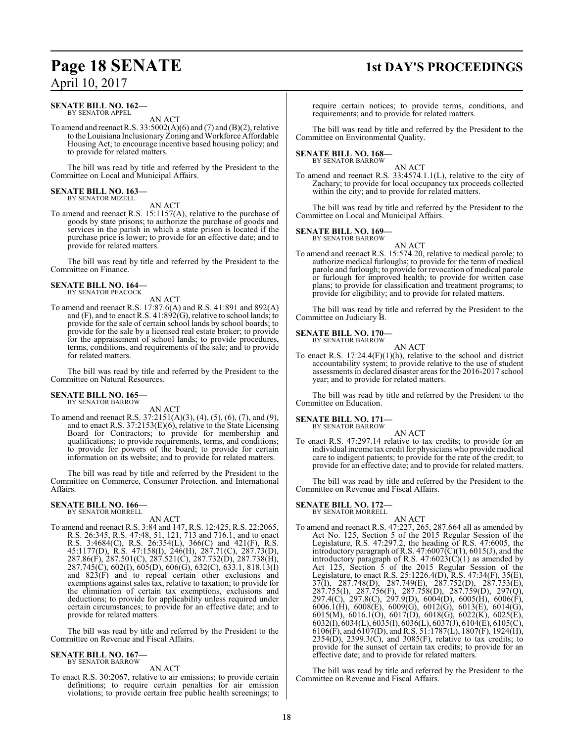**SENATE BILL NO. 162—**
BY SENATOR APPEL

AN ACT

To amend and reenact R.S. 33:5002(A)(6) and (7) and (B)(2), relative to the Louisiana Inclusionary Zoning and Workforce Affordable Housing Act; to encourage incentive based housing policy; and to provide for related matters.

The bill was read by title and referred by the President to the Committee on Local and Municipal Affairs.

**SENATE BILL NO. 163—**
BY SENATOR MIZELL

AN ACT

To amend and reenact R.S. 15:1157(A), relative to the purchase of goods by state prisons; to authorize the purchase of goods and services in the parish in which a state prison is located if the purchase price is lower; to provide for an effective date; and to provide for related matters.

The bill was read by title and referred by the President to the Committee on Finance.

**SENATE BILL NO. 164—**
BY SENATOR PEACOCK

AN ACT

To amend and reenact R.S. 17:87.6(A) and R.S. 41:891 and 892(A) and (F), and to enact R.S. 41:892(G), relative to school lands; to provide for the sale of certain school lands by school boards; to provide for the sale by a licensed real estate broker; to provide for the appraisement of school lands; to provide procedures, terms, conditions, and requirements of the sale; and to provide for related matters.

The bill was read by title and referred by the President to the Committee on Natural Resources.

**SENATE BILL NO. 165—**
BY SENATOR BARROW

AN ACT

To amend and reenact R.S. 37:2151(A)(3), (4), (5), (6), (7), and (9), and to enact R.S. 37:2153(E)(6), relative to the State Licensing Board for Contractors; to provide for membership and qualifications; to provide requirements, terms, and conditions; to provide for powers of the board; to provide for certain information on its website; and to provide for related matters.

The bill was read by title and referred by the President to the Committee on Commerce, Consumer Protection, and International Affairs.

**SENATE BILL NO. 166—**
BY SENATOR MORRELL

AN ACT

To amend and reenact R.S. 3:84 and 147, R.S. 12:425, R.S. 22:2065, R.S. 26:345, R.S. 47:48, 51, 121, 713 and 716.1, and to enact R.S. 3:4684(C), R.S. 26:354(L), 366(C) and 421(F), R.S. 45:1177(D), R.S. 47:158(I), 246(H), 287.71(C), 287.73(D), 287.86(F), 287.501(C), 287.521(C), 287.732(D), 287.738(H), 287.745(C), 602(I), 605(D), 606(G), 632(C), 633.1, 818.13(I) and 823(F) and to repeal certain other exclusions and exemptions against sales tax, relative to taxation; to provide for the elimination of certain tax exemptions, exclusions and deductions; to provide for applicability unless required under certain circumstances; to provide for an effective date; and to provide for related matters.

The bill was read by title and referred by the President to the Committee on Revenue and Fiscal Affairs.

**SENATE BILL NO. 167—**
BY SENATOR BARROW

AN ACT

To enact R.S. 30:2067, relative to air emissions; to provide certain definitions; to require certain penalties for air emission violations; to provide certain free public health screenings; to require certain notices; to provide terms, conditions, and requirements; and to provide for related matters.

The bill was read by title and referred by the President to the Committee on Environmental Quality.

**SENATE BILL NO. 168—**
BY SENATOR BARROW

AN ACT

To amend and reenact R.S. 33:4574.1.1(L), relative to the city of Zachary; to provide for local occupancy tax proceeds collected within the city; and to provide for related matters.

The bill was read by title and referred by the President to the Committee on Local and Municipal Affairs.

**SENATE BILL NO. 169—**
BY SENATOR BARROW

AN ACT

To amend and reenact R.S. 15:574.20, relative to medical parole; to authorize medical furloughs; to provide for the term of medical parole and furlough; to provide for revocation of medical parole or furlough for improved health; to provide for written case plans; to provide for classification and treatment programs; to provide for eligibility; and to provide for related matters.

The bill was read by title and referred by the President to the Committee on Judiciary B.

**SENATE BILL NO. 170—**
BY SENATOR BARROW

AN ACT

To enact R.S. 17:24.4(F)(1)(h), relative to the school and district accountability system; to provide relative to the use of student assessments in declared disaster areas for the 2016-2017 school year; and to provide for related matters.

The bill was read by title and referred by the President to the Committee on Education.

**SENATE BILL NO. 171—**
BY SENATOR BARROW

AN ACT

To enact R.S. 47:297.14 relative to tax credits; to provide for an individual income tax credit for physicians who provide medical care to indigent patients; to provide for the rate of the credit; to provide for an effective date; and to provide for related matters.

The bill was read by title and referred by the President to the Committee on Revenue and Fiscal Affairs.

**SENATE BILL NO. 172—**
BY SENATOR MORRELL

AN ACT

To amend and reenact R.S. 47:227, 265, 287.664 all as amended by Act No. 125, Section 5 of the 2015 Regular Session of the Legislature, R.S. 47:297.2, the heading of R.S. 47:6005, the introductory paragraph of R.S. 47:6007(C)(1), 6015(J), and the introductory paragraph of R.S. 47:6023(C)(1) as amended by Act 125, Section 5 of the 2015 Regular Session of the Legislature, to enact R.S. 25:1226.4(D), R.S. 47:34(F), 35(E), 37(I), 287.748(D), 287.749(E), 287.752(D), 287.753(E), 287.755(I), 287.756(F), 287.758(D), 287.759(D), 297(Q), 297.4(C), 297.8(C), 297.9(D), 6004(D), 6005(H), 6006(F), 6006.1(H), 6008(E), 6009(G), 6012(G), 6013(E), 6014(G), 6015(M), 6016.1(O), 6017(D), 6018(G), 6022(K), 6025(E), 6032(I), 6034(L), 6035(I), 6036(L), 6037(J), 6104(E), 6105(C), 6106(F), and 6107(D), and R.S. 51:1787(L), 1807(F), 1924(H), 2354(D), 2399.3(C), and 3085(F), relative to tax credits; to provide for the sunset of certain tax credits; to provide for an effective date; and to provide for related matters.

The bill was read by title and referred by the President to the Committee on Revenue and Fiscal Affairs.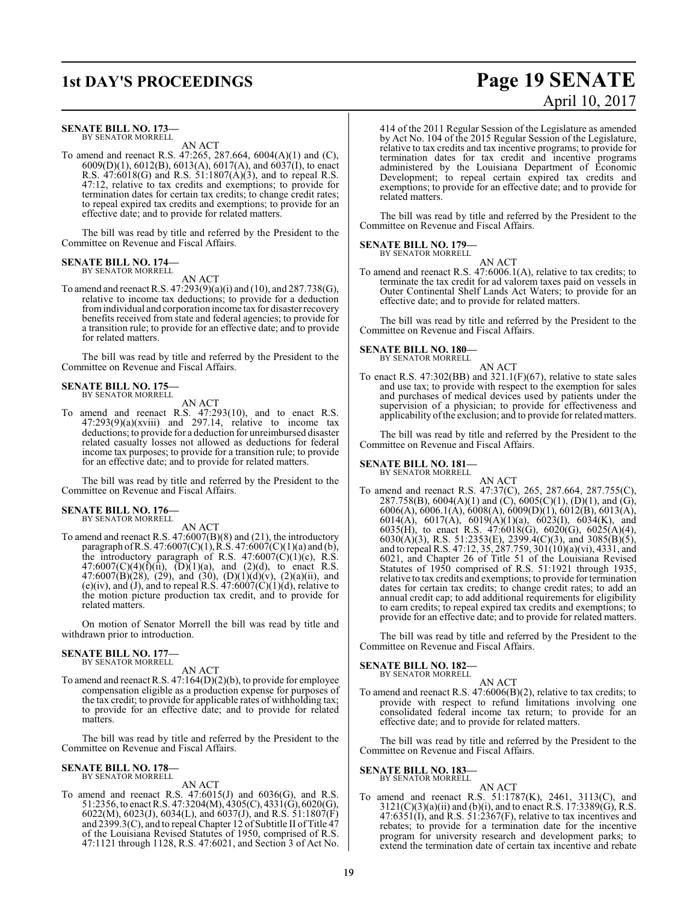**SENATE BILL NO. 173—**
BY SENATOR MORRELL

AN ACT

To amend and reenact R.S. 47:265, 287.664, 6004(A)(1) and (C), 6009(D)(1), 6012(B), 6013(A), 6017(A), and 6037(I), to enact R.S. 47:6018(G) and R.S. 51:1807(A)(3), and to repeal R.S. 47:12, relative to tax credits and exemptions; to provide for termination dates for certain tax credits; to change credit rates; to repeal expired tax credits and exemptions; to provide for an effective date; and to provide for related matters.

The bill was read by title and referred by the President to the Committee on Revenue and Fiscal Affairs.

**SENATE BILL NO. 174—**
BY SENATOR MORRELL

AN ACT

To amend and reenact R.S. 47:293(9)(a)(i) and (10), and 287.738(G), relative to income tax deductions; to provide for a deduction from individual and corporation income tax for disaster recovery benefits received from state and federal agencies; to provide for a transition rule; to provide for an effective date; and to provide for related matters.

The bill was read by title and referred by the President to the Committee on Revenue and Fiscal Affairs.

**SENATE BILL NO. 175—**
BY SENATOR MORRELL

AN ACT

To amend and reenact R.S. 47:293(10), and to enact R.S. 47:293(9)(a)(xviii) and 297.14, relative to income tax deductions; to provide for a deduction for unreimbursed disaster related casualty losses not allowed as deductions for federal income tax purposes; to provide for a transition rule; to provide for an effective date; and to provide for related matters.

The bill was read by title and referred by the President to the Committee on Revenue and Fiscal Affairs.

**SENATE BILL NO. 176—**
BY SENATOR MORRELL

AN ACT

To amend and reenact R.S. 47:6007(B)(8) and (21), the introductory paragraph of R.S. 47:6007(C)(1), R.S. 47:6007(C)(1)(a) and (b), the introductory paragraph of R.S. 47:6007(C)(1)(c), R.S. 47:6007(C)(4)(f)(ii), (D)(1)(a), and (2)(d), to enact R.S. 47:6007(B)(28), (29), and (30), (D)(1)(d)(v), (2)(a)(ii), and (e)(iv), and (J), and to repeal R.S. 47:6007(C)(1)(d), relative to the motion picture production tax credit, and to provide for related matters.

On motion of Senator Morrell the bill was read by title and withdrawn prior to introduction.

**SENATE BILL NO. 177—**
BY SENATOR MORRELL

AN ACT

To amend and reenact R.S. 47:164(D)(2)(b), to provide for employee compensation eligible as a production expense for purposes of the tax credit; to provide for applicable rates of withholding tax; to provide for an effective date; and to provide for related matters.

The bill was read by title and referred by the President to the Committee on Revenue and Fiscal Affairs.

**SENATE BILL NO. 178—**
BY SENATOR MORRELL

AN ACT

To amend and reenact R.S. 47:6015(J) and 6036(G), and R.S. 51:2356, to enact R.S. 47:3204(M), 4305(C), 4331(G), 6020(G), 6022(M), 6023(J), 6034(L), and 6037(J), and R.S. 51:1807(F) and 2399.3(C), and to repeal Chapter 12 of Subtitle II of Title 47 of the Louisiana Revised Statutes of 1950, comprised of R.S. 47:1121 through 1128, R.S. 47:6021, and Section 3 of Act No. 414 of the 2011 Regular Session of the Legislature as amended by Act No. 104 of the 2015 Regular Session of the Legislature, relative to tax credits and tax incentive programs; to provide for termination dates for tax credit and incentive programs administered by the Louisiana Department of Economic Development; to repeal certain expired tax credits and exemptions; to provide for an effective date; and to provide for related matters.

The bill was read by title and referred by the President to the Committee on Revenue and Fiscal Affairs.

**SENATE BILL NO. 179—**
BY SENATOR MORRELL

AN ACT

To amend and reenact R.S. 47:6006.1(A), relative to tax credits; to terminate the tax credit for ad valorem taxes paid on vessels in Outer Continental Shelf Lands Act Waters; to provide for an effective date; and to provide for related matters.

The bill was read by title and referred by the President to the Committee on Revenue and Fiscal Affairs.

**SENATE BILL NO. 180—**
BY SENATOR MORRELL

AN ACT

To enact R.S. 47:302(BB) and 321.1(F)(67), relative to state sales and use tax; to provide with respect to the exemption for sales and purchases of medical devices used by patients under the supervision of a physician; to provide for effectiveness and applicability of the exclusion; and to provide for related matters.

The bill was read by title and referred by the President to the Committee on Revenue and Fiscal Affairs.

**SENATE BILL NO. 181—**
BY SENATOR MORRELL

AN ACT

To amend and reenact R.S. 47:37(C), 265, 287.664, 287.755(C), 287.758(B), 6004(A)(1) and (C), 6005(C)(1), (D)(1), and (G), 6006(A), 6006.1(A), 6008(A), 6009(D)(1), 6012(B), 6013(A), 6014(A), 6017(A), 6019(A)(1)(a), 6023(I), 6034(K), and 6035(H), to enact R.S. 47:6018(G), 6020(G), 6025(A)(4), 6030(A)(3), R.S. 51:2353(E), 2399.4(C)(3), and 3085(B)(5), and to repeal R.S. 47:12, 35, 287.759, 301(10)(a)(vi), 4331, and 6021, and Chapter 26 of Title 51 of the Louisiana Revised Statutes of 1950 comprised of R.S. 51:1921 through 1935, relative to tax credits and exemptions; to provide for termination dates for certain tax credits; to change credit rates; to add an annual credit cap; to add additional requirements for eligibility to earn credits; to repeal expired tax credits and exemptions; to provide for an effective date; and to provide for related matters.

The bill was read by title and referred by the President to the Committee on Revenue and Fiscal Affairs.

**SENATE BILL NO. 182—**
BY SENATOR MORRELL

AN ACT

To amend and reenact R.S. 47:6006(B)(2), relative to tax credits; to provide with respect to refund limitations involving one consolidated federal income tax return; to provide for an effective date; and to provide for related matters.

The bill was read by title and referred by the President to the Committee on Revenue and Fiscal Affairs.

**SENATE BILL NO. 183—**
BY SENATOR MORRELL

AN ACT

To amend and reenact R.S. 51:1787(K), 2461, 3113(C), and 3121(C)(3)(a)(ii) and (b)(i), and to enact R.S. 17:3389(G), R.S. 47:6351(I), and R.S. 51:2367(F), relative to tax incentives and rebates; to provide for a termination date for the incentive program for university research and development parks; to extend the termination date of certain tax incentive and rebate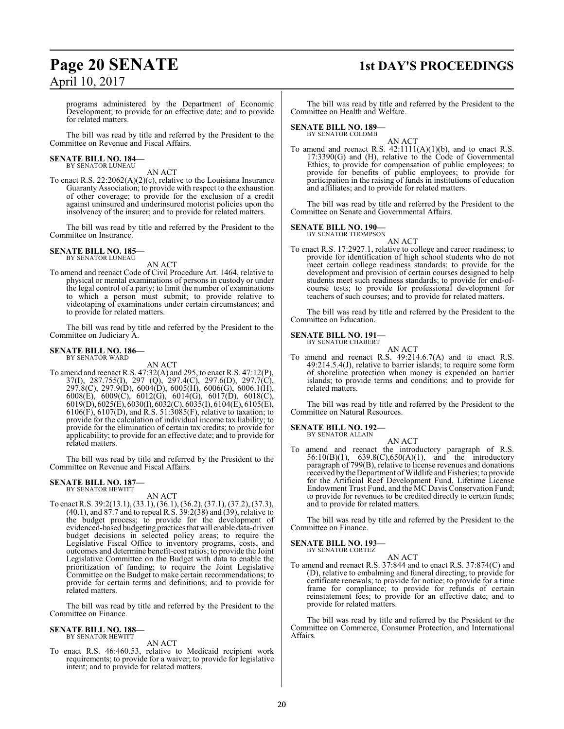programs administered by the Department of Economic Development; to provide for an effective date; and to provide for related matters.

The bill was read by title and referred by the President to the Committee on Revenue and Fiscal Affairs.

**SENATE BILL NO. 184—**
BY SENATOR LUNEAU

AN ACT

To enact R.S. 22:2062(A)(2)(c), relative to the Louisiana Insurance Guaranty Association; to provide with respect to the exhaustion of other coverage; to provide for the exclusion of a credit against uninsured and underinsured motorist policies upon the insolvency of the insurer; and to provide for related matters.

The bill was read by title and referred by the President to the Committee on Insurance.

**SENATE BILL NO. 185—**
BY SENATOR LUNEAU

AN ACT

To amend and reenact Code of Civil Procedure Art. 1464, relative to physical or mental examinations of persons in custody or under the legal control of a party; to limit the number of examinations to which a person must submit; to provide relative to videotaping of examinations under certain circumstances; and to provide for related matters.

The bill was read by title and referred by the President to the Committee on Judiciary A.

**SENATE BILL NO. 186—**
BY SENATOR WARD

AN ACT

To amend and reenact R.S. 47:32(A) and 295, to enact R.S. 47:12(P), 37(I), 287.755(I), 297 (Q), 297.4(C), 297.6(D), 297.7(C), 297.8(C), 297.9(D), 6004(D), 6005(H), 6006(G), 6006.1(H), 6008(E), 6009(C), 6012(G), 6014(G), 6017(D), 6018(C), 6019(D), 6025(E), 6030(I), 6032(C), 6035(I), 6104(E), 6105(E), 6106(F), 6107(D), and R.S. 51:3085(F), relative to taxation; to provide for the calculation of individual income tax liability; to provide for the elimination of certain tax credits; to provide for applicability; to provide for an effective date; and to provide for related matters.

The bill was read by title and referred by the President to the Committee on Revenue and Fiscal Affairs.

**SENATE BILL NO. 187—**
BY SENATOR HEWITT

AN ACT

To enact R.S. 39:2(13.1), (33.1), (36.1), (36.2), (37.1), (37.2), (37.3), (40.1), and 87.7 and to repeal R.S. 39:2(38) and (39), relative to the budget process; to provide for the development of evidenced-based budgeting practices that will enable data-driven budget decisions in selected policy areas; to require the Legislative Fiscal Office to inventory programs, costs, and outcomes and determine benefit-cost ratios; to provide the Joint Legislative Committee on the Budget with data to enable the prioritization of funding; to require the Joint Legislative Committee on the Budget to make certain recommendations; to provide for certain terms and definitions; and to provide for related matters.

The bill was read by title and referred by the President to the Committee on Finance.

**SENATE BILL NO. 188—**
BY SENATOR HEWITT

AN ACT

To enact R.S. 46:460.53, relative to Medicaid recipient work requirements; to provide for a waiver; to provide for legislative intent; and to provide for related matters.

The bill was read by title and referred by the President to the Committee on Health and Welfare.

**SENATE BILL NO. 189—**
BY SENATOR COLOMB

AN ACT

To amend and reenact R.S. 42:1111(A)(1)(b), and to enact R.S. 17:3390(G) and (H), relative to the Code of Governmental Ethics; to provide for compensation of public employees; to provide for benefits of public employees; to provide for participation in the raising of funds in institutions of education and affiliates; and to provide for related matters.

The bill was read by title and referred by the President to the Committee on Senate and Governmental Affairs.

**SENATE BILL NO. 190—**
BY SENATOR THOMPSON

AN ACT

To enact R.S. 17:2927.1, relative to college and career readiness; to provide for identification of high school students who do not meet certain college readiness standards; to provide for the development and provision of certain courses designed to help students meet such readiness standards; to provide for end-of-course tests; to provide for professional development for teachers of such courses; and to provide for related matters.

The bill was read by title and referred by the President to the Committee on Education.

**SENATE BILL NO. 191—**
BY SENATOR CHABERT

AN ACT

To amend and reenact R.S. 49:214.6.7(A) and to enact R.S. 49:214.5.4(J), relative to barrier islands; to require some form of shoreline protection when money is expended on barrier islands; to provide terms and conditions; and to provide for related matters.

The bill was read by title and referred by the President to the Committee on Natural Resources.

**SENATE BILL NO. 192—**
BY SENATOR ALLAIN

AN ACT

To amend and reenact the introductory paragraph of R.S. 56:10(B)(1), 639.8(C),650(A)(1), and the introductory paragraph of 799(B), relative to license revenues and donations received by the Department of Wildlife and Fisheries; to provide for the Artificial Reef Development Fund, Lifetime License Endowment Trust Fund, and the MC Davis Conservation Fund; to provide for revenues to be credited directly to certain funds; and to provide for related matters.

The bill was read by title and referred by the President to the Committee on Finance.

**SENATE BILL NO. 193—**
BY SENATOR CORTEZ

AN ACT

To amend and reenact R.S. 37:844 and to enact R.S. 37:874(C) and (D), relative to embalming and funeral directing; to provide for certificate renewals; to provide for notice; to provide for a time frame for compliance; to provide for refunds of certain reinstatement fees; to provide for an effective date; and to provide for related matters.

The bill was read by title and referred by the President to the Committee on Commerce, Consumer Protection, and International Affairs.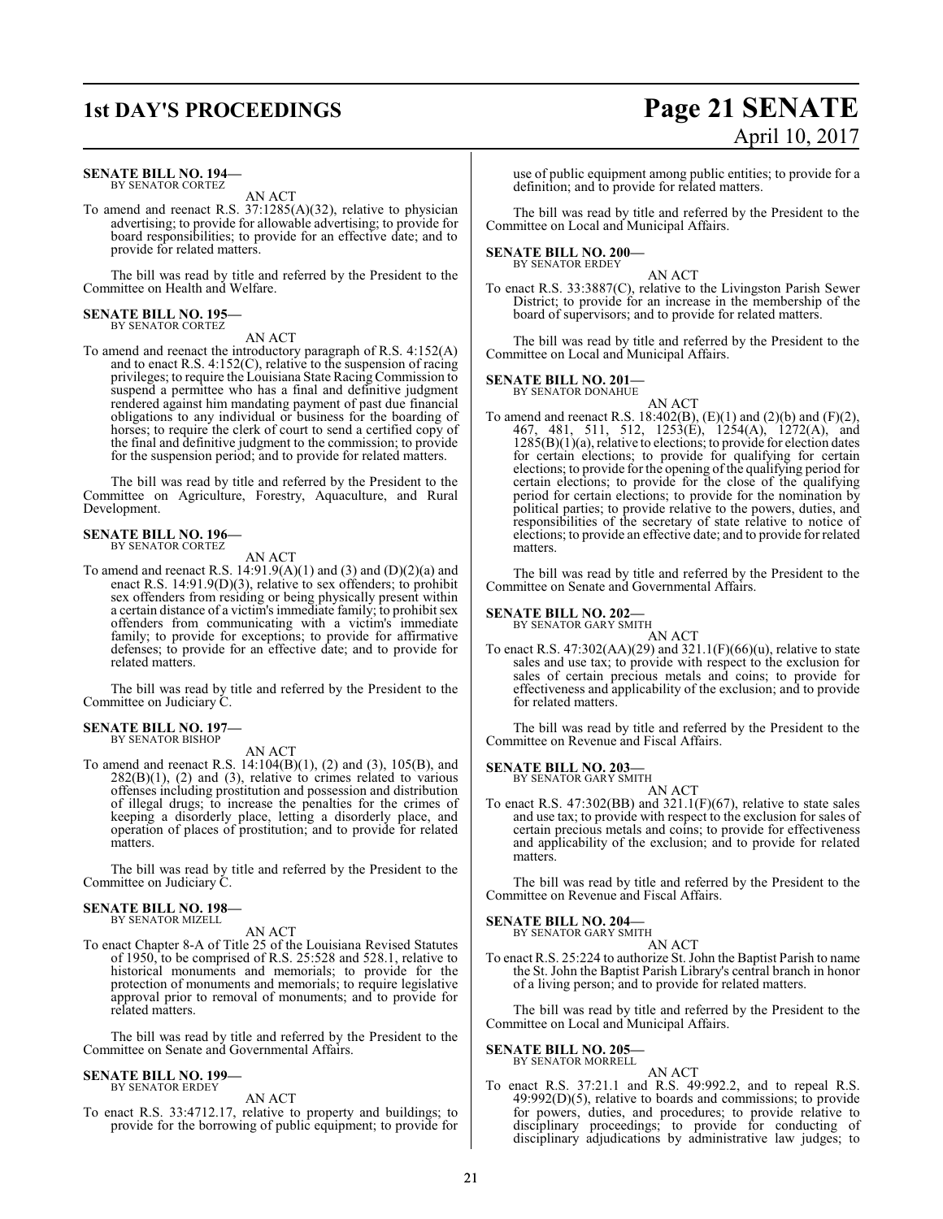**SENATE BILL NO. 194—**
BY SENATOR CORTEZ

AN ACT

To amend and reenact R.S. 37:1285(A)(32), relative to physician advertising; to provide for allowable advertising; to provide for board responsibilities; to provide for an effective date; and to provide for related matters.

The bill was read by title and referred by the President to the Committee on Health and Welfare.

**SENATE BILL NO. 195—**
BY SENATOR CORTEZ

AN ACT

To amend and reenact the introductory paragraph of R.S. 4:152(A) and to enact R.S. 4:152(C), relative to the suspension of racing privileges; to require the Louisiana State Racing Commission to suspend a permittee who has a final and definitive judgment rendered against him mandating payment of past due financial obligations to any individual or business for the boarding of horses; to require the clerk of court to send a certified copy of the final and definitive judgment to the commission; to provide for the suspension period; and to provide for related matters.

The bill was read by title and referred by the President to the Committee on Agriculture, Forestry, Aquaculture, and Rural Development.

**SENATE BILL NO. 196—**
BY SENATOR CORTEZ

AN ACT

To amend and reenact R.S. 14:91.9(A)(1) and (3) and (D)(2)(a) and enact R.S. 14:91.9(D)(3), relative to sex offenders; to prohibit sex offenders from residing or being physically present within a certain distance of a victim's immediate family; to prohibit sex offenders from communicating with a victim's immediate family; to provide for exceptions; to provide for affirmative defenses; to provide for an effective date; and to provide for related matters.

The bill was read by title and referred by the President to the Committee on Judiciary C.

**SENATE BILL NO. 197—**
BY SENATOR BISHOP

AN ACT

To amend and reenact R.S. 14:104(B)(1), (2) and (3), 105(B), and 282(B)(1), (2) and (3), relative to crimes related to various offenses including prostitution and possession and distribution of illegal drugs; to increase the penalties for the crimes of keeping a disorderly place, letting a disorderly place, and operation of places of prostitution; and to provide for related matters.

The bill was read by title and referred by the President to the Committee on Judiciary C.

**SENATE BILL NO. 198—**
BY SENATOR MIZELL

AN ACT

To enact Chapter 8-A of Title 25 of the Louisiana Revised Statutes of 1950, to be comprised of R.S. 25:528 and 528.1, relative to historical monuments and memorials; to provide for the protection of monuments and memorials; to require legislative approval prior to removal of monuments; and to provide for related matters.

The bill was read by title and referred by the President to the Committee on Senate and Governmental Affairs.

**SENATE BILL NO. 199—**
BY SENATOR ERDEY

AN ACT

To enact R.S. 33:4712.17, relative to property and buildings; to provide for the borrowing of public equipment; to provide for use of public equipment among public entities; to provide for a definition; and to provide for related matters.

The bill was read by title and referred by the President to the Committee on Local and Municipal Affairs.

**SENATE BILL NO. 200—**
BY SENATOR ERDEY

AN ACT

To enact R.S. 33:3887(C), relative to the Livingston Parish Sewer District; to provide for an increase in the membership of the board of supervisors; and to provide for related matters.

The bill was read by title and referred by the President to the Committee on Local and Municipal Affairs.

**SENATE BILL NO. 201—**
BY SENATOR DONAHUE

AN ACT

To amend and reenact R.S. 18:402(B), (E)(1) and (2)(b) and (F)(2), 467, 481, 511, 512, 1253(E), 1254(A), 1272(A), and 1285(B)(1)(a), relative to elections; to provide for election dates for certain elections; to provide for qualifying for certain elections; to provide for the opening of the qualifying period for certain elections; to provide for the close of the qualifying period for certain elections; to provide for the nomination by political parties; to provide relative to the powers, duties, and responsibilities of the secretary of state relative to notice of elections; to provide an effective date; and to provide for related matters.

The bill was read by title and referred by the President to the Committee on Senate and Governmental Affairs.

**SENATE BILL NO. 202—**
BY SENATOR GARY SMITH

AN ACT

To enact R.S. 47:302(AA)(29) and 321.1(F)(66)(u), relative to state sales and use tax; to provide with respect to the exclusion for sales of certain precious metals and coins; to provide for effectiveness and applicability of the exclusion; and to provide for related matters.

The bill was read by title and referred by the President to the Committee on Revenue and Fiscal Affairs.

**SENATE BILL NO. 203—**
BY SENATOR GARY SMITH

AN ACT

To enact R.S. 47:302(BB) and 321.1(F)(67), relative to state sales and use tax; to provide with respect to the exclusion for sales of certain precious metals and coins; to provide for effectiveness and applicability of the exclusion; and to provide for related matters.

The bill was read by title and referred by the President to the Committee on Revenue and Fiscal Affairs.

**SENATE BILL NO. 204—**
BY SENATOR GARY SMITH

AN ACT

To enact R.S. 25:224 to authorize St. John the Baptist Parish to name the St. John the Baptist Parish Library's central branch in honor of a living person; and to provide for related matters.

The bill was read by title and referred by the President to the Committee on Local and Municipal Affairs.

**SENATE BILL NO. 205—**
BY SENATOR MORRELL

AN ACT

To enact R.S. 37:21.1 and R.S. 49:992.2, and to repeal R.S. 49:992(D)(5), relative to boards and commissions; to provide for powers, duties, and procedures; to provide relative to disciplinary proceedings; to provide for conducting of disciplinary adjudications by administrative law judges; to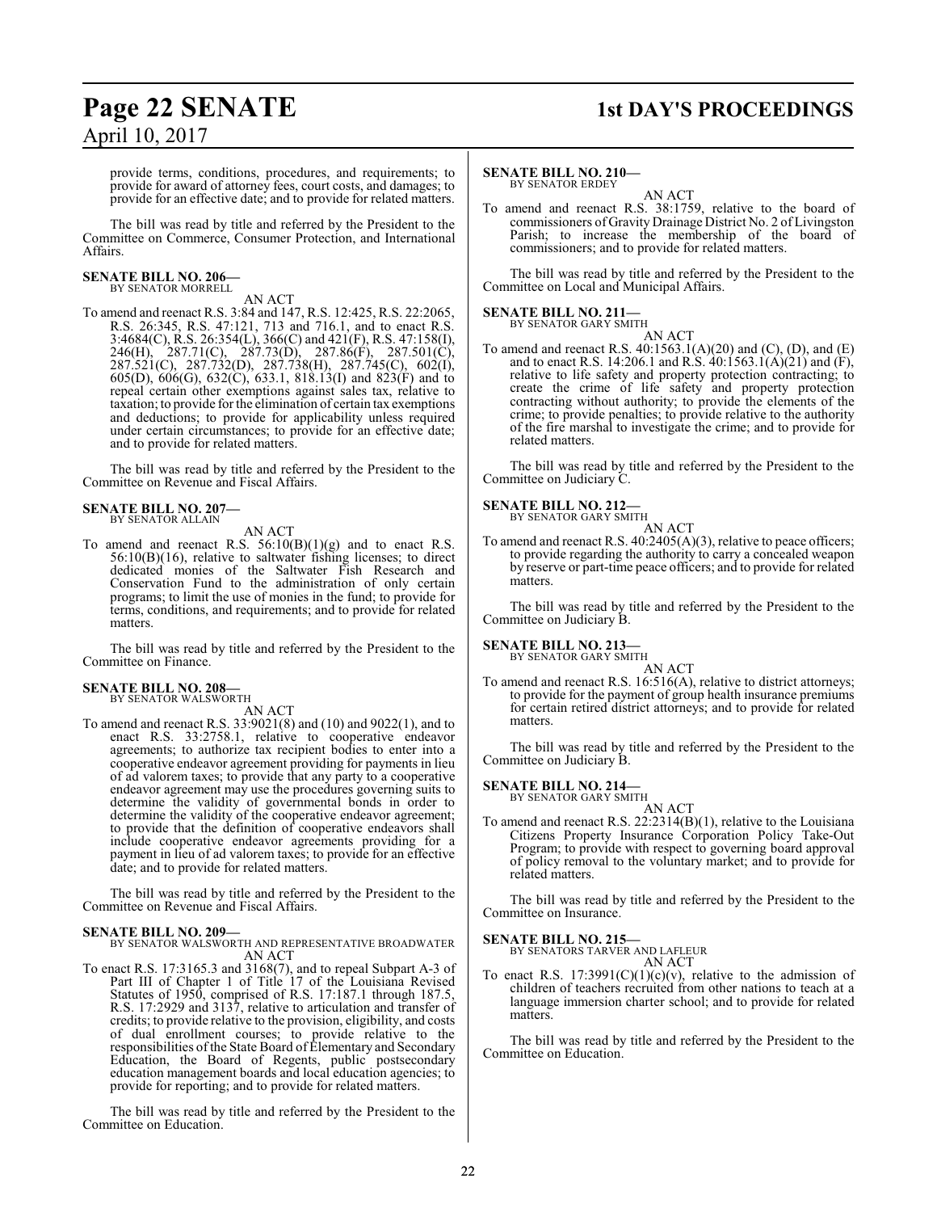provide terms, conditions, procedures, and requirements; to provide for award of attorney fees, court costs, and damages; to provide for an effective date; and to provide for related matters.

The bill was read by title and referred by the President to the Committee on Commerce, Consumer Protection, and International Affairs.

**SENATE BILL NO. 206—**
BY SENATOR MORRELL

AN ACT

To amend and reenact R.S. 3:84 and 147, R.S. 12:425, R.S. 22:2065, R.S. 26:345, R.S. 47:121, 713 and 716.1, and to enact R.S. 3:4684(C), R.S. 26:354(L), 366(C) and 421(F), R.S. 47:158(I), 246(H), 287.71(C), 287.73(D), 287.86(F), 287.501(C), 287.521(C), 287.732(D), 287.738(H), 287.745(C), 602(I), 605(D), 606(G), 632(C), 633.1, 818.13(I) and 823(F) and to repeal certain other exemptions against sales tax, relative to taxation; to provide for the elimination of certain tax exemptions and deductions; to provide for applicability unless required under certain circumstances; to provide for an effective date; and to provide for related matters.

The bill was read by title and referred by the President to the Committee on Revenue and Fiscal Affairs.

**SENATE BILL NO. 207—**
BY SENATOR ALLAIN

AN ACT

To amend and reenact R.S. 56:10(B)(1)(g) and to enact R.S. 56:10(B)(16), relative to saltwater fishing licenses; to direct dedicated monies of the Saltwater Fish Research and Conservation Fund to the administration of only certain programs; to limit the use of monies in the fund; to provide for terms, conditions, and requirements; and to provide for related matters.

The bill was read by title and referred by the President to the Committee on Finance.

**SENATE BILL NO. 208—**
BY SENATOR WALSWORTH

AN ACT

To amend and reenact R.S. 33:9021(8) and (10) and 9022(1), and to enact R.S. 33:2758.1, relative to cooperative endeavor agreements; to authorize tax recipient bodies to enter into a cooperative endeavor agreement providing for payments in lieu of ad valorem taxes; to provide that any party to a cooperative endeavor agreement may use the procedures governing suits to determine the validity of governmental bonds in order to determine the validity of the cooperative endeavor agreement; to provide that the definition of cooperative endeavors shall include cooperative endeavor agreements providing for a payment in lieu of ad valorem taxes; to provide for an effective date; and to provide for related matters.

The bill was read by title and referred by the President to the Committee on Revenue and Fiscal Affairs.

**SENATE BILL NO. 209—**
BY SENATOR WALSWORTH AND REPRESENTATIVE BROADWATER

AN ACT

To enact R.S. 17:3165.3 and 3168(7), and to repeal Subpart A-3 of Part III of Chapter 1 of Title 17 of the Louisiana Revised Statutes of 1950, comprised of R.S. 17:187.1 through 187.5, R.S. 17:2929 and 3137, relative to articulation and transfer of credits; to provide relative to the provision, eligibility, and costs of dual enrollment courses; to provide relative to the responsibilities of the State Board of Elementary and Secondary Education, the Board of Regents, public postsecondary education management boards and local education agencies; to provide for reporting; and to provide for related matters.

The bill was read by title and referred by the President to the Committee on Education.

**SENATE BILL NO. 210—**
BY SENATOR ERDEY

AN ACT

To amend and reenact R.S. 38:1759, relative to the board of commissioners of Gravity Drainage District No. 2 of Livingston Parish; to increase the membership of the board of commissioners; and to provide for related matters.

The bill was read by title and referred by the President to the Committee on Local and Municipal Affairs.

**SENATE BILL NO. 211—**
BY SENATOR GARY SMITH

AN ACT

To amend and reenact R.S. 40:1563.1(A)(20) and (C), (D), and (E) and to enact R.S. 14:206.1 and R.S. 40:1563.1(A)(21) and (F), relative to life safety and property protection contracting; to create the crime of life safety and property protection contracting without authority; to provide the elements of the crime; to provide penalties; to provide relative to the authority of the fire marshal to investigate the crime; and to provide for related matters.

The bill was read by title and referred by the President to the Committee on Judiciary C.

**SENATE BILL NO. 212—**
BY SENATOR GARY SMITH

AN ACT

To amend and reenact R.S. 40:2405(A)(3), relative to peace officers; to provide regarding the authority to carry a concealed weapon by reserve or part-time peace officers; and to provide for related matters.

The bill was read by title and referred by the President to the Committee on Judiciary B.

**SENATE BILL NO. 213—**
BY SENATOR GARY SMITH

AN ACT

To amend and reenact R.S. 16:516(A), relative to district attorneys; to provide for the payment of group health insurance premiums for certain retired district attorneys; and to provide for related matters.

The bill was read by title and referred by the President to the Committee on Judiciary B.

**SENATE BILL NO. 214—**
BY SENATOR GARY SMITH

AN ACT

To amend and reenact R.S. 22:2314(B)(1), relative to the Louisiana Citizens Property Insurance Corporation Policy Take-Out Program; to provide with respect to governing board approval of policy removal to the voluntary market; and to provide for related matters.

The bill was read by title and referred by the President to the Committee on Insurance.

**SENATE BILL NO. 215—**
BY SENATORS TARVER AND LAFLEUR

AN ACT

To enact R.S. 17:3991(C)(1)(c)(v), relative to the admission of children of teachers recruited from other nations to teach at a language immersion charter school; and to provide for related matters.

The bill was read by title and referred by the President to the Committee on Education.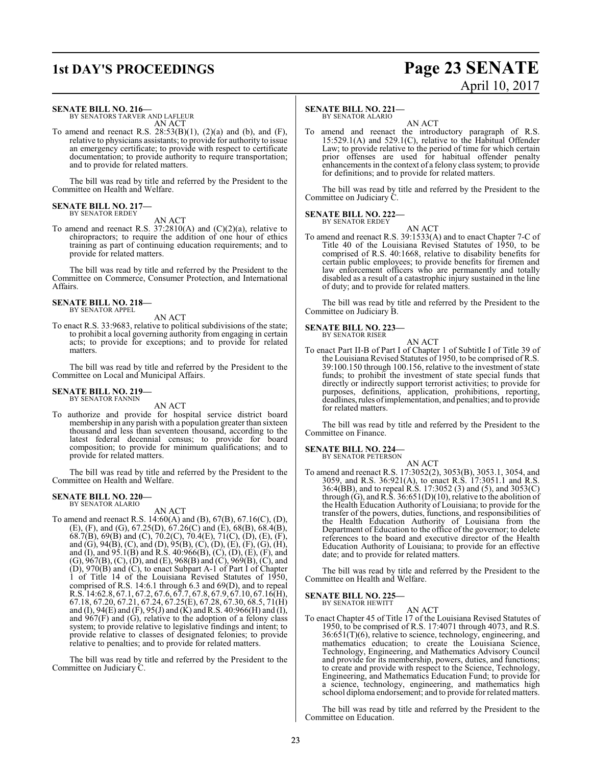**SENATE BILL NO. 216—**
BY SENATORS TARVER AND LAFLEUR

AN ACT

To amend and reenact R.S. 28:53(B)(1), (2)(a) and (b), and (F), relative to physicians assistants; to provide for authority to issue an emergency certificate; to provide with respect to certificate documentation; to provide authority to require transportation; and to provide for related matters.

The bill was read by title and referred by the President to the Committee on Health and Welfare.

**SENATE BILL NO. 217—**
BY SENATOR ERDEY

AN ACT

To amend and reenact R.S. 37:2810(A) and (C)(2)(a), relative to chiropractors; to require the addition of one hour of ethics training as part of continuing education requirements; and to provide for related matters.

The bill was read by title and referred by the President to the Committee on Commerce, Consumer Protection, and International Affairs.

**SENATE BILL NO. 218—**
BY SENATOR APPEL

AN ACT

To enact R.S. 33:9683, relative to political subdivisions of the state; to prohibit a local governing authority from engaging in certain acts; to provide for exceptions; and to provide for related matters.

The bill was read by title and referred by the President to the Committee on Local and Municipal Affairs.

**SENATE BILL NO. 219—**
BY SENATOR FANNIN

AN ACT

To authorize and provide for hospital service district board membership in any parish with a population greater than sixteen thousand and less than seventeen thousand, according to the latest federal decennial census; to provide for board composition; to provide for minimum qualifications; and to provide for related matters.

The bill was read by title and referred by the President to the Committee on Health and Welfare.

**SENATE BILL NO. 220—**
BY SENATOR ALARIO

AN ACT

To amend and reenact R.S. 14:60(A) and (B), 67(B), 67.16(C), (D), (E), (F), and (G), 67.25(D), 67.26(C) and (E), 68(B), 68.4(B), 68.7(B), 69(B) and (C), 70.2(C), 70.4(E), 71(C), (D), (E), (F), and (G), 94(B), (C), and (D), 95(B), (C), (D), (E), (F), (G), (H), and (I), and 95.1(B) and R.S. 40:966(B), (C), (D), (E), (F), and (G), 967(B), (C), (D), and (E), 968(B) and (C), 969(B), (C), and (D), 970(B) and (C), to enact Subpart A-1 of Part I of Chapter 1 of Title 14 of the Louisiana Revised Statutes of 1950, comprised of R.S. 14:6.1 through 6.3 and 69(D), and to repeal R.S. 14:62.8, 67.1, 67.2, 67.6, 67.7, 67.8, 67.9, 67.10, 67.16(H), 67.18, 67.20, 67.21, 67.24, 67.25(E), 67.28, 67.30, 68.5, 71(H) and (I), 94(E) and (F), 95(J) and (K) and R.S. 40:966(H) and (I), and 967(F) and (G), relative to the adoption of a felony class system; to provide relative to legislative findings and intent; to provide relative to classes of designated felonies; to provide relative to penalties; and to provide for related matters.

The bill was read by title and referred by the President to the Committee on Judiciary C.

**SENATE BILL NO. 221—**
BY SENATOR ALARIO

AN ACT

To amend and reenact the introductory paragraph of R.S. 15:529.1(A) and 529.1(C), relative to the Habitual Offender Law; to provide relative to the period of time for which certain prior offenses are used for habitual offender penalty enhancements in the context of a felony class system; to provide for definitions; and to provide for related matters.

The bill was read by title and referred by the President to the Committee on Judiciary C.

**SENATE BILL NO. 222—**
BY SENATOR ERDEY

AN ACT

To amend and reenact R.S. 39:1533(A) and to enact Chapter 7-C of Title 40 of the Louisiana Revised Statutes of 1950, to be comprised of R.S. 40:1668, relative to disability benefits for certain public employees; to provide benefits for firemen and law enforcement officers who are permanently and totally disabled as a result of a catastrophic injury sustained in the line of duty; and to provide for related matters.

The bill was read by title and referred by the President to the Committee on Judiciary B.

**SENATE BILL NO. 223—**
BY SENATOR RISER

AN ACT

To enact Part II-B of Part I of Chapter 1 of Subtitle I of Title 39 of the Louisiana Revised Statutes of 1950, to be comprised of R.S. 39:100.150 through 100.156, relative to the investment of state funds; to prohibit the investment of state special funds that directly or indirectly support terrorist activities; to provide for purposes, definitions, application, prohibitions, reporting, deadlines, rules of implementation, and penalties; and to provide for related matters.

The bill was read by title and referred by the President to the Committee on Finance.

**SENATE BILL NO. 224—**
BY SENATOR PETERSON

AN ACT

To amend and reenact R.S. 17:3052(2), 3053(B), 3053.1, 3054, and 3059, and R.S. 36:921(A), to enact R.S. 17:3051.1 and R.S. 36:4(BB), and to repeal R.S. 17:3052 (3) and (5), and 3053(C) through (G), and R.S. 36:651(D)(10), relative to the abolition of the Health Education Authority of Louisiana; to provide for the transfer of the powers, duties, functions, and responsibilities of the Health Education Authority of Louisiana from the Department of Education to the office of the governor; to delete references to the board and executive director of the Health Education Authority of Louisiana; to provide for an effective date; and to provide for related matters.

The bill was read by title and referred by the President to the Committee on Health and Welfare.

**SENATE BILL NO. 225—**
BY SENATOR HEWITT

AN ACT

To enact Chapter 45 of Title 17 of the Louisiana Revised Statutes of 1950, to be comprised of R.S. 17:4071 through 4073, and R.S. 36:651(T)(6), relative to science, technology, engineering, and mathematics education; to create the Louisiana Science, Technology, Engineering, and Mathematics Advisory Council and provide for its membership, powers, duties, and functions; to create and provide with respect to the Science, Technology, Engineering, and Mathematics Education Fund; to provide for a science, technology, engineering, and mathematics high school diploma endorsement; and to provide for related matters.

The bill was read by title and referred by the President to the Committee on Education.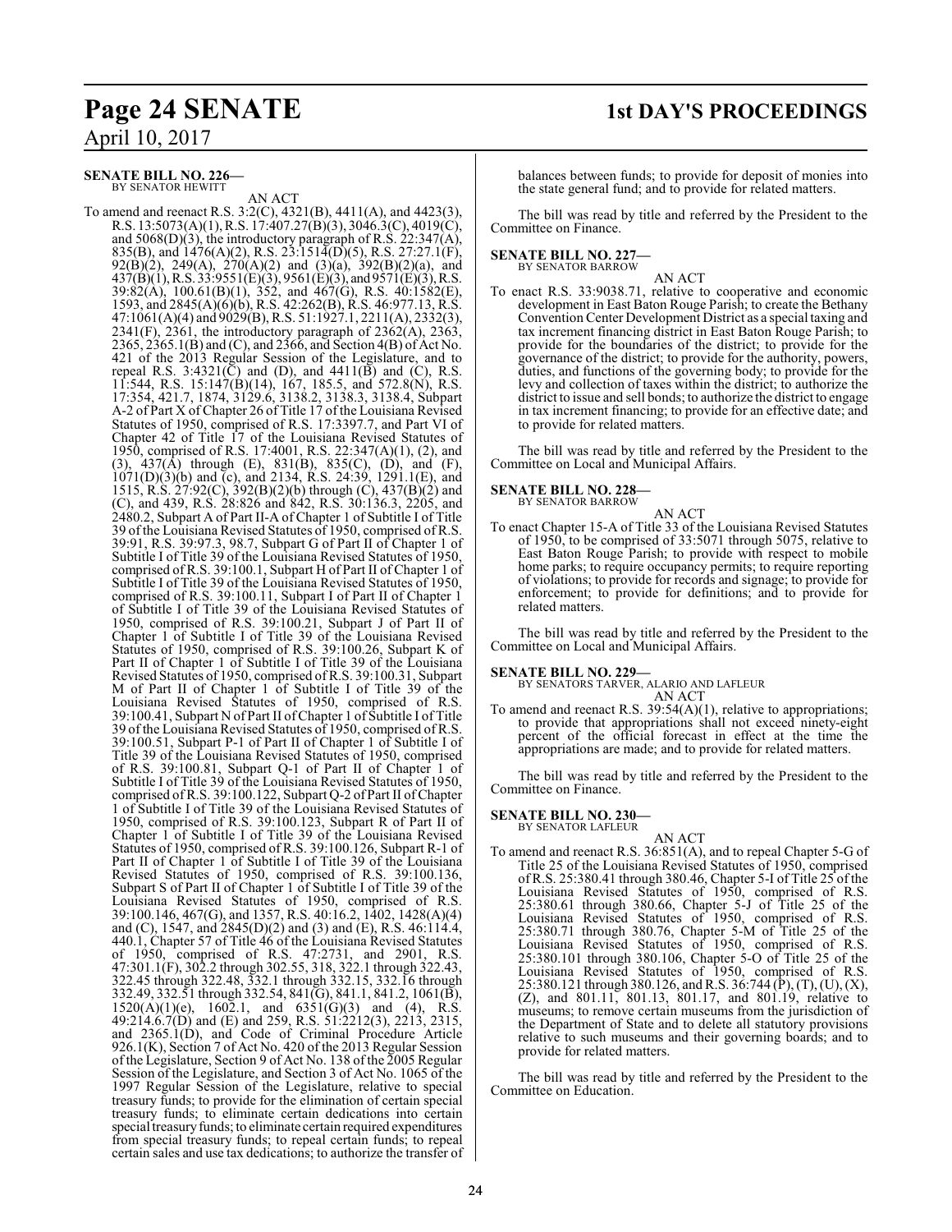**SENATE BILL NO. 226—**
BY SENATOR HEWITT

AN ACT

To amend and reenact R.S. 3:2(C), 4321(B), 4411(A), and 4423(3), R.S. 13:5073(A)(1), R.S. 17:407.27(B)(3), 3046.3(C), 4019(C), and 5068(D)(3), the introductory paragraph of R.S. 22:347(A), 835(B), and 1476(A)(2), R.S. 23:1514(D)(5), R.S. 27:27.1(F), 92(B)(2), 249(A), 270(A)(2) and (3)(a), 392(B)(2)(a), and 437(B)(1), R.S. 33:9551(E)(3), 9561(E)(3), and 9571(E)(3), R.S. 39:82(A), 100.61(B)(1), 352, and 467(G), R.S. 40:1582(E), 1593, and 2845(A)(6)(b), R.S. 42:262(B), R.S. 46:977.13, R.S. 47:1061(A)(4) and 9029(B), R.S. 51:1927.1, 2211(A), 2332(3), 2341(F), 2361, the introductory paragraph of 2362(A), 2363, 2365, 2365.1(B) and (C), and 2366, and Section 4(B) of Act No. 421 of the 2013 Regular Session of the Legislature, and to repeal R.S. 3:4321(C) and (D), and 4411(B) and (C), R.S. 11:544, R.S. 15:147(B)(14), 167, 185.5, and 572.8(N), R.S. 17:354, 421.7, 1874, 3129.6, 3138.2, 3138.3, 3138.4, Subpart A-2 of Part X of Chapter 26 of Title 17 of the Louisiana Revised Statutes of 1950, comprised of R.S. 17:3397.7, and Part VI of Chapter 42 of Title 17 of the Louisiana Revised Statutes of 1950, comprised of R.S. 17:4001, R.S. 22:347(A)(1), (2), and (3), 437(A) through (E), 831(B), 835(C), (D), and (F), 1071(D)(3)(b) and (c), and 2134, R.S. 24:39, 1291.1(E), and 1515, R.S. 27:92(C), 392(B)(2)(b) through (C), 437(B)(2) and (C), and 439, R.S. 28:826 and 842, R.S. 30:136.3, 2205, and 2480.2, Subpart A of Part II-A of Chapter 1 of Subtitle I of Title 39 of the Louisiana Revised Statutes of 1950, comprised of R.S. 39:91, R.S. 39:97.3, 98.7, Subpart G of Part II of Chapter 1 of Subtitle I of Title 39 of the Louisiana Revised Statutes of 1950, comprised of R.S. 39:100.1, Subpart H of Part II of Chapter 1 of Subtitle I of Title 39 of the Louisiana Revised Statutes of 1950, comprised of R.S. 39:100.11, Subpart I of Part II of Chapter 1 of Subtitle I of Title 39 of the Louisiana Revised Statutes of 1950, comprised of R.S. 39:100.21, Subpart J of Part II of Chapter 1 of Subtitle I of Title 39 of the Louisiana Revised Statutes of 1950, comprised of R.S. 39:100.26, Subpart K of Part II of Chapter 1 of Subtitle I of Title 39 of the Louisiana Revised Statutes of 1950, comprised of R.S. 39:100.31, Subpart M of Part II of Chapter 1 of Subtitle I of Title 39 of the Louisiana Revised Statutes of 1950, comprised of R.S. 39:100.41, Subpart N of Part II of Chapter 1 of Subtitle I of Title 39 of the Louisiana Revised Statutes of 1950, comprised of R.S. 39:100.51, Subpart P-1 of Part II of Chapter 1 of Subtitle I of Title 39 of the Louisiana Revised Statutes of 1950, comprised of R.S. 39:100.81, Subpart Q-1 of Part II of Chapter 1 of Subtitle I of Title 39 of the Louisiana Revised Statutes of 1950, comprised of R.S. 39:100.122, Subpart Q-2 of Part II of Chapter 1 of Subtitle I of Title 39 of the Louisiana Revised Statutes of 1950, comprised of R.S. 39:100.123, Subpart R of Part II of Chapter 1 of Subtitle I of Title 39 of the Louisiana Revised Statutes of 1950, comprised of R.S. 39:100.126, Subpart R-1 of Part II of Chapter 1 of Subtitle I of Title 39 of the Louisiana Revised Statutes of 1950, comprised of R.S. 39:100.136, Subpart S of Part II of Chapter 1 of Subtitle I of Title 39 of the Louisiana Revised Statutes of 1950, comprised of R.S. 39:100.146, 467(G), and 1357, R.S. 40:16.2, 1402, 1428(A)(4) and (C), 1547, and 2845(D)(2) and (3) and (E), R.S. 46:114.4, 440.1, Chapter 57 of Title 46 of the Louisiana Revised Statutes of 1950, comprised of R.S. 47:2731, and 2901, R.S. 47:301.1(F), 302.2 through 302.55, 318, 322.1 through 322.43, 322.45 through 322.48, 332.1 through 332.15, 332.16 through 332.49, 332.51 through 332.54, 841(G), 841.1, 841.2, 1061(B), 1520(A)(1)(e), 1602.1, and 6351(G)(3) and (4), R.S. 49:214.6.7(D) and (E) and 259, R.S. 51:2212(3), 2213, 2315, and 2365.1(D), and Code of Criminal Procedure Article 926.1(K), Section 7 of Act No. 420 of the 2013 Regular Session of the Legislature, Section 9 of Act No. 138 of the 2005 Regular Session of the Legislature, and Section 3 of Act No. 1065 of the 1997 Regular Session of the Legislature, relative to special treasury funds; to provide for the elimination of certain special treasury funds; to eliminate certain dedications into certain special treasury funds; to eliminate certain required expenditures from special treasury funds; to repeal certain funds; to repeal certain sales and use tax dedications; to authorize the transfer of balances between funds; to provide for deposit of monies into the state general fund; and to provide for related matters.

The bill was read by title and referred by the President to the Committee on Finance.

**SENATE BILL NO. 227—**
BY SENATOR BARROW

AN ACT

To enact R.S. 33:9038.71, relative to cooperative and economic development in East Baton Rouge Parish; to create the Bethany Convention Center Development District as a special taxing and tax increment financing district in East Baton Rouge Parish; to provide for the boundaries of the district; to provide for the governance of the district; to provide for the authority, powers, duties, and functions of the governing body; to provide for the levy and collection of taxes within the district; to authorize the district to issue and sell bonds; to authorize the district to engage in tax increment financing; to provide for an effective date; and to provide for related matters.

The bill was read by title and referred by the President to the Committee on Local and Municipal Affairs.

**SENATE BILL NO. 228—**
BY SENATOR BARROW

AN ACT

To enact Chapter 15-A of Title 33 of the Louisiana Revised Statutes of 1950, to be comprised of 33:5071 through 5075, relative to East Baton Rouge Parish; to provide with respect to mobile home parks; to require occupancy permits; to require reporting of violations; to provide for records and signage; to provide for enforcement; to provide for definitions; and to provide for related matters.

The bill was read by title and referred by the President to the Committee on Local and Municipal Affairs.

**SENATE BILL NO. 229—**
BY SENATORS TARVER, ALARIO AND LAFLEUR

AN ACT

To amend and reenact R.S. 39:54(A)(1), relative to appropriations; to provide that appropriations shall not exceed ninety-eight percent of the official forecast in effect at the time the appropriations are made; and to provide for related matters.

The bill was read by title and referred by the President to the Committee on Finance.

**SENATE BILL NO. 230—**
BY SENATOR LAFLEUR

AN ACT

To amend and reenact R.S. 36:851(A), and to repeal Chapter 5-G of Title 25 of the Louisiana Revised Statutes of 1950, comprised of R.S. 25:380.41 through 380.46, Chapter 5-I of Title 25 of the Louisiana Revised Statutes of 1950, comprised of R.S. 25:380.61 through 380.66, Chapter 5-J of Title 25 of the Louisiana Revised Statutes of 1950, comprised of R.S. 25:380.71 through 380.76, Chapter 5-M of Title 25 of the Louisiana Revised Statutes of 1950, comprised of R.S. 25:380.101 through 380.106, Chapter 5-O of Title 25 of the Louisiana Revised Statutes of 1950, comprised of R.S. 25:380.121 through 380.126, and R.S. 36:744 (P), (T), (U), (X), (Z), and 801.11, 801.13, 801.17, and 801.19, relative to museums; to remove certain museums from the jurisdiction of the Department of State and to delete all statutory provisions relative to such museums and their governing boards; and to provide for related matters.

The bill was read by title and referred by the President to the Committee on Education.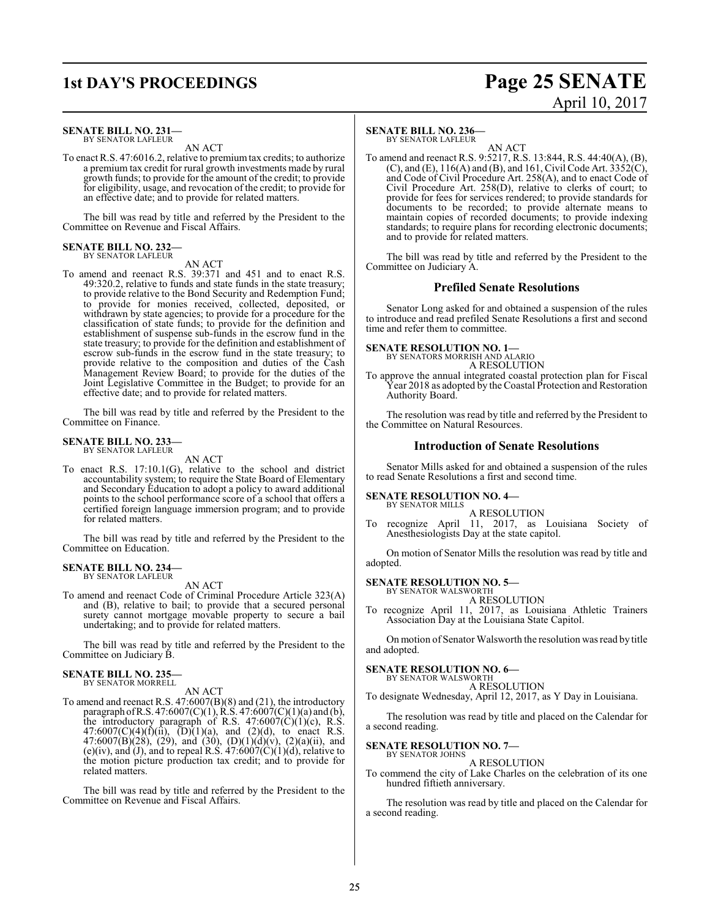**SENATE BILL NO. 231—**
BY SENATOR LAFLEUR

AN ACT

To enact R.S. 47:6016.2, relative to premium tax credits; to authorize a premium tax credit for rural growth investments made by rural growth funds; to provide for the amount of the credit; to provide for eligibility, usage, and revocation of the credit; to provide for an effective date; and to provide for related matters.

The bill was read by title and referred by the President to the Committee on Revenue and Fiscal Affairs.

**SENATE BILL NO. 232—**
BY SENATOR LAFLEUR

AN ACT

To amend and reenact R.S. 39:371 and 451 and to enact R.S. 49:320.2, relative to funds and state funds in the state treasury; to provide relative to the Bond Security and Redemption Fund; to provide for monies received, collected, deposited, or withdrawn by state agencies; to provide for a procedure for the classification of state funds; to provide for the definition and establishment of suspense sub-funds in the escrow fund in the state treasury; to provide for the definition and establishment of escrow sub-funds in the escrow fund in the state treasury; to provide relative to the composition and duties of the Cash Management Review Board; to provide for the duties of the Joint Legislative Committee in the Budget; to provide for an effective date; and to provide for related matters.

The bill was read by title and referred by the President to the Committee on Finance.

**SENATE BILL NO. 233—**
BY SENATOR LAFLEUR

AN ACT

To enact R.S. 17:10.1(G), relative to the school and district accountability system; to require the State Board of Elementary and Secondary Education to adopt a policy to award additional points to the school performance score of a school that offers a certified foreign language immersion program; and to provide for related matters.

The bill was read by title and referred by the President to the Committee on Education.

**SENATE BILL NO. 234—**
BY SENATOR LAFLEUR

AN ACT

To amend and reenact Code of Criminal Procedure Article 323(A) and (B), relative to bail; to provide that a secured personal surety cannot mortgage movable property to secure a bail undertaking; and to provide for related matters.

The bill was read by title and referred by the President to the Committee on Judiciary B.

**SENATE BILL NO. 235—**
BY SENATOR MORRELL

AN ACT

To amend and reenact R.S. 47:6007(B)(8) and (21), the introductory paragraph of R.S. 47:6007(C)(1), R.S. 47:6007(C)(1)(a) and (b), the introductory paragraph of R.S. 47:6007(C)(1)(c), R.S. 47:6007(C)(4)(f)(ii), (D)(1)(a), and (2)(d), to enact R.S. 47:6007(B)(28), (29), and (30), (D)(1)(d)(v), (2)(a)(ii), and (e)(iv), and (J), and to repeal R.S. 47:6007(C)(1)(d), relative to the motion picture production tax credit; and to provide for related matters.

The bill was read by title and referred by the President to the Committee on Revenue and Fiscal Affairs.

**SENATE BILL NO. 236—**
BY SENATOR LAFLEUR

AN ACT

To amend and reenact R.S. 9:5217, R.S. 13:844, R.S. 44:40(A), (B), (C), and (E), 116(A) and (B), and 161, Civil Code Art. 3352(C), and Code of Civil Procedure Art. 258(A), and to enact Code of Civil Procedure Art. 258(D), relative to clerks of court; to provide for fees for services rendered; to provide standards for documents to be recorded; to provide alternate means to maintain copies of recorded documents; to provide indexing standards; to require plans for recording electronic documents; and to provide for related matters.

The bill was read by title and referred by the President to the Committee on Judiciary A.

## Prefiled Senate Resolutions

Senator Long asked for and obtained a suspension of the rules to introduce and read prefiled Senate Resolutions a first and second time and refer them to committee.

**SENATE RESOLUTION NO. 1—**
BY SENATORS MORRISH AND ALARIO

A RESOLUTION

To approve the annual integrated coastal protection plan for Fiscal Year 2018 as adopted by the Coastal Protection and Restoration Authority Board.

The resolution was read by title and referred by the President to the Committee on Natural Resources.

## Introduction of Senate Resolutions

Senator Mills asked for and obtained a suspension of the rules to read Senate Resolutions a first and second time.

**SENATE RESOLUTION NO. 4—**
BY SENATOR MILLS

A RESOLUTION

To recognize April 11, 2017, as Louisiana Society of Anesthesiologists Day at the state capitol.

On motion of Senator Mills the resolution was read by title and adopted.

**SENATE RESOLUTION NO. 5—**
BY SENATOR WALSWORTH

A RESOLUTION

To recognize April 11, 2017, as Louisiana Athletic Trainers Association Day at the Louisiana State Capitol.

On motion of Senator Walsworth the resolution was read by title and adopted.

**SENATE RESOLUTION NO. 6—**
BY SENATOR WALSWORTH

A RESOLUTION

To designate Wednesday, April 12, 2017, as Y Day in Louisiana.

The resolution was read by title and placed on the Calendar for a second reading.

**SENATE RESOLUTION NO. 7—**
BY SENATOR JOHNS

A RESOLUTION

To commend the city of Lake Charles on the celebration of its one hundred fiftieth anniversary.

The resolution was read by title and placed on the Calendar for a second reading.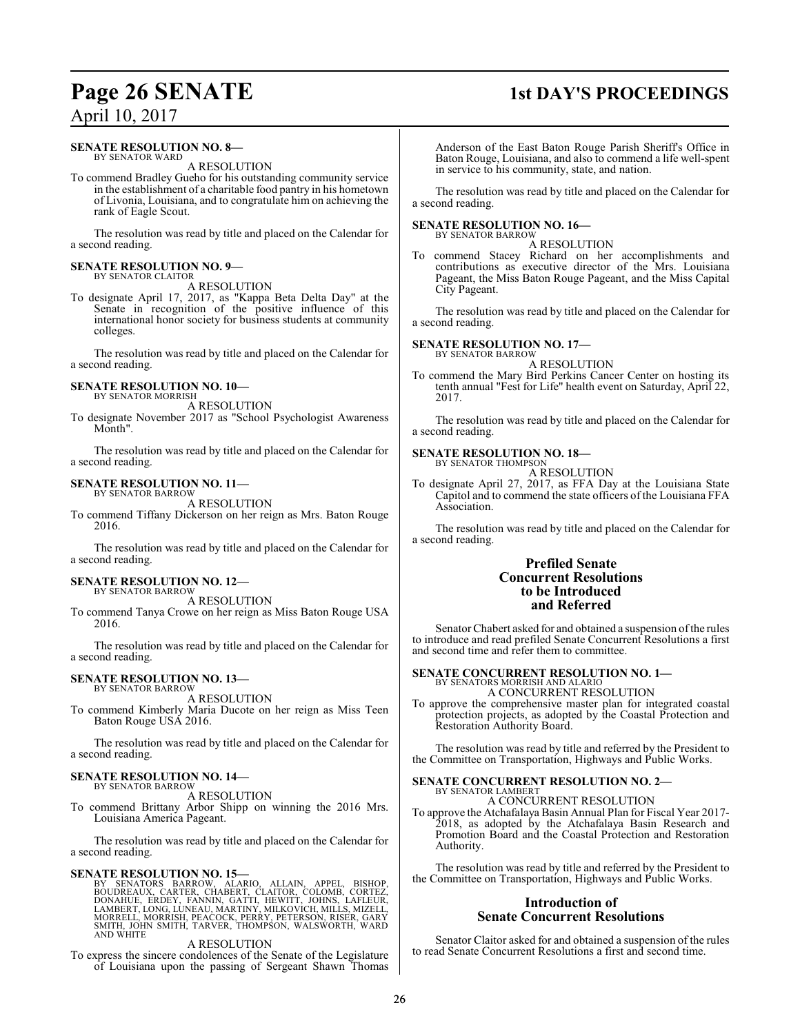**SENATE RESOLUTION NO. 8—**
BY SENATOR WARD

A RESOLUTION

To commend Bradley Gueho for his outstanding community service in the establishment of a charitable food pantry in his hometown of Livonia, Louisiana, and to congratulate him on achieving the rank of Eagle Scout.

The resolution was read by title and placed on the Calendar for a second reading.

**SENATE RESOLUTION NO. 9—**
BY SENATOR CLAITOR

A RESOLUTION

To designate April 17, 2017, as "Kappa Beta Delta Day" at the Senate in recognition of the positive influence of this international honor society for business students at community colleges.

The resolution was read by title and placed on the Calendar for a second reading.

**SENATE RESOLUTION NO. 10—**
BY SENATOR MORRISH

A RESOLUTION

To designate November 2017 as "School Psychologist Awareness Month".

The resolution was read by title and placed on the Calendar for a second reading.

**SENATE RESOLUTION NO. 11—**
BY SENATOR BARROW

A RESOLUTION

To commend Tiffany Dickerson on her reign as Mrs. Baton Rouge 2016.

The resolution was read by title and placed on the Calendar for a second reading.

**SENATE RESOLUTION NO. 12—**
BY SENATOR BARROW

A RESOLUTION

To commend Tanya Crowe on her reign as Miss Baton Rouge USA 2016.

The resolution was read by title and placed on the Calendar for a second reading.

**SENATE RESOLUTION NO. 13—**
BY SENATOR BARROW

A RESOLUTION

To commend Kimberly Maria Ducote on her reign as Miss Teen Baton Rouge USA 2016.

The resolution was read by title and placed on the Calendar for a second reading.

**SENATE RESOLUTION NO. 14—**
BY SENATOR BARROW

A RESOLUTION

To commend Brittany Arbor Shipp on winning the 2016 Mrs. Louisiana America Pageant.

The resolution was read by title and placed on the Calendar for a second reading.

**SENATE RESOLUTION NO. 15—**
BY SENATORS BARROW, ALARIO, ALLAIN, APPEL, BISHOP, BOUDREAUX, CARTER, CHABERT, CLAITOR, COLOMB, CORTEZ, DONAHUE, ERDEY, FANNIN, GATTI, HEWITT, JOHNS, LAFLEUR, LAMBERT, LONG, LUNEAU, MARTINY, MILKOVICH, MILLS, MIZELL, MORRELL, MORRISH, PEACOCK, PERRY, PETERSON, RISER, GARY SMITH, JOHN SMITH, TARVER, THOMPSON, WALSWORTH, WARD AND WHITE

A RESOLUTION

To express the sincere condolences of the Senate of the Legislature of Louisiana upon the passing of Sergeant Shawn Thomas Anderson of the East Baton Rouge Parish Sheriff's Office in Baton Rouge, Louisiana, and also to commend a life well-spent in service to his community, state, and nation.

The resolution was read by title and placed on the Calendar for a second reading.

**SENATE RESOLUTION NO. 16—**
BY SENATOR BARROW

A RESOLUTION

To commend Stacey Richard on her accomplishments and contributions as executive director of the Mrs. Louisiana Pageant, the Miss Baton Rouge Pageant, and the Miss Capital City Pageant.

The resolution was read by title and placed on the Calendar for a second reading.

**SENATE RESOLUTION NO. 17—**
BY SENATOR BARROW

A RESOLUTION

To commend the Mary Bird Perkins Cancer Center on hosting its tenth annual "Fest for Life" health event on Saturday, April 22, 2017.

The resolution was read by title and placed on the Calendar for a second reading.

**SENATE RESOLUTION NO. 18—**
BY SENATOR THOMPSON

A RESOLUTION

To designate April 27, 2017, as FFA Day at the Louisiana State Capitol and to commend the state officers of the Louisiana FFA Association.

The resolution was read by title and placed on the Calendar for a second reading.

## Prefiled Senate Concurrent Resolutions to be Introduced and Referred

Senator Chabert asked for and obtained a suspension of the rules to introduce and read prefiled Senate Concurrent Resolutions a first and second time and refer them to committee.

**SENATE CONCURRENT RESOLUTION NO. 1—**
BY SENATORS MORRISH AND ALARIO

A CONCURRENT RESOLUTION

To approve the comprehensive master plan for integrated coastal protection projects, as adopted by the Coastal Protection and Restoration Authority Board.

The resolution was read by title and referred by the President to the Committee on Transportation, Highways and Public Works.

**SENATE CONCURRENT RESOLUTION NO. 2—**
BY SENATOR LAMBERT

A CONCURRENT RESOLUTION

To approve the Atchafalaya Basin Annual Plan for Fiscal Year 2017-2018, as adopted by the Atchafalaya Basin Research and Promotion Board and the Coastal Protection and Restoration Authority.

The resolution was read by title and referred by the President to the Committee on Transportation, Highways and Public Works.

## Introduction of Senate Concurrent Resolutions

Senator Claitor asked for and obtained a suspension of the rules to read Senate Concurrent Resolutions a first and second time.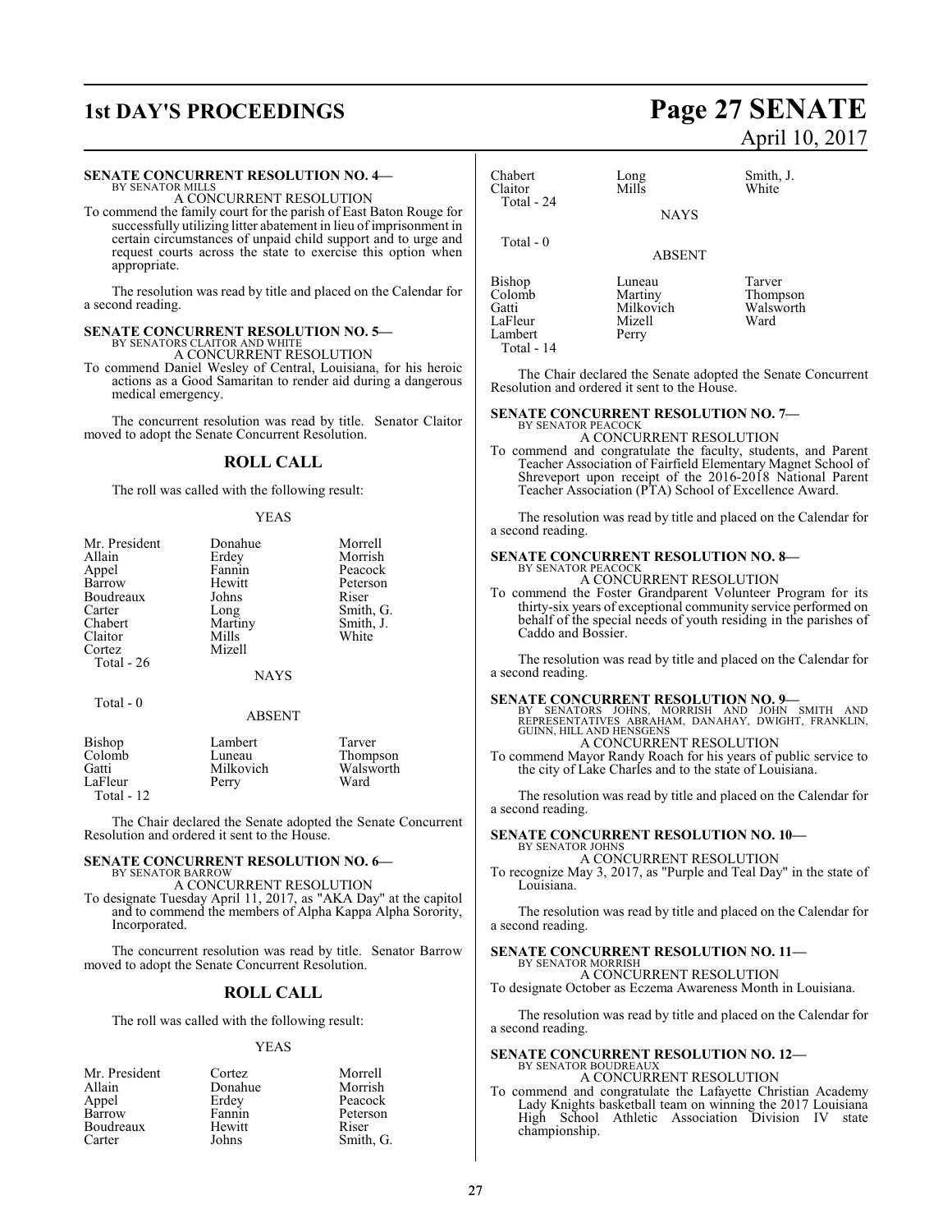**SENATE CONCURRENT RESOLUTION NO. 4—**
BY SENATOR MILLS

A CONCURRENT RESOLUTION

To commend the family court for the parish of East Baton Rouge for successfully utilizing litter abatement in lieu of imprisonment in certain circumstances of unpaid child support and to urge and request courts across the state to exercise this option when appropriate.

The resolution was read by title and placed on the Calendar for a second reading.

**SENATE CONCURRENT RESOLUTION NO. 5—**
BY SENATORS CLAITOR AND WHITE

A CONCURRENT RESOLUTION

To commend Daniel Wesley of Central, Louisiana, for his heroic actions as a Good Samaritan to render aid during a dangerous medical emergency.

The concurrent resolution was read by title. Senator Claitor moved to adopt the Senate Concurrent Resolution.

## ROLL CALL

The roll was called with the following result:

YEAS

| | | |
|---|---|---|
| Mr. President | Donahue | Morrell |
| Allain | Erdey | Morrish |
| Appel | Fannin | Peacock |
| Barrow | Hewitt | Peterson |
| Boudreaux | Johns | Riser |
| Carter | Long | Smith, G. |
| Chabert | Martiny | Smith, J. |
| Claitor | Mills | White |
| Cortez | Mizell | |

Total - 26

NAYS

Total - 0

ABSENT

| | | |
|---|---|---|
| Bishop | Lambert | Tarver |
| Colomb | Luneau | Thompson |
| Gatti | Milkovich | Walsworth |
| LaFleur | Perry | Ward |

Total - 12

The Chair declared the Senate adopted the Senate Concurrent Resolution and ordered it sent to the House.

**SENATE CONCURRENT RESOLUTION NO. 6—**
BY SENATOR BARROW

A CONCURRENT RESOLUTION

To designate Tuesday April 11, 2017, as "AKA Day" at the capitol and to commend the members of Alpha Kappa Alpha Sorority, Incorporated.

The concurrent resolution was read by title. Senator Barrow moved to adopt the Senate Concurrent Resolution.

## ROLL CALL

The roll was called with the following result:

YEAS

| | | |
|---|---|---|
| Mr. President | Cortez | Morrell |
| Allain | Donahue | Morrish |
| Appel | Erdey | Peacock |
| Barrow | Fannin | Peterson |
| Boudreaux | Hewitt | Riser |
| Carter | Johns | Smith, G. |
| Chabert | Long | Smith, J. |
| Claitor | Mills | White |

Total - 24

NAYS

Total - 0

ABSENT

| | | |
|---|---|---|
| Bishop | Luneau | Tarver |
| Colomb | Martiny | Thompson |
| Gatti | Milkovich | Walsworth |
| LaFleur | Mizell | Ward |
| Lambert | Perry | |

Total - 14

The Chair declared the Senate adopted the Senate Concurrent Resolution and ordered it sent to the House.

**SENATE CONCURRENT RESOLUTION NO. 7—**
BY SENATOR PEACOCK

A CONCURRENT RESOLUTION

To commend and congratulate the faculty, students, and Parent Teacher Association of Fairfield Elementary Magnet School of Shreveport upon receipt of the 2016-2018 National Parent Teacher Association (PTA) School of Excellence Award.

The resolution was read by title and placed on the Calendar for a second reading.

**SENATE CONCURRENT RESOLUTION NO. 8—**
BY SENATOR PEACOCK

A CONCURRENT RESOLUTION

To commend the Foster Grandparent Volunteer Program for its thirty-six years of exceptional community service performed on behalf of the special needs of youth residing in the parishes of Caddo and Bossier.

The resolution was read by title and placed on the Calendar for a second reading.

**SENATE CONCURRENT RESOLUTION NO. 9—**
BY SENATORS JOHNS, MORRISH AND JOHN SMITH AND REPRESENTATIVES ABRAHAM, DANAHAY, DWIGHT, FRANKLIN, GUINN, HILL AND HENSGENS

A CONCURRENT RESOLUTION

To commend Mayor Randy Roach for his years of public service to the city of Lake Charles and to the state of Louisiana.

The resolution was read by title and placed on the Calendar for a second reading.

**SENATE CONCURRENT RESOLUTION NO. 10—**
BY SENATOR JOHNS

A CONCURRENT RESOLUTION

To recognize May 3, 2017, as "Purple and Teal Day" in the state of Louisiana.

The resolution was read by title and placed on the Calendar for a second reading.

**SENATE CONCURRENT RESOLUTION NO. 11—**
BY SENATOR MORRISH

A CONCURRENT RESOLUTION

To designate October as Eczema Awareness Month in Louisiana.

The resolution was read by title and placed on the Calendar for a second reading.

**SENATE CONCURRENT RESOLUTION NO. 12—**
BY SENATOR BOUDREAUX

A CONCURRENT RESOLUTION

To commend and congratulate the Lafayette Christian Academy Lady Knights basketball team on winning the 2017 Louisiana High School Athletic Association Division IV state championship.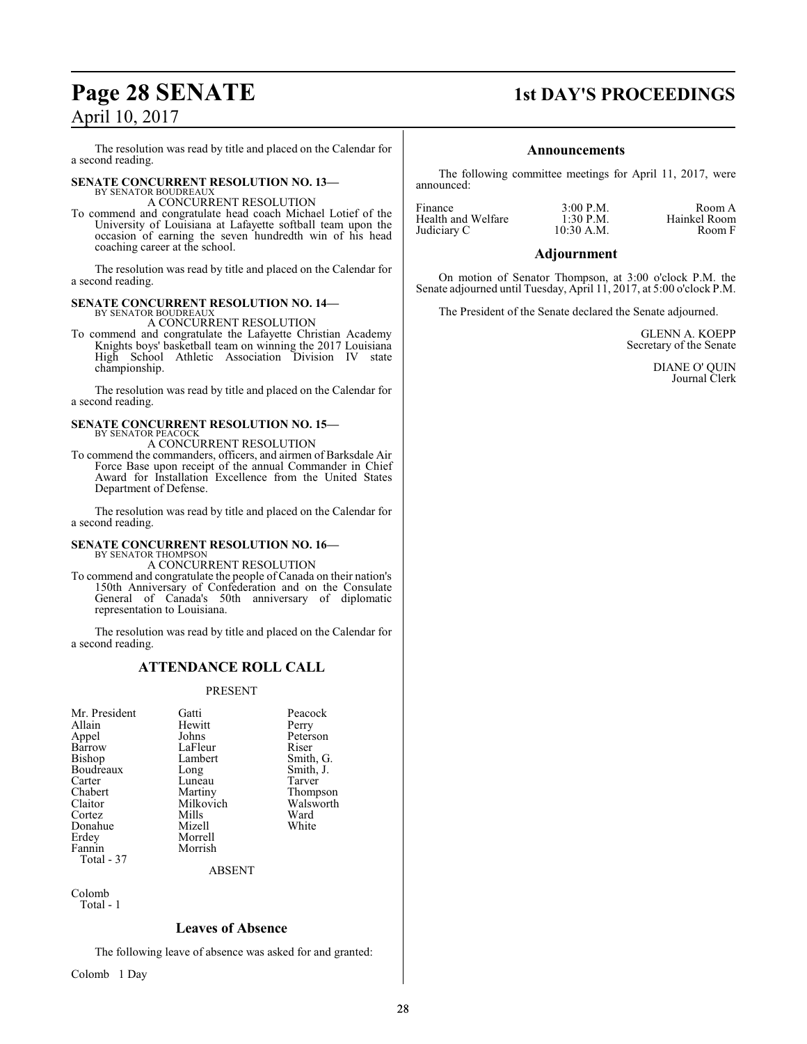The resolution was read by title and placed on the Calendar for a second reading.

**SENATE CONCURRENT RESOLUTION NO. 13—**
BY SENATOR BOUDREAUX
A CONCURRENT RESOLUTION

To commend and congratulate head coach Michael Lotief of the University of Louisiana at Lafayette softball team upon the occasion of earning the seven hundredth win of his head coaching career at the school.

The resolution was read by title and placed on the Calendar for a second reading.

**SENATE CONCURRENT RESOLUTION NO. 14—**
BY SENATOR BOUDREAUX
A CONCURRENT RESOLUTION

To commend and congratulate the Lafayette Christian Academy Knights boys' basketball team on winning the 2017 Louisiana High School Athletic Association Division IV state championship.

The resolution was read by title and placed on the Calendar for a second reading.

**SENATE CONCURRENT RESOLUTION NO. 15—**
BY SENATOR PEACOCK
A CONCURRENT RESOLUTION

To commend the commanders, officers, and airmen of Barksdale Air Force Base upon receipt of the annual Commander in Chief Award for Installation Excellence from the United States Department of Defense.

The resolution was read by title and placed on the Calendar for a second reading.

**SENATE CONCURRENT RESOLUTION NO. 16—**
BY SENATOR THOMPSON
A CONCURRENT RESOLUTION

To commend and congratulate the people of Canada on their nation's 150th Anniversary of Confederation and on the Consulate General of Canada's 50th anniversary of diplomatic representation to Louisiana.

The resolution was read by title and placed on the Calendar for a second reading.

## ATTENDANCE ROLL CALL

PRESENT

| | | |
|---|---|---|
| Mr. President | Gatti | Peacock |
| Allain | Hewitt | Perry |
| Appel | Johns | Peterson |
| Barrow | LaFleur | Riser |
| Bishop | Lambert | Smith, G. |
| Boudreaux | Long | Smith, J. |
| Carter | Luneau | Tarver |
| Chabert | Martiny | Thompson |
| Claitor | Milkovich | Walsworth |
| Cortez | Mills | Ward |
| Donahue | Mizell | White |
| Erdey | Morrell | |
| Fannin | Morrish | |

Total - 37

ABSENT

Colomb
Total - 1

## Leaves of Absence

The following leave of absence was asked for and granted:

Colomb 1 Day

## Announcements

The following committee meetings for April 11, 2017, were announced:

| | | |
|---|---|---|
| Finance | 3:00 P.M. | Room A |
| Health and Welfare | 1:30 P.M. | Hainkel Room |
| Judiciary C | 10:30 A.M. | Room F |

## Adjournment

On motion of Senator Thompson, at 3:00 o'clock P.M. the Senate adjourned until Tuesday, April 11, 2017, at 5:00 o'clock P.M.

The President of the Senate declared the Senate adjourned.

GLENN A. KOEPP
Secretary of the Senate

DIANE O' QUIN
Journal Clerk